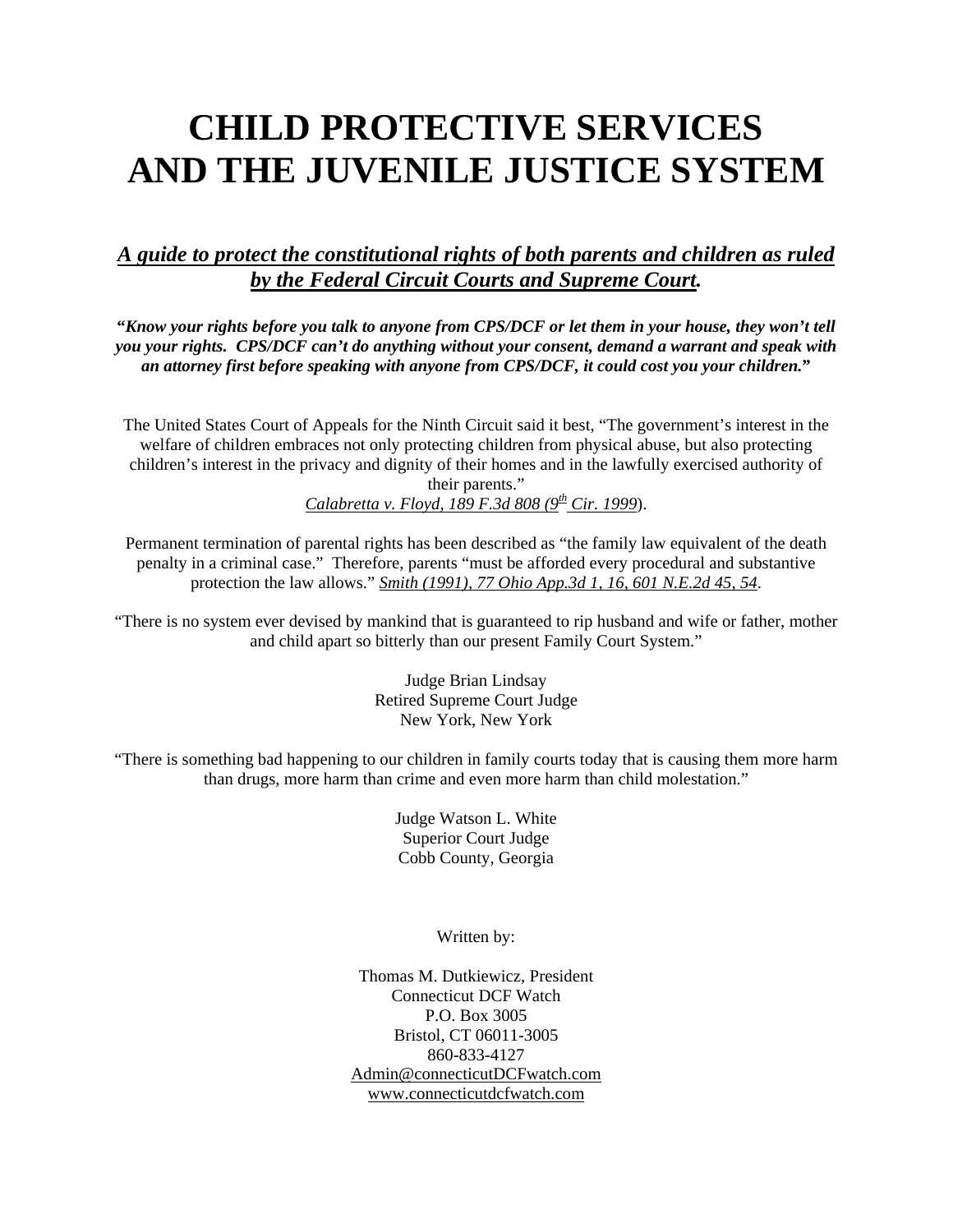# CHILD PROTECTIVE SERVICES AND THE JUVENILE JUSTICE SYSTEM

***A guide to protect the constitutional rights of both parents and children as ruled by the Federal Circuit Courts and Supreme Court.***

***"Know your rights before you talk to anyone from CPS/DCF or let them in your house, they won't tell you your rights. CPS/DCF can't do anything without your consent, demand a warrant and speak with an attorney first before speaking with anyone from CPS/DCF, it could cost you your children."***

The United States Court of Appeals for the Ninth Circuit said it best, "The government's interest in the welfare of children embraces not only protecting children from physical abuse, but also protecting children's interest in the privacy and dignity of their homes and in the lawfully exercised authority of their parents."
*Calabretta v. Floyd, 189 F.3d 808 (9th Cir. 1999)*.

Permanent termination of parental rights has been described as "the family law equivalent of the death penalty in a criminal case." Therefore, parents "must be afforded every procedural and substantive protection the law allows." *Smith (1991), 77 Ohio App.3d 1, 16, 601 N.E.2d 45, 54*.

"There is no system ever devised by mankind that is guaranteed to rip husband and wife or father, mother and child apart so bitterly than our present Family Court System."

Judge Brian Lindsay
Retired Supreme Court Judge
New York, New York

"There is something bad happening to our children in family courts today that is causing them more harm than drugs, more harm than crime and even more harm than child molestation."

Judge Watson L. White
Superior Court Judge
Cobb County, Georgia

Written by:

Thomas M. Dutkiewicz, President
Connecticut DCF Watch
P.O. Box 3005
Bristol, CT 06011-3005
860-833-4127
Admin@connecticutDCFwatch.com
www.connecticutdcfwatch.com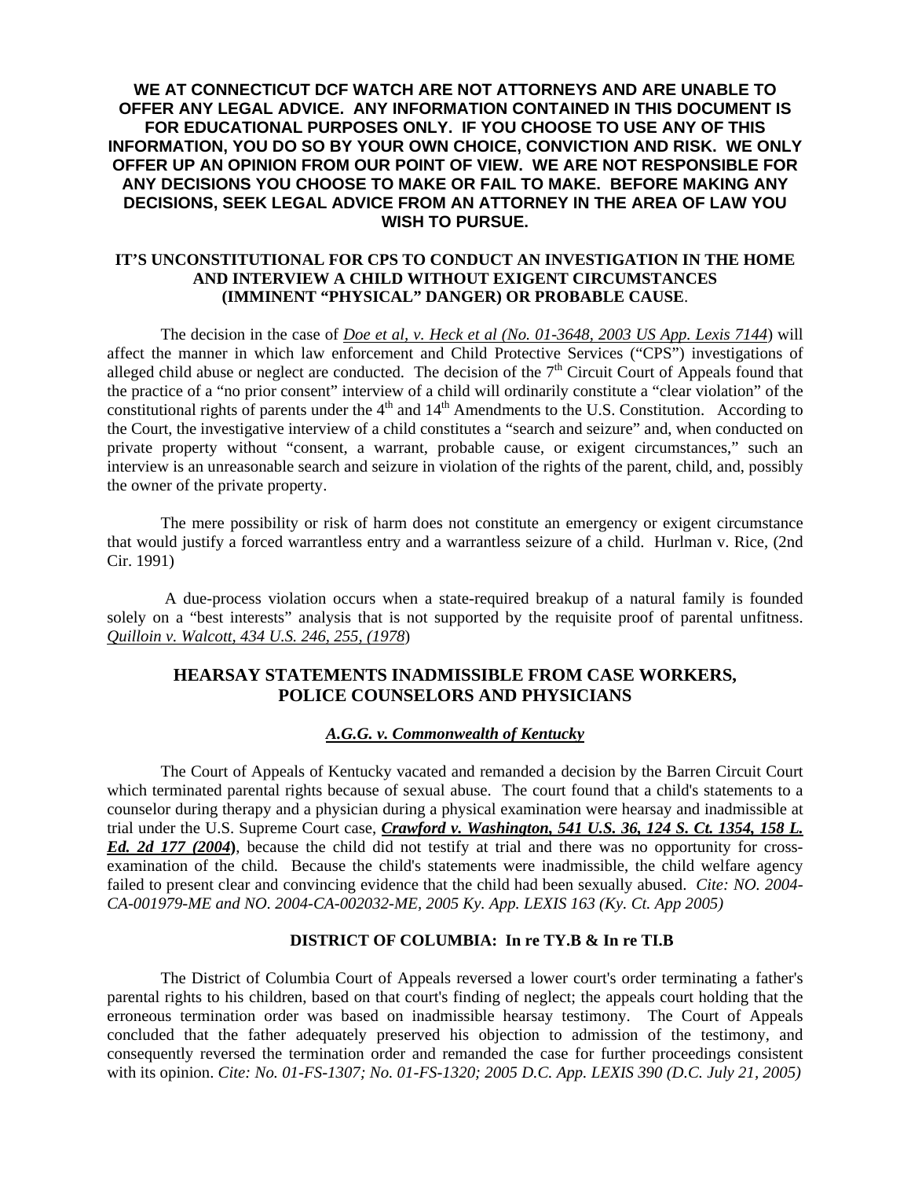**WE AT CONNECTICUT DCF WATCH ARE NOT ATTORNEYS AND ARE UNABLE TO OFFER ANY LEGAL ADVICE. ANY INFORMATION CONTAINED IN THIS DOCUMENT IS FOR EDUCATIONAL PURPOSES ONLY. IF YOU CHOOSE TO USE ANY OF THIS INFORMATION, YOU DO SO BY YOUR OWN CHOICE, CONVICTION AND RISK. WE ONLY OFFER UP AN OPINION FROM OUR POINT OF VIEW. WE ARE NOT RESPONSIBLE FOR ANY DECISIONS YOU CHOOSE TO MAKE OR FAIL TO MAKE. BEFORE MAKING ANY DECISIONS, SEEK LEGAL ADVICE FROM AN ATTORNEY IN THE AREA OF LAW YOU WISH TO PURSUE.**

## IT'S UNCONSTITUTIONAL FOR CPS TO CONDUCT AN INVESTIGATION IN THE HOME AND INTERVIEW A CHILD WITHOUT EXIGENT CIRCUMSTANCES (IMMINENT "PHYSICAL" DANGER) OR PROBABLE CAUSE.

The decision in the case of *Doe et al, v. Heck et al (No. 01-3648, 2003 US App. Lexis 7144*) will affect the manner in which law enforcement and Child Protective Services ("CPS") investigations of alleged child abuse or neglect are conducted. The decision of the 7th Circuit Court of Appeals found that the practice of a "no prior consent" interview of a child will ordinarily constitute a "clear violation" of the constitutional rights of parents under the 4th and 14th Amendments to the U.S. Constitution. According to the Court, the investigative interview of a child constitutes a "search and seizure" and, when conducted on private property without "consent, a warrant, probable cause, or exigent circumstances," such an interview is an unreasonable search and seizure in violation of the rights of the parent, child, and, possibly the owner of the private property.

The mere possibility or risk of harm does not constitute an emergency or exigent circumstance that would justify a forced warrantless entry and a warrantless seizure of a child. Hurlman v. Rice, (2nd Cir. 1991)

A due-process violation occurs when a state-required breakup of a natural family is founded solely on a "best interests" analysis that is not supported by the requisite proof of parental unfitness. *Quilloin v. Walcott, 434 U.S. 246, 255, (1978*)

## HEARSAY STATEMENTS INADMISSIBLE FROM CASE WORKERS, POLICE COUNSELORS AND PHYSICIANS

### *A.G.G. v. Commonwealth of Kentucky*

The Court of Appeals of Kentucky vacated and remanded a decision by the Barren Circuit Court which terminated parental rights because of sexual abuse. The court found that a child's statements to a counselor during therapy and a physician during a physical examination were hearsay and inadmissible at trial under the U.S. Supreme Court case, ***Crawford v. Washington, 541 U.S. 36, 124 S. Ct. 1354, 158 L. Ed. 2d 177 (2004)***, because the child did not testify at trial and there was no opportunity for cross-examination of the child. Because the child's statements were inadmissible, the child welfare agency failed to present clear and convincing evidence that the child had been sexually abused. *Cite: NO. 2004-CA-001979-ME and NO. 2004-CA-002032-ME, 2005 Ky. App. LEXIS 163 (Ky. Ct. App 2005)*

### DISTRICT OF COLUMBIA: In re TY.B & In re TI.B

The District of Columbia Court of Appeals reversed a lower court's order terminating a father's parental rights to his children, based on that court's finding of neglect; the appeals court holding that the erroneous termination order was based on inadmissible hearsay testimony. The Court of Appeals concluded that the father adequately preserved his objection to admission of the testimony, and consequently reversed the termination order and remanded the case for further proceedings consistent with its opinion. *Cite: No. 01-FS-1307; No. 01-FS-1320; 2005 D.C. App. LEXIS 390 (D.C. July 21, 2005)*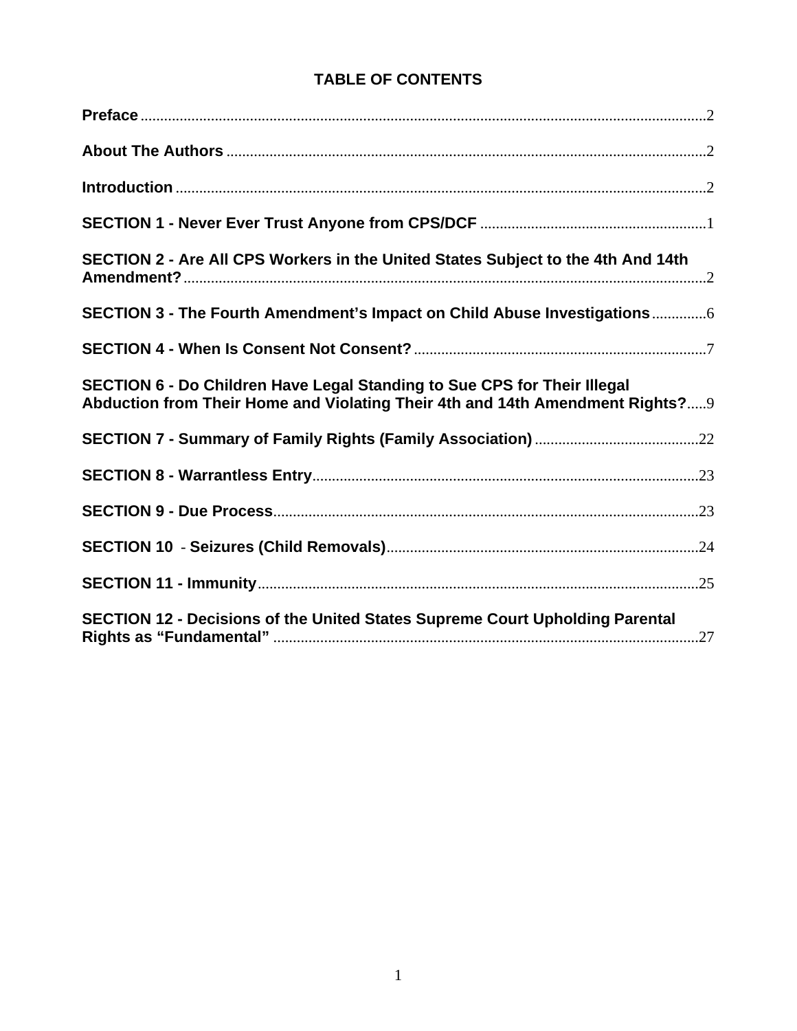# TABLE OF CONTENTS

**Preface** ....................................................................................................................................2

**About The Authors** ..........................................................................................................2

**Introduction** .......................................................................................................................2

**SECTION 1 - Never Ever Trust Anyone from CPS/DCF** ..........................................................1

**SECTION 2 - Are All CPS Workers in the United States Subject to the 4th And 14th Amendment?**.......................................................................................................................2

**SECTION 3 - The Fourth Amendment's Impact on Child Abuse Investigations**..............6

**SECTION 4 - When Is Consent Not Consent?**...........................................................................7

**SECTION 6 - Do Children Have Legal Standing to Sue CPS for Their Illegal Abduction from Their Home and Violating Their 4th and 14th Amendment Rights?**.....9

**SECTION 7 - Summary of Family Rights (Family Association)**..........................................22

**SECTION 8 - Warrantless Entry**..................................................................................................23

**SECTION 9 - Due Process**............................................................................................................23

**SECTION 10 - Seizures (Child Removals)**................................................................................24

**SECTION 11 - Immunity**.................................................................................................................25

**SECTION 12 - Decisions of the United States Supreme Court Upholding Parental Rights as "Fundamental"** .............................................................................................................27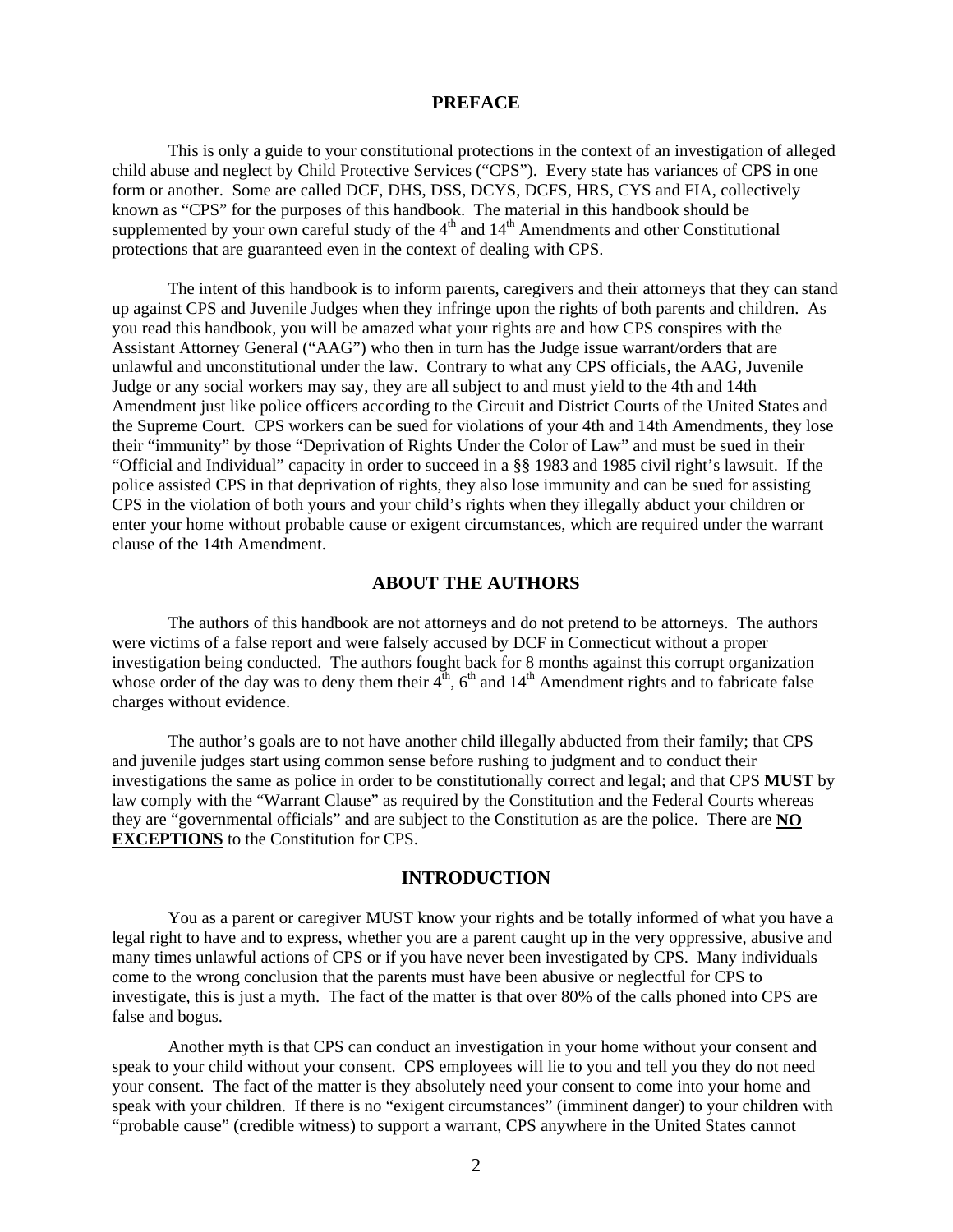## PREFACE

This is only a guide to your constitutional protections in the context of an investigation of alleged child abuse and neglect by Child Protective Services ("CPS"). Every state has variances of CPS in one form or another. Some are called DCF, DHS, DSS, DCYS, DCFS, HRS, CYS and FIA, collectively known as "CPS" for the purposes of this handbook. The material in this handbook should be supplemented by your own careful study of the 4th and 14th Amendments and other Constitutional protections that are guaranteed even in the context of dealing with CPS.

The intent of this handbook is to inform parents, caregivers and their attorneys that they can stand up against CPS and Juvenile Judges when they infringe upon the rights of both parents and children. As you read this handbook, you will be amazed what your rights are and how CPS conspires with the Assistant Attorney General ("AAG") who then in turn has the Judge issue warrant/orders that are unlawful and unconstitutional under the law. Contrary to what any CPS officials, the AAG, Juvenile Judge or any social workers may say, they are all subject to and must yield to the 4th and 14th Amendment just like police officers according to the Circuit and District Courts of the United States and the Supreme Court. CPS workers can be sued for violations of your 4th and 14th Amendments, they lose their "immunity" by those "Deprivation of Rights Under the Color of Law" and must be sued in their "Official and Individual" capacity in order to succeed in a §§ 1983 and 1985 civil right's lawsuit. If the police assisted CPS in that deprivation of rights, they also lose immunity and can be sued for assisting CPS in the violation of both yours and your child's rights when they illegally abduct your children or enter your home without probable cause or exigent circumstances, which are required under the warrant clause of the 14th Amendment.

## ABOUT THE AUTHORS

The authors of this handbook are not attorneys and do not pretend to be attorneys. The authors were victims of a false report and were falsely accused by DCF in Connecticut without a proper investigation being conducted. The authors fought back for 8 months against this corrupt organization whose order of the day was to deny them their 4th, 6th and 14th Amendment rights and to fabricate false charges without evidence.

The author's goals are to not have another child illegally abducted from their family; that CPS and juvenile judges start using common sense before rushing to judgment and to conduct their investigations the same as police in order to be constitutionally correct and legal; and that CPS **MUST** by law comply with the "Warrant Clause" as required by the Constitution and the Federal Courts whereas they are "governmental officials" and are subject to the Constitution as are the police. There are **NO EXCEPTIONS** to the Constitution for CPS.

## INTRODUCTION

You as a parent or caregiver MUST know your rights and be totally informed of what you have a legal right to have and to express, whether you are a parent caught up in the very oppressive, abusive and many times unlawful actions of CPS or if you have never been investigated by CPS. Many individuals come to the wrong conclusion that the parents must have been abusive or neglectful for CPS to investigate, this is just a myth. The fact of the matter is that over 80% of the calls phoned into CPS are false and bogus.

Another myth is that CPS can conduct an investigation in your home without your consent and speak to your child without your consent. CPS employees will lie to you and tell you they do not need your consent. The fact of the matter is they absolutely need your consent to come into your home and speak with your children. If there is no "exigent circumstances" (imminent danger) to your children with "probable cause" (credible witness) to support a warrant, CPS anywhere in the United States cannot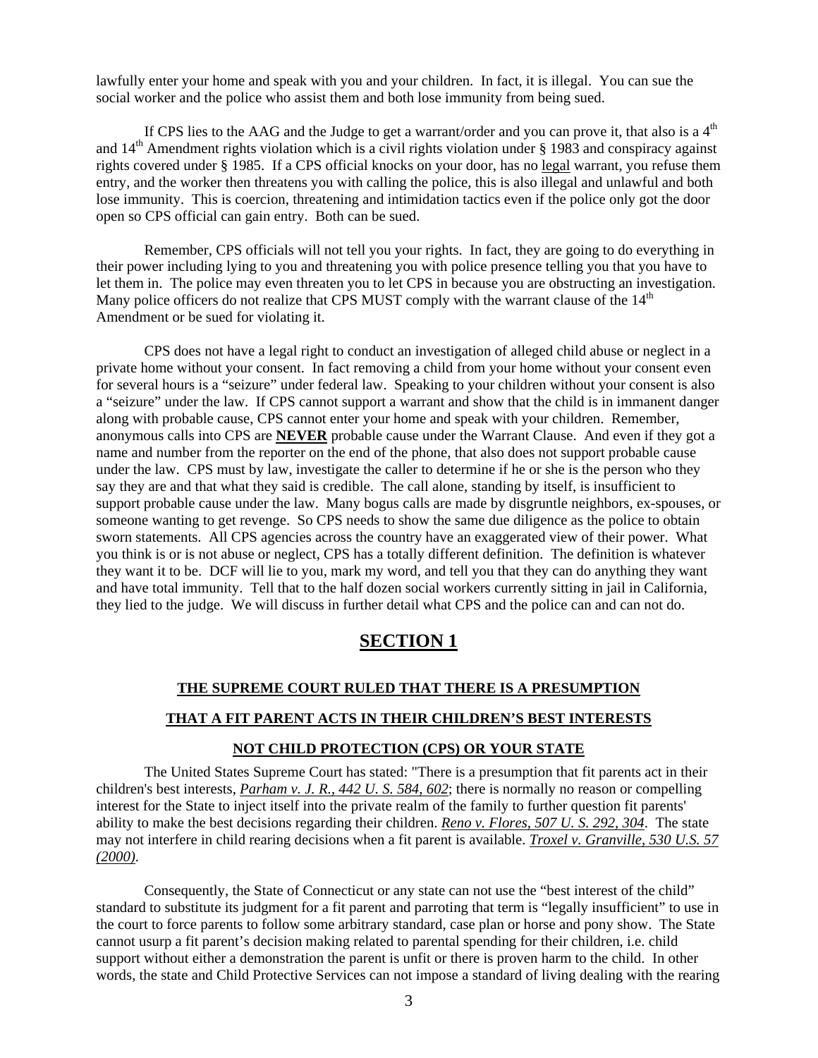lawfully enter your home and speak with you and your children. In fact, it is illegal. You can sue the social worker and the police who assist them and both lose immunity from being sued.

If CPS lies to the AAG and the Judge to get a warrant/order and you can prove it, that also is a 4th and 14th Amendment rights violation which is a civil rights violation under § 1983 and conspiracy against rights covered under § 1985. If a CPS official knocks on your door, has no legal warrant, you refuse them entry, and the worker then threatens you with calling the police, this is also illegal and unlawful and both lose immunity. This is coercion, threatening and intimidation tactics even if the police only got the door open so CPS official can gain entry. Both can be sued.

Remember, CPS officials will not tell you your rights. In fact, they are going to do everything in their power including lying to you and threatening you with police presence telling you that you have to let them in. The police may even threaten you to let CPS in because you are obstructing an investigation. Many police officers do not realize that CPS MUST comply with the warrant clause of the 14th Amendment or be sued for violating it.

CPS does not have a legal right to conduct an investigation of alleged child abuse or neglect in a private home without your consent. In fact removing a child from your home without your consent even for several hours is a "seizure" under federal law. Speaking to your children without your consent is also a "seizure" under the law. If CPS cannot support a warrant and show that the child is in immanent danger along with probable cause, CPS cannot enter your home and speak with your children. Remember, anonymous calls into CPS are **NEVER** probable cause under the Warrant Clause. And even if they got a name and number from the reporter on the end of the phone, that also does not support probable cause under the law. CPS must by law, investigate the caller to determine if he or she is the person who they say they are and that what they said is credible. The call alone, standing by itself, is insufficient to support probable cause under the law. Many bogus calls are made by disgruntle neighbors, ex-spouses, or someone wanting to get revenge. So CPS needs to show the same due diligence as the police to obtain sworn statements. All CPS agencies across the country have an exaggerated view of their power. What you think is or is not abuse or neglect, CPS has a totally different definition. The definition is whatever they want it to be. DCF will lie to you, mark my word, and tell you that they can do anything they want and have total immunity. Tell that to the half dozen social workers currently sitting in jail in California, they lied to the judge. We will discuss in further detail what CPS and the police can and can not do.

# SECTION 1

## THE SUPREME COURT RULED THAT THERE IS A PRESUMPTION THAT A FIT PARENT ACTS IN THEIR CHILDREN'S BEST INTERESTS NOT CHILD PROTECTION (CPS) OR YOUR STATE

The United States Supreme Court has stated: "There is a presumption that fit parents act in their children's best interests, *Parham v. J. R., 442 U. S. 584, 602*; there is normally no reason or compelling interest for the State to inject itself into the private realm of the family to further question fit parents' ability to make the best decisions regarding their children. *Reno v. Flores, 507 U. S. 292, 304*. The state may not interfere in child rearing decisions when a fit parent is available. *Troxel v. Granville, 530 U.S. 57 (2000)*.

Consequently, the State of Connecticut or any state can not use the "best interest of the child" standard to substitute its judgment for a fit parent and parroting that term is "legally insufficient" to use in the court to force parents to follow some arbitrary standard, case plan or horse and pony show. The State cannot usurp a fit parent's decision making related to parental spending for their children, i.e. child support without either a demonstration the parent is unfit or there is proven harm to the child. In other words, the state and Child Protective Services can not impose a standard of living dealing with the rearing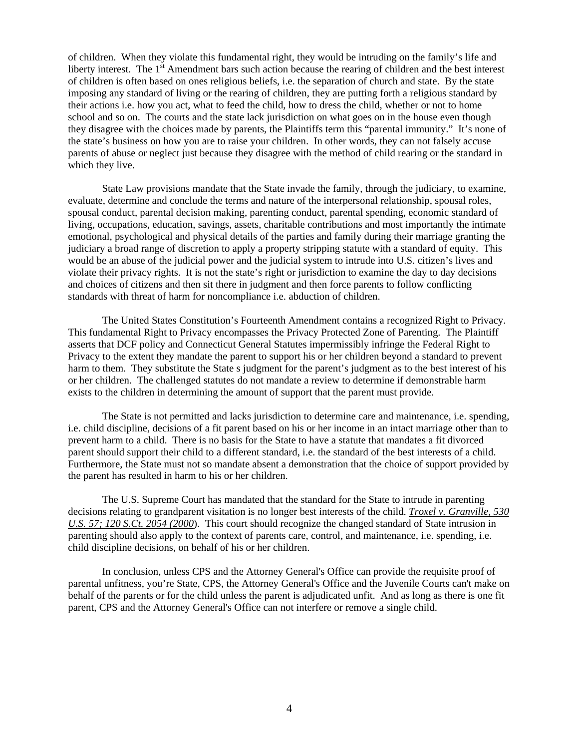of children. When they violate this fundamental right, they would be intruding on the family's life and liberty interest. The 1st Amendment bars such action because the rearing of children and the best interest of children is often based on ones religious beliefs, i.e. the separation of church and state. By the state imposing any standard of living or the rearing of children, they are putting forth a religious standard by their actions i.e. how you act, what to feed the child, how to dress the child, whether or not to home school and so on. The courts and the state lack jurisdiction on what goes on in the house even though they disagree with the choices made by parents, the Plaintiffs term this "parental immunity." It's none of the state's business on how you are to raise your children. In other words, they can not falsely accuse parents of abuse or neglect just because they disagree with the method of child rearing or the standard in which they live.

State Law provisions mandate that the State invade the family, through the judiciary, to examine, evaluate, determine and conclude the terms and nature of the interpersonal relationship, spousal roles, spousal conduct, parental decision making, parenting conduct, parental spending, economic standard of living, occupations, education, savings, assets, charitable contributions and most importantly the intimate emotional, psychological and physical details of the parties and family during their marriage granting the judiciary a broad range of discretion to apply a property stripping statute with a standard of equity. This would be an abuse of the judicial power and the judicial system to intrude into U.S. citizen's lives and violate their privacy rights. It is not the state's right or jurisdiction to examine the day to day decisions and choices of citizens and then sit there in judgment and then force parents to follow conflicting standards with threat of harm for noncompliance i.e. abduction of children.

The United States Constitution's Fourteenth Amendment contains a recognized Right to Privacy. This fundamental Right to Privacy encompasses the Privacy Protected Zone of Parenting. The Plaintiff asserts that DCF policy and Connecticut General Statutes impermissibly infringe the Federal Right to Privacy to the extent they mandate the parent to support his or her children beyond a standard to prevent harm to them. They substitute the State s judgment for the parent's judgment as to the best interest of his or her children. The challenged statutes do not mandate a review to determine if demonstrable harm exists to the children in determining the amount of support that the parent must provide.

The State is not permitted and lacks jurisdiction to determine care and maintenance, i.e. spending, i.e. child discipline, decisions of a fit parent based on his or her income in an intact marriage other than to prevent harm to a child. There is no basis for the State to have a statute that mandates a fit divorced parent should support their child to a different standard, i.e. the standard of the best interests of a child. Furthermore, the State must not so mandate absent a demonstration that the choice of support provided by the parent has resulted in harm to his or her children.

The U.S. Supreme Court has mandated that the standard for the State to intrude in parenting decisions relating to grandparent visitation is no longer best interests of the child. ***Troxel v. Granville, 530 U.S. 57; 120 S.Ct. 2054 (2000***). This court should recognize the changed standard of State intrusion in parenting should also apply to the context of parents care, control, and maintenance, i.e. spending, i.e. child discipline decisions, on behalf of his or her children.

In conclusion, unless CPS and the Attorney General's Office can provide the requisite proof of parental unfitness, you're State, CPS, the Attorney General's Office and the Juvenile Courts can't make on behalf of the parents or for the child unless the parent is adjudicated unfit. And as long as there is one fit parent, CPS and the Attorney General's Office can not interfere or remove a single child.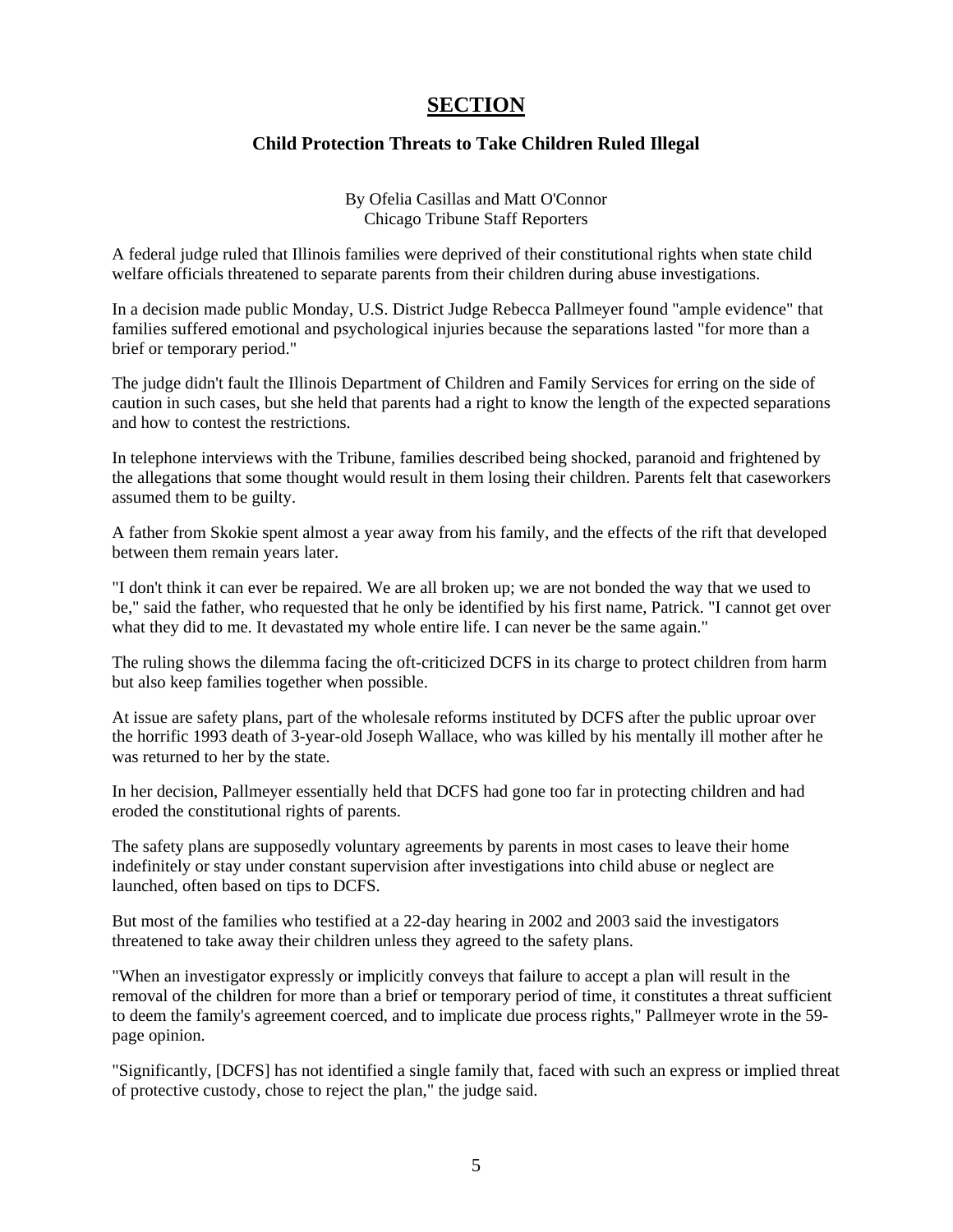## SECTION

### Child Protection Threats to Take Children Ruled Illegal

By Ofelia Casillas and Matt O'Connor
Chicago Tribune Staff Reporters

A federal judge ruled that Illinois families were deprived of their constitutional rights when state child welfare officials threatened to separate parents from their children during abuse investigations.

In a decision made public Monday, U.S. District Judge Rebecca Pallmeyer found "ample evidence" that families suffered emotional and psychological injuries because the separations lasted "for more than a brief or temporary period."

The judge didn't fault the Illinois Department of Children and Family Services for erring on the side of caution in such cases, but she held that parents had a right to know the length of the expected separations and how to contest the restrictions.

In telephone interviews with the Tribune, families described being shocked, paranoid and frightened by the allegations that some thought would result in them losing their children. Parents felt that caseworkers assumed them to be guilty.

A father from Skokie spent almost a year away from his family, and the effects of the rift that developed between them remain years later.

"I don't think it can ever be repaired. We are all broken up; we are not bonded the way that we used to be," said the father, who requested that he only be identified by his first name, Patrick. "I cannot get over what they did to me. It devastated my whole entire life. I can never be the same again."

The ruling shows the dilemma facing the oft-criticized DCFS in its charge to protect children from harm but also keep families together when possible.

At issue are safety plans, part of the wholesale reforms instituted by DCFS after the public uproar over the horrific 1993 death of 3-year-old Joseph Wallace, who was killed by his mentally ill mother after he was returned to her by the state.

In her decision, Pallmeyer essentially held that DCFS had gone too far in protecting children and had eroded the constitutional rights of parents.

The safety plans are supposedly voluntary agreements by parents in most cases to leave their home indefinitely or stay under constant supervision after investigations into child abuse or neglect are launched, often based on tips to DCFS.

But most of the families who testified at a 22-day hearing in 2002 and 2003 said the investigators threatened to take away their children unless they agreed to the safety plans.

"When an investigator expressly or implicitly conveys that failure to accept a plan will result in the removal of the children for more than a brief or temporary period of time, it constitutes a threat sufficient to deem the family's agreement coerced, and to implicate due process rights," Pallmeyer wrote in the 59-page opinion.

"Significantly, [DCFS] has not identified a single family that, faced with such an express or implied threat of protective custody, chose to reject the plan," the judge said.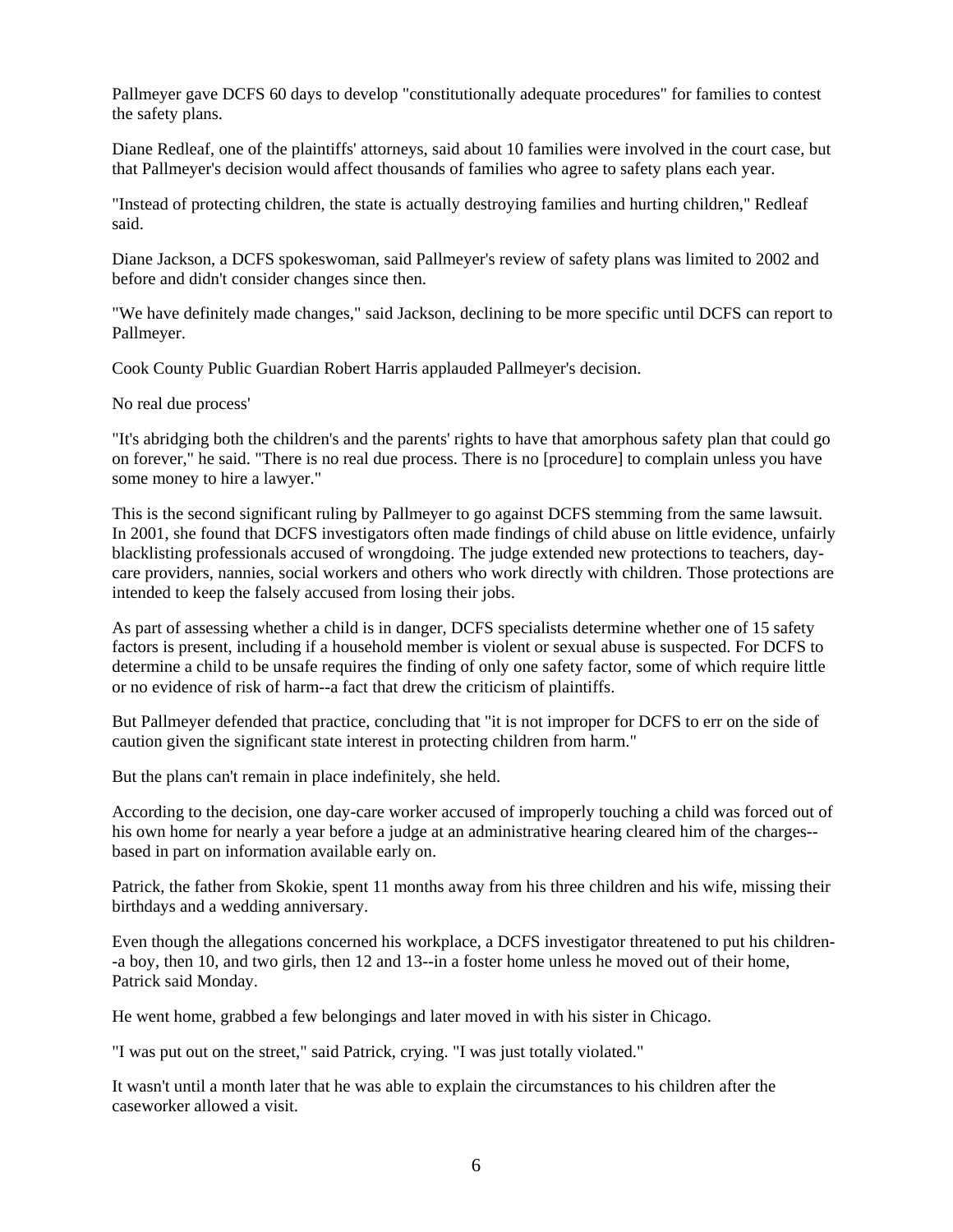Pallmeyer gave DCFS 60 days to develop "constitutionally adequate procedures" for families to contest the safety plans.

Diane Redleaf, one of the plaintiffs' attorneys, said about 10 families were involved in the court case, but that Pallmeyer's decision would affect thousands of families who agree to safety plans each year.

"Instead of protecting children, the state is actually destroying families and hurting children," Redleaf said.

Diane Jackson, a DCFS spokeswoman, said Pallmeyer's review of safety plans was limited to 2002 and before and didn't consider changes since then.

"We have definitely made changes," said Jackson, declining to be more specific until DCFS can report to Pallmeyer.

Cook County Public Guardian Robert Harris applauded Pallmeyer's decision.

No real due process'

"It's abridging both the children's and the parents' rights to have that amorphous safety plan that could go on forever," he said. "There is no real due process. There is no [procedure] to complain unless you have some money to hire a lawyer."

This is the second significant ruling by Pallmeyer to go against DCFS stemming from the same lawsuit. In 2001, she found that DCFS investigators often made findings of child abuse on little evidence, unfairly blacklisting professionals accused of wrongdoing. The judge extended new protections to teachers, day-care providers, nannies, social workers and others who work directly with children. Those protections are intended to keep the falsely accused from losing their jobs.

As part of assessing whether a child is in danger, DCFS specialists determine whether one of 15 safety factors is present, including if a household member is violent or sexual abuse is suspected. For DCFS to determine a child to be unsafe requires the finding of only one safety factor, some of which require little or no evidence of risk of harm--a fact that drew the criticism of plaintiffs.

But Pallmeyer defended that practice, concluding that "it is not improper for DCFS to err on the side of caution given the significant state interest in protecting children from harm."

But the plans can't remain in place indefinitely, she held.

According to the decision, one day-care worker accused of improperly touching a child was forced out of his own home for nearly a year before a judge at an administrative hearing cleared him of the charges--based in part on information available early on.

Patrick, the father from Skokie, spent 11 months away from his three children and his wife, missing their birthdays and a wedding anniversary.

Even though the allegations concerned his workplace, a DCFS investigator threatened to put his children--a boy, then 10, and two girls, then 12 and 13--in a foster home unless he moved out of their home, Patrick said Monday.

He went home, grabbed a few belongings and later moved in with his sister in Chicago.

"I was put out on the street," said Patrick, crying. "I was just totally violated."

It wasn't until a month later that he was able to explain the circumstances to his children after the caseworker allowed a visit.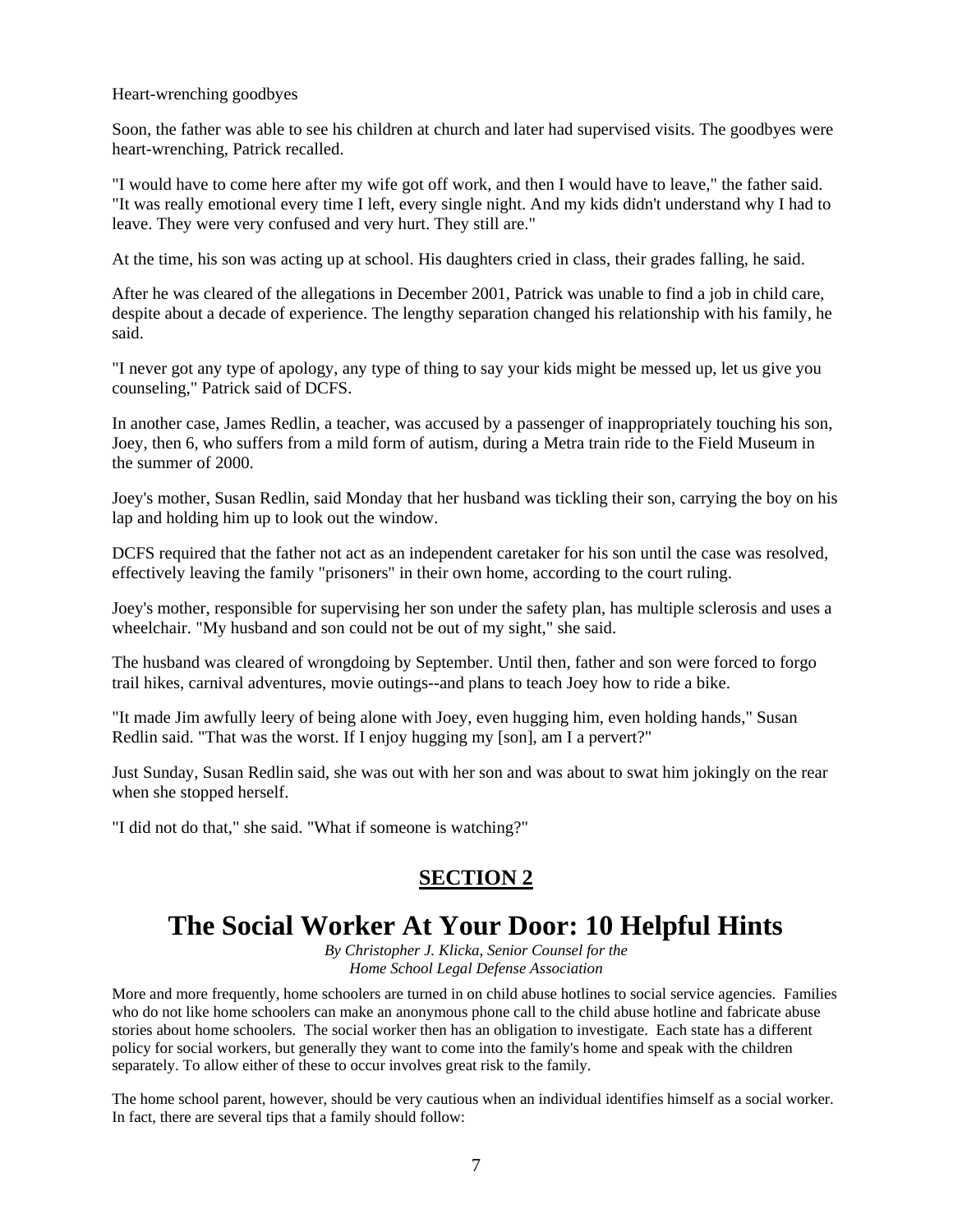Heart-wrenching goodbyes

Soon, the father was able to see his children at church and later had supervised visits. The goodbyes were heart-wrenching, Patrick recalled.

"I would have to come here after my wife got off work, and then I would have to leave," the father said. "It was really emotional every time I left, every single night. And my kids didn't understand why I had to leave. They were very confused and very hurt. They still are."

At the time, his son was acting up at school. His daughters cried in class, their grades falling, he said.

After he was cleared of the allegations in December 2001, Patrick was unable to find a job in child care, despite about a decade of experience. The lengthy separation changed his relationship with his family, he said.

"I never got any type of apology, any type of thing to say your kids might be messed up, let us give you counseling," Patrick said of DCFS.

In another case, James Redlin, a teacher, was accused by a passenger of inappropriately touching his son, Joey, then 6, who suffers from a mild form of autism, during a Metra train ride to the Field Museum in the summer of 2000.

Joey's mother, Susan Redlin, said Monday that her husband was tickling their son, carrying the boy on his lap and holding him up to look out the window.

DCFS required that the father not act as an independent caretaker for his son until the case was resolved, effectively leaving the family "prisoners" in their own home, according to the court ruling.

Joey's mother, responsible for supervising her son under the safety plan, has multiple sclerosis and uses a wheelchair. "My husband and son could not be out of my sight," she said.

The husband was cleared of wrongdoing by September. Until then, father and son were forced to forgo trail hikes, carnival adventures, movie outings--and plans to teach Joey how to ride a bike.

"It made Jim awfully leery of being alone with Joey, even hugging him, even holding hands," Susan Redlin said. "That was the worst. If I enjoy hugging my [son], am I a pervert?"

Just Sunday, Susan Redlin said, she was out with her son and was about to swat him jokingly on the rear when she stopped herself.

"I did not do that," she said. "What if someone is watching?"

## SECTION 2

# The Social Worker At Your Door: 10 Helpful Hints

*By Christopher J. Klicka, Senior Counsel for the Home School Legal Defense Association*

More and more frequently, home schoolers are turned in on child abuse hotlines to social service agencies. Families who do not like home schoolers can make an anonymous phone call to the child abuse hotline and fabricate abuse stories about home schoolers. The social worker then has an obligation to investigate. Each state has a different policy for social workers, but generally they want to come into the family's home and speak with the children separately. To allow either of these to occur involves great risk to the family.

The home school parent, however, should be very cautious when an individual identifies himself as a social worker. In fact, there are several tips that a family should follow: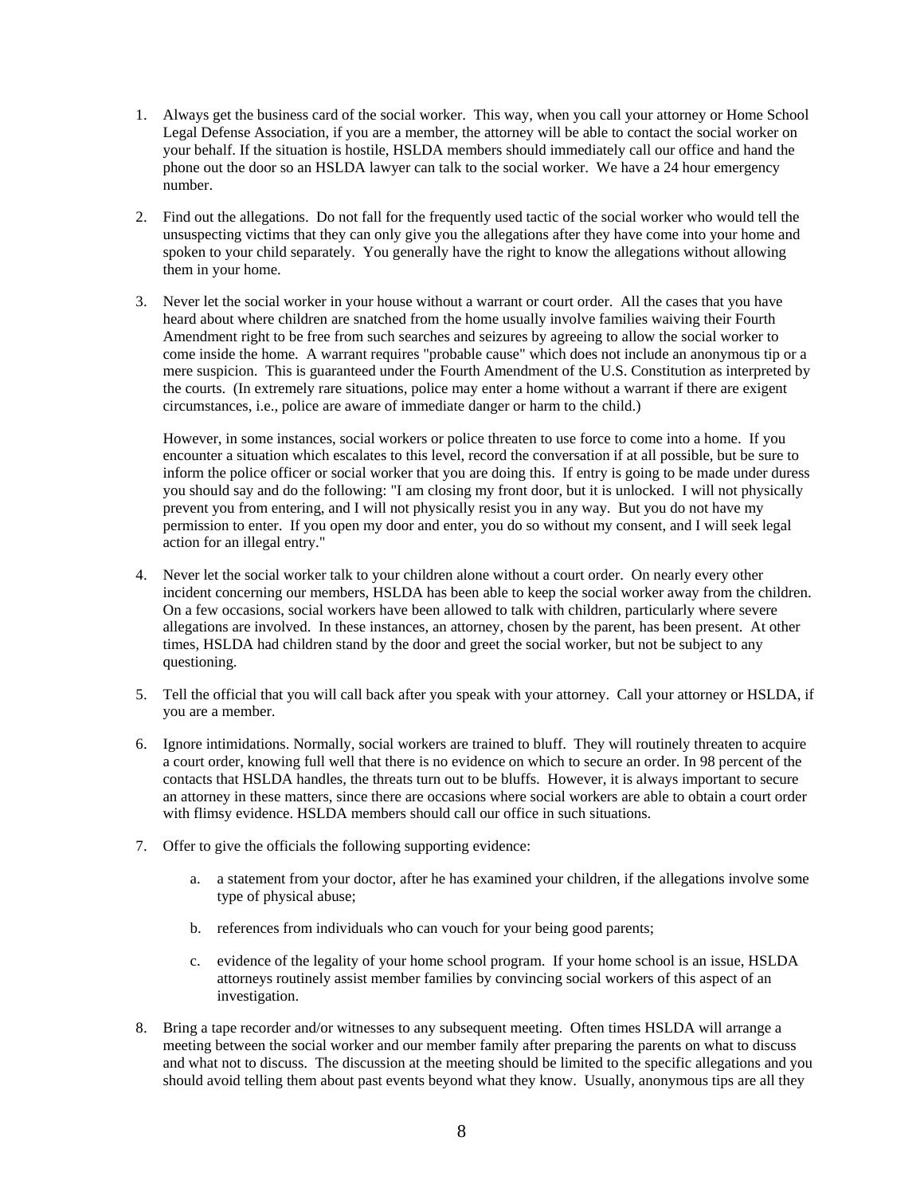1. Always get the business card of the social worker. This way, when you call your attorney or Home School Legal Defense Association, if you are a member, the attorney will be able to contact the social worker on your behalf. If the situation is hostile, HSLDA members should immediately call our office and hand the phone out the door so an HSLDA lawyer can talk to the social worker. We have a 24 hour emergency number.

2. Find out the allegations. Do not fall for the frequently used tactic of the social worker who would tell the unsuspecting victims that they can only give you the allegations after they have come into your home and spoken to your child separately. You generally have the right to know the allegations without allowing them in your home.

3. Never let the social worker in your house without a warrant or court order. All the cases that you have heard about where children are snatched from the home usually involve families waiving their Fourth Amendment right to be free from such searches and seizures by agreeing to allow the social worker to come inside the home. A warrant requires "probable cause" which does not include an anonymous tip or a mere suspicion. This is guaranteed under the Fourth Amendment of the U.S. Constitution as interpreted by the courts. (In extremely rare situations, police may enter a home without a warrant if there are exigent circumstances, i.e., police are aware of immediate danger or harm to the child.)

   However, in some instances, social workers or police threaten to use force to come into a home. If you encounter a situation which escalates to this level, record the conversation if at all possible, but be sure to inform the police officer or social worker that you are doing this. If entry is going to be made under duress you should say and do the following: "I am closing my front door, but it is unlocked. I will not physically prevent you from entering, and I will not physically resist you in any way. But you do not have my permission to enter. If you open my door and enter, you do so without my consent, and I will seek legal action for an illegal entry."

4. Never let the social worker talk to your children alone without a court order. On nearly every other incident concerning our members, HSLDA has been able to keep the social worker away from the children. On a few occasions, social workers have been allowed to talk with children, particularly where severe allegations are involved. In these instances, an attorney, chosen by the parent, has been present. At other times, HSLDA had children stand by the door and greet the social worker, but not be subject to any questioning.

5. Tell the official that you will call back after you speak with your attorney. Call your attorney or HSLDA, if you are a member.

6. Ignore intimidations. Normally, social workers are trained to bluff. They will routinely threaten to acquire a court order, knowing full well that there is no evidence on which to secure an order. In 98 percent of the contacts that HSLDA handles, the threats turn out to be bluffs. However, it is always important to secure an attorney in these matters, since there are occasions where social workers are able to obtain a court order with flimsy evidence. HSLDA members should call our office in such situations.

7. Offer to give the officials the following supporting evidence:

   a. a statement from your doctor, after he has examined your children, if the allegations involve some type of physical abuse;

   b. references from individuals who can vouch for your being good parents;

   c. evidence of the legality of your home school program. If your home school is an issue, HSLDA attorneys routinely assist member families by convincing social workers of this aspect of an investigation.

8. Bring a tape recorder and/or witnesses to any subsequent meeting. Often times HSLDA will arrange a meeting between the social worker and our member family after preparing the parents on what to discuss and what not to discuss. The discussion at the meeting should be limited to the specific allegations and you should avoid telling them about past events beyond what they know. Usually, anonymous tips are all they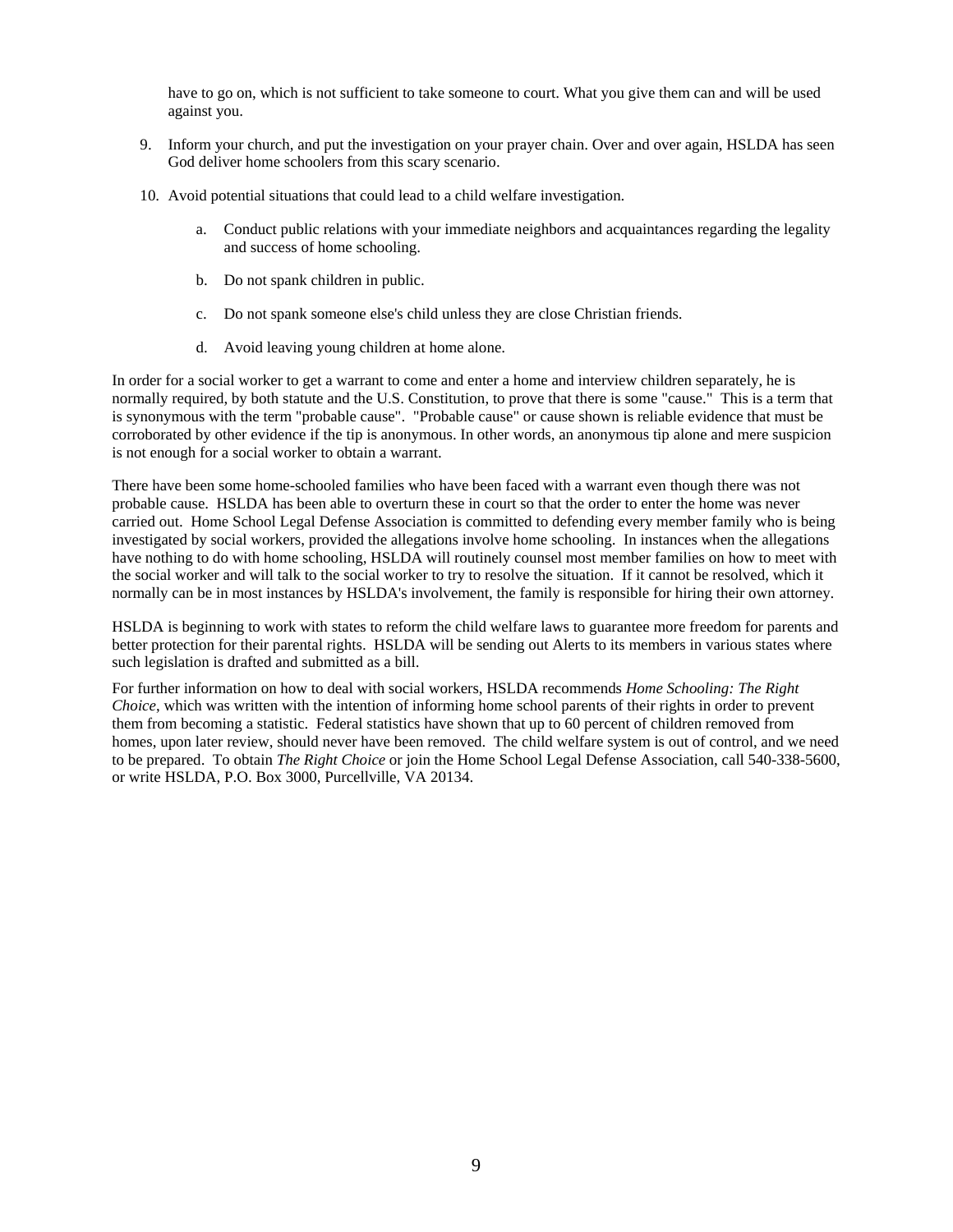have to go on, which is not sufficient to take someone to court. What you give them can and will be used against you.

9. Inform your church, and put the investigation on your prayer chain. Over and over again, HSLDA has seen God deliver home schoolers from this scary scenario.

10. Avoid potential situations that could lead to a child welfare investigation.

    a. Conduct public relations with your immediate neighbors and acquaintances regarding the legality and success of home schooling.

    b. Do not spank children in public.

    c. Do not spank someone else's child unless they are close Christian friends.

    d. Avoid leaving young children at home alone.

In order for a social worker to get a warrant to come and enter a home and interview children separately, he is normally required, by both statute and the U.S. Constitution, to prove that there is some "cause." This is a term that is synonymous with the term "probable cause". "Probable cause" or cause shown is reliable evidence that must be corroborated by other evidence if the tip is anonymous. In other words, an anonymous tip alone and mere suspicion is not enough for a social worker to obtain a warrant.

There have been some home-schooled families who have been faced with a warrant even though there was not probable cause. HSLDA has been able to overturn these in court so that the order to enter the home was never carried out. Home School Legal Defense Association is committed to defending every member family who is being investigated by social workers, provided the allegations involve home schooling. In instances when the allegations have nothing to do with home schooling, HSLDA will routinely counsel most member families on how to meet with the social worker and will talk to the social worker to try to resolve the situation. If it cannot be resolved, which it normally can be in most instances by HSLDA's involvement, the family is responsible for hiring their own attorney.

HSLDA is beginning to work with states to reform the child welfare laws to guarantee more freedom for parents and better protection for their parental rights. HSLDA will be sending out Alerts to its members in various states where such legislation is drafted and submitted as a bill.

For further information on how to deal with social workers, HSLDA recommends *Home Schooling: The Right Choice*, which was written with the intention of informing home school parents of their rights in order to prevent them from becoming a statistic. Federal statistics have shown that up to 60 percent of children removed from homes, upon later review, should never have been removed. The child welfare system is out of control, and we need to be prepared. To obtain *The Right Choice* or join the Home School Legal Defense Association, call 540-338-5600, or write HSLDA, P.O. Box 3000, Purcellville, VA 20134.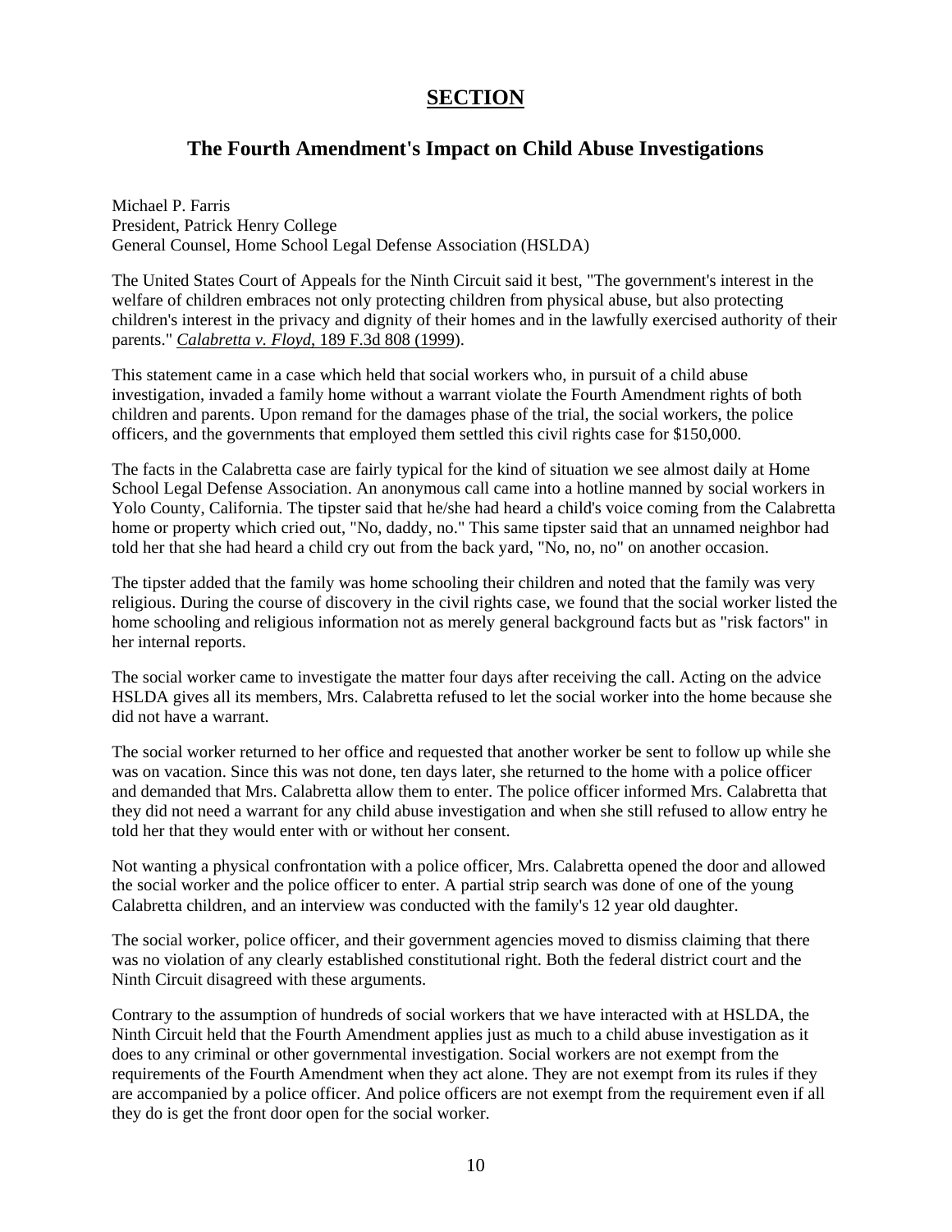# SECTION

## The Fourth Amendment's Impact on Child Abuse Investigations

Michael P. Farris
President, Patrick Henry College
General Counsel, Home School Legal Defense Association (HSLDA)

The United States Court of Appeals for the Ninth Circuit said it best, "The government's interest in the welfare of children embraces not only protecting children from physical abuse, but also protecting children's interest in the privacy and dignity of their homes and in the lawfully exercised authority of their parents." *Calabretta v. Floyd*, 189 F.3d 808 (1999).

This statement came in a case which held that social workers who, in pursuit of a child abuse investigation, invaded a family home without a warrant violate the Fourth Amendment rights of both children and parents. Upon remand for the damages phase of the trial, the social workers, the police officers, and the governments that employed them settled this civil rights case for $150,000.

The facts in the Calabretta case are fairly typical for the kind of situation we see almost daily at Home School Legal Defense Association. An anonymous call came into a hotline manned by social workers in Yolo County, California. The tipster said that he/she had heard a child's voice coming from the Calabretta home or property which cried out, "No, daddy, no." This same tipster said that an unnamed neighbor had told her that she had heard a child cry out from the back yard, "No, no, no" on another occasion.

The tipster added that the family was home schooling their children and noted that the family was very religious. During the course of discovery in the civil rights case, we found that the social worker listed the home schooling and religious information not as merely general background facts but as "risk factors" in her internal reports.

The social worker came to investigate the matter four days after receiving the call. Acting on the advice HSLDA gives all its members, Mrs. Calabretta refused to let the social worker into the home because she did not have a warrant.

The social worker returned to her office and requested that another worker be sent to follow up while she was on vacation. Since this was not done, ten days later, she returned to the home with a police officer and demanded that Mrs. Calabretta allow them to enter. The police officer informed Mrs. Calabretta that they did not need a warrant for any child abuse investigation and when she still refused to allow entry he told her that they would enter with or without her consent.

Not wanting a physical confrontation with a police officer, Mrs. Calabretta opened the door and allowed the social worker and the police officer to enter. A partial strip search was done of one of the young Calabretta children, and an interview was conducted with the family's 12 year old daughter.

The social worker, police officer, and their government agencies moved to dismiss claiming that there was no violation of any clearly established constitutional right. Both the federal district court and the Ninth Circuit disagreed with these arguments.

Contrary to the assumption of hundreds of social workers that we have interacted with at HSLDA, the Ninth Circuit held that the Fourth Amendment applies just as much to a child abuse investigation as it does to any criminal or other governmental investigation. Social workers are not exempt from the requirements of the Fourth Amendment when they act alone. They are not exempt from its rules if they are accompanied by a police officer. And police officers are not exempt from the requirement even if all they do is get the front door open for the social worker.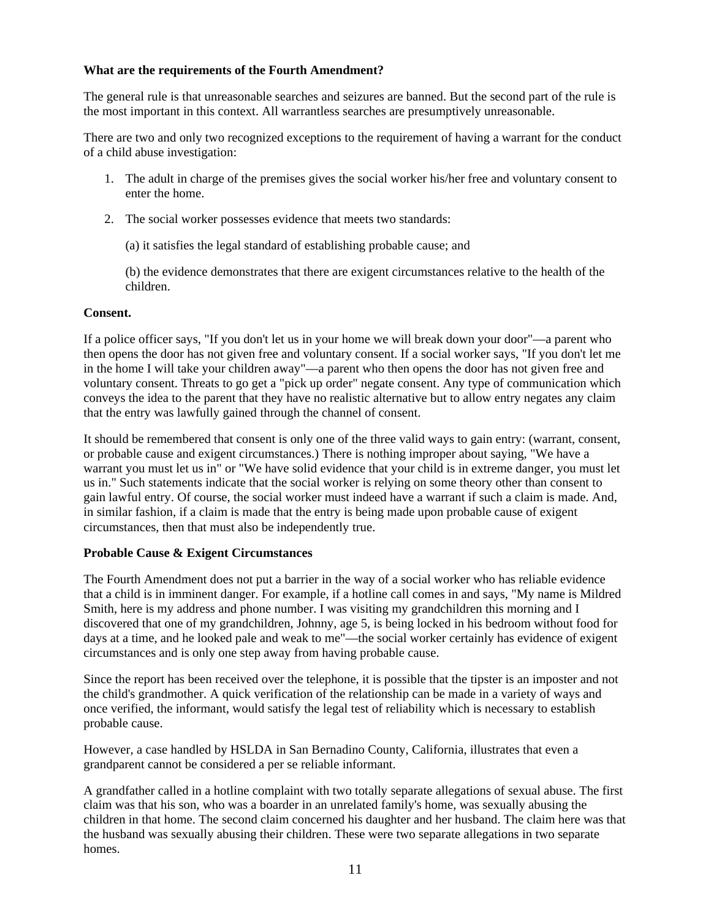**What are the requirements of the Fourth Amendment?**

The general rule is that unreasonable searches and seizures are banned. But the second part of the rule is the most important in this context. All warrantless searches are presumptively unreasonable.

There are two and only two recognized exceptions to the requirement of having a warrant for the conduct of a child abuse investigation:

1. The adult in charge of the premises gives the social worker his/her free and voluntary consent to enter the home.
2. The social worker possesses evidence that meets two standards:

   (a) it satisfies the legal standard of establishing probable cause; and

   (b) the evidence demonstrates that there are exigent circumstances relative to the health of the children.

**Consent.**

If a police officer says, "If you don't let us in your home we will break down your door"—a parent who then opens the door has not given free and voluntary consent. If a social worker says, "If you don't let me in the home I will take your children away"—a parent who then opens the door has not given free and voluntary consent. Threats to go get a "pick up order" negate consent. Any type of communication which conveys the idea to the parent that they have no realistic alternative but to allow entry negates any claim that the entry was lawfully gained through the channel of consent.

It should be remembered that consent is only one of the three valid ways to gain entry: (warrant, consent, or probable cause and exigent circumstances.) There is nothing improper about saying, "We have a warrant you must let us in" or "We have solid evidence that your child is in extreme danger, you must let us in." Such statements indicate that the social worker is relying on some theory other than consent to gain lawful entry. Of course, the social worker must indeed have a warrant if such a claim is made. And, in similar fashion, if a claim is made that the entry is being made upon probable cause of exigent circumstances, then that must also be independently true.

**Probable Cause & Exigent Circumstances**

The Fourth Amendment does not put a barrier in the way of a social worker who has reliable evidence that a child is in imminent danger. For example, if a hotline call comes in and says, "My name is Mildred Smith, here is my address and phone number. I was visiting my grandchildren this morning and I discovered that one of my grandchildren, Johnny, age 5, is being locked in his bedroom without food for days at a time, and he looked pale and weak to me"—the social worker certainly has evidence of exigent circumstances and is only one step away from having probable cause.

Since the report has been received over the telephone, it is possible that the tipster is an imposter and not the child's grandmother. A quick verification of the relationship can be made in a variety of ways and once verified, the informant, would satisfy the legal test of reliability which is necessary to establish probable cause.

However, a case handled by HSLDA in San Bernadino County, California, illustrates that even a grandparent cannot be considered a per se reliable informant.

A grandfather called in a hotline complaint with two totally separate allegations of sexual abuse. The first claim was that his son, who was a boarder in an unrelated family's home, was sexually abusing the children in that home. The second claim concerned his daughter and her husband. The claim here was that the husband was sexually abusing their children. These were two separate allegations in two separate homes.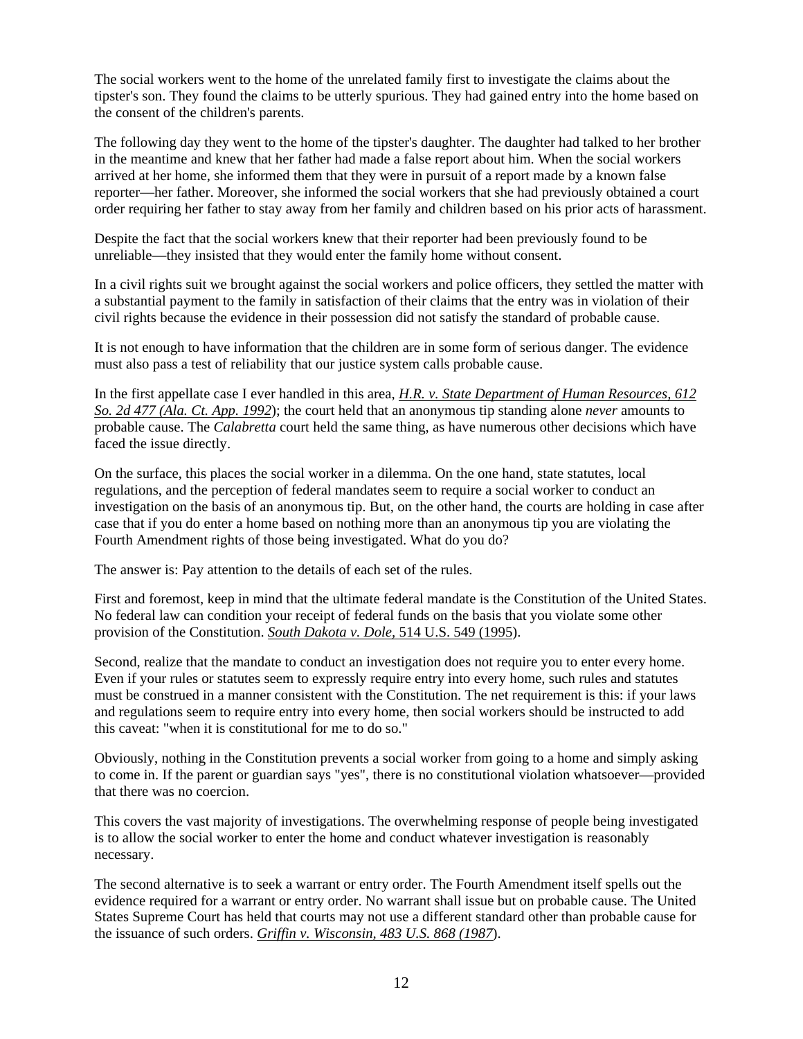The social workers went to the home of the unrelated family first to investigate the claims about the tipster's son. They found the claims to be utterly spurious. They had gained entry into the home based on the consent of the children's parents.

The following day they went to the home of the tipster's daughter. The daughter had talked to her brother in the meantime and knew that her father had made a false report about him. When the social workers arrived at her home, she informed them that they were in pursuit of a report made by a known false reporter—her father. Moreover, she informed the social workers that she had previously obtained a court order requiring her father to stay away from her family and children based on his prior acts of harassment.

Despite the fact that the social workers knew that their reporter had been previously found to be unreliable—they insisted that they would enter the family home without consent.

In a civil rights suit we brought against the social workers and police officers, they settled the matter with a substantial payment to the family in satisfaction of their claims that the entry was in violation of their civil rights because the evidence in their possession did not satisfy the standard of probable cause.

It is not enough to have information that the children are in some form of serious danger. The evidence must also pass a test of reliability that our justice system calls probable cause.

In the first appellate case I ever handled in this area, *H.R. v. State Department of Human Resources, 612 So. 2d 477 (Ala. Ct. App. 1992)*; the court held that an anonymous tip standing alone *never* amounts to probable cause. The *Calabretta* court held the same thing, as have numerous other decisions which have faced the issue directly.

On the surface, this places the social worker in a dilemma. On the one hand, state statutes, local regulations, and the perception of federal mandates seem to require a social worker to conduct an investigation on the basis of an anonymous tip. But, on the other hand, the courts are holding in case after case that if you do enter a home based on nothing more than an anonymous tip you are violating the Fourth Amendment rights of those being investigated. What do you do?

The answer is: Pay attention to the details of each set of the rules.

First and foremost, keep in mind that the ultimate federal mandate is the Constitution of the United States. No federal law can condition your receipt of federal funds on the basis that you violate some other provision of the Constitution. *South Dakota v. Dole*, 514 U.S. 549 (1995).

Second, realize that the mandate to conduct an investigation does not require you to enter every home. Even if your rules or statutes seem to expressly require entry into every home, such rules and statutes must be construed in a manner consistent with the Constitution. The net requirement is this: if your laws and regulations seem to require entry into every home, then social workers should be instructed to add this caveat: "when it is constitutional for me to do so."

Obviously, nothing in the Constitution prevents a social worker from going to a home and simply asking to come in. If the parent or guardian says "yes", there is no constitutional violation whatsoever—provided that there was no coercion.

This covers the vast majority of investigations. The overwhelming response of people being investigated is to allow the social worker to enter the home and conduct whatever investigation is reasonably necessary.

The second alternative is to seek a warrant or entry order. The Fourth Amendment itself spells out the evidence required for a warrant or entry order. No warrant shall issue but on probable cause. The United States Supreme Court has held that courts may not use a different standard other than probable cause for the issuance of such orders. *Griffin v. Wisconsin, 483 U.S. 868 (1987)*.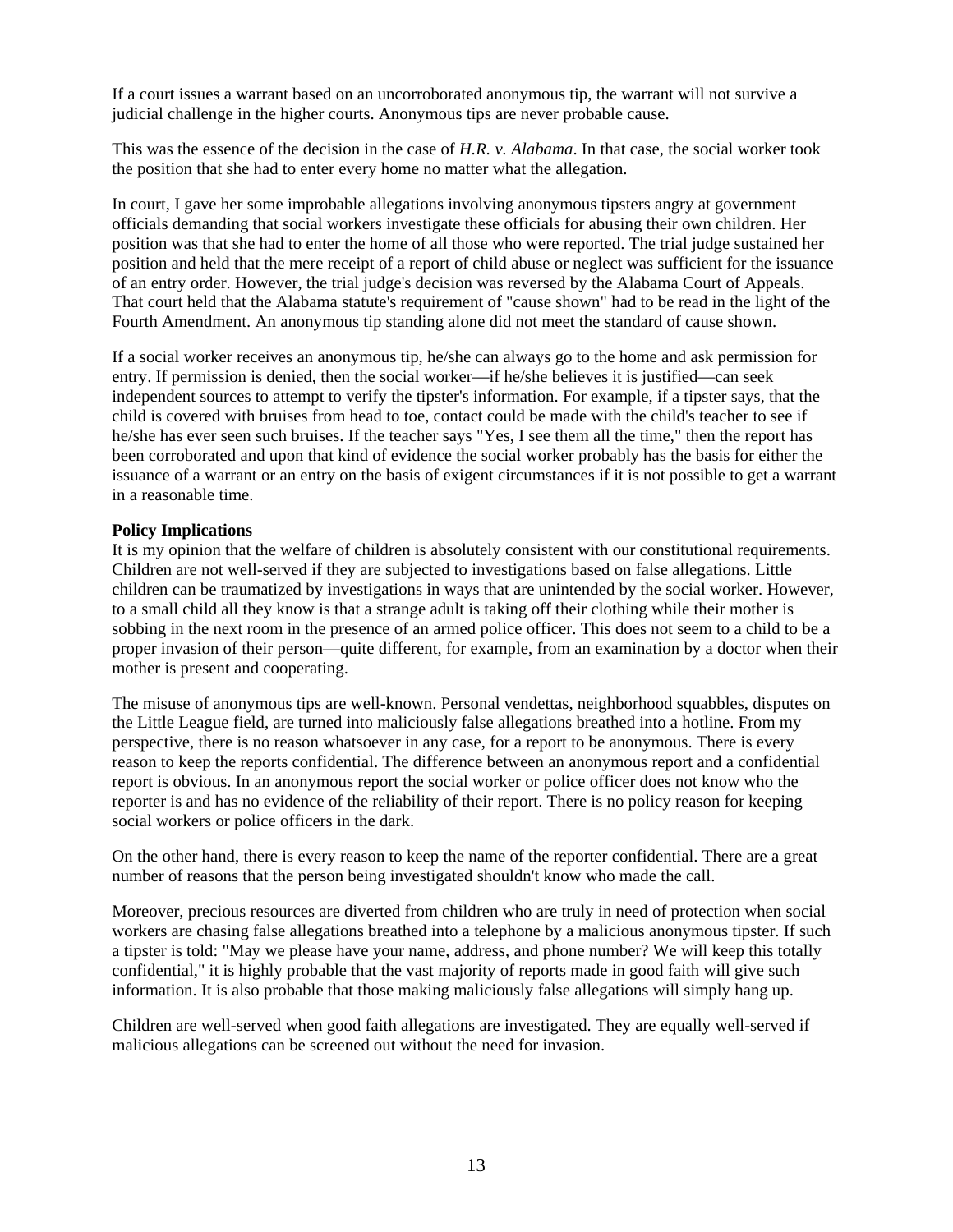If a court issues a warrant based on an uncorroborated anonymous tip, the warrant will not survive a judicial challenge in the higher courts. Anonymous tips are never probable cause.

This was the essence of the decision in the case of *H.R. v. Alabama*. In that case, the social worker took the position that she had to enter every home no matter what the allegation.

In court, I gave her some improbable allegations involving anonymous tipsters angry at government officials demanding that social workers investigate these officials for abusing their own children. Her position was that she had to enter the home of all those who were reported. The trial judge sustained her position and held that the mere receipt of a report of child abuse or neglect was sufficient for the issuance of an entry order. However, the trial judge's decision was reversed by the Alabama Court of Appeals. That court held that the Alabama statute's requirement of "cause shown" had to be read in the light of the Fourth Amendment. An anonymous tip standing alone did not meet the standard of cause shown.

If a social worker receives an anonymous tip, he/she can always go to the home and ask permission for entry. If permission is denied, then the social worker—if he/she believes it is justified—can seek independent sources to attempt to verify the tipster's information. For example, if a tipster says, that the child is covered with bruises from head to toe, contact could be made with the child's teacher to see if he/she has ever seen such bruises. If the teacher says "Yes, I see them all the time," then the report has been corroborated and upon that kind of evidence the social worker probably has the basis for either the issuance of a warrant or an entry on the basis of exigent circumstances if it is not possible to get a warrant in a reasonable time.

**Policy Implications**

It is my opinion that the welfare of children is absolutely consistent with our constitutional requirements. Children are not well-served if they are subjected to investigations based on false allegations. Little children can be traumatized by investigations in ways that are unintended by the social worker. However, to a small child all they know is that a strange adult is taking off their clothing while their mother is sobbing in the next room in the presence of an armed police officer. This does not seem to a child to be a proper invasion of their person—quite different, for example, from an examination by a doctor when their mother is present and cooperating.

The misuse of anonymous tips are well-known. Personal vendettas, neighborhood squabbles, disputes on the Little League field, are turned into maliciously false allegations breathed into a hotline. From my perspective, there is no reason whatsoever in any case, for a report to be anonymous. There is every reason to keep the reports confidential. The difference between an anonymous report and a confidential report is obvious. In an anonymous report the social worker or police officer does not know who the reporter is and has no evidence of the reliability of their report. There is no policy reason for keeping social workers or police officers in the dark.

On the other hand, there is every reason to keep the name of the reporter confidential. There are a great number of reasons that the person being investigated shouldn't know who made the call.

Moreover, precious resources are diverted from children who are truly in need of protection when social workers are chasing false allegations breathed into a telephone by a malicious anonymous tipster. If such a tipster is told: "May we please have your name, address, and phone number? We will keep this totally confidential," it is highly probable that the vast majority of reports made in good faith will give such information. It is also probable that those making maliciously false allegations will simply hang up.

Children are well-served when good faith allegations are investigated. They are equally well-served if malicious allegations can be screened out without the need for invasion.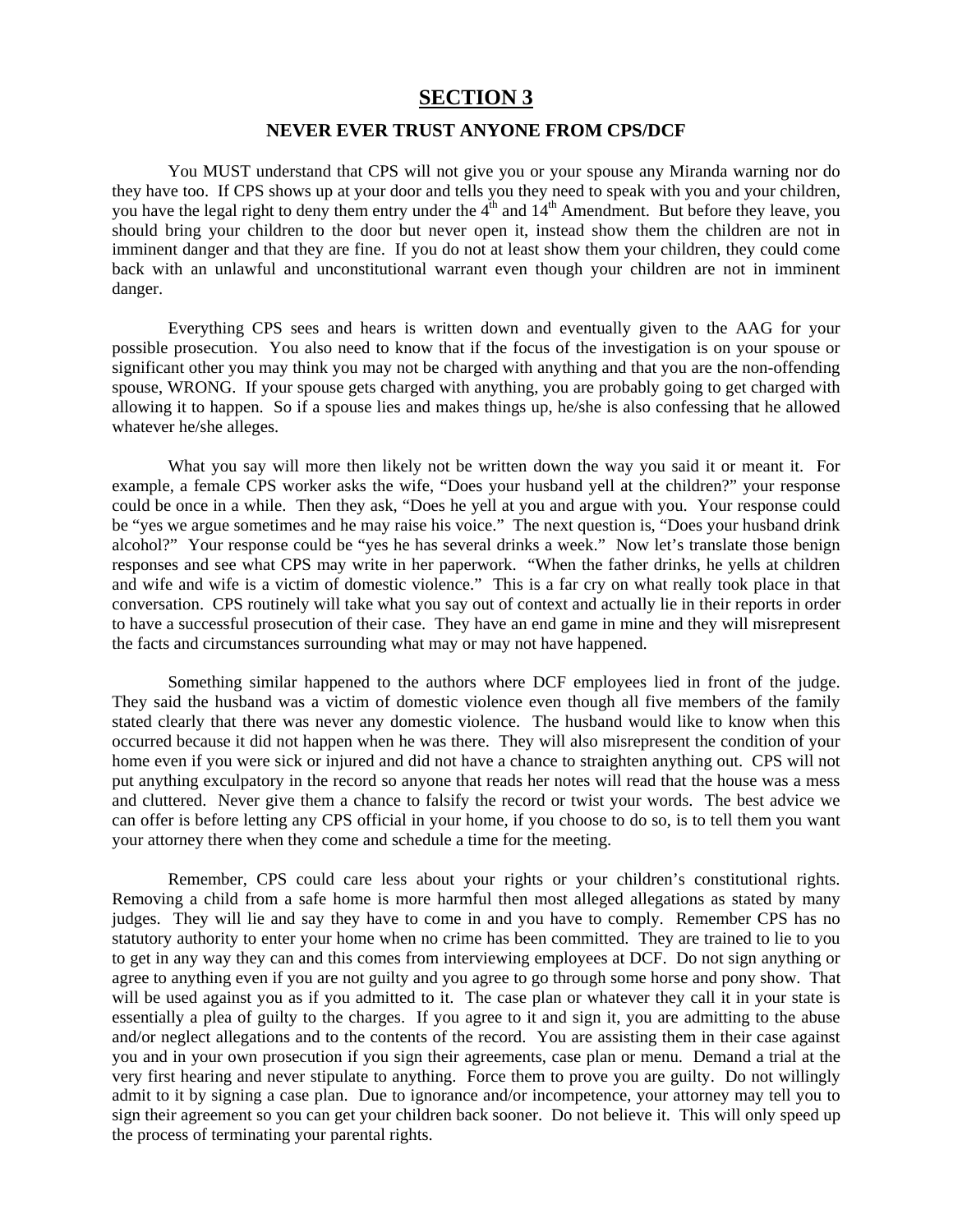# SECTION 3

## NEVER EVER TRUST ANYONE FROM CPS/DCF

You MUST understand that CPS will not give you or your spouse any Miranda warning nor do they have too. If CPS shows up at your door and tells you they need to speak with you and your children, you have the legal right to deny them entry under the 4th and 14th Amendment. But before they leave, you should bring your children to the door but never open it, instead show them the children are not in imminent danger and that they are fine. If you do not at least show them your children, they could come back with an unlawful and unconstitutional warrant even though your children are not in imminent danger.

Everything CPS sees and hears is written down and eventually given to the AAG for your possible prosecution. You also need to know that if the focus of the investigation is on your spouse or significant other you may think you may not be charged with anything and that you are the non-offending spouse, WRONG. If your spouse gets charged with anything, you are probably going to get charged with allowing it to happen. So if a spouse lies and makes things up, he/she is also confessing that he allowed whatever he/she alleges.

What you say will more then likely not be written down the way you said it or meant it. For example, a female CPS worker asks the wife, "Does your husband yell at the children?" your response could be once in a while. Then they ask, "Does he yell at you and argue with you. Your response could be "yes we argue sometimes and he may raise his voice." The next question is, "Does your husband drink alcohol?" Your response could be "yes he has several drinks a week." Now let's translate those benign responses and see what CPS may write in her paperwork. "When the father drinks, he yells at children and wife and wife is a victim of domestic violence." This is a far cry on what really took place in that conversation. CPS routinely will take what you say out of context and actually lie in their reports in order to have a successful prosecution of their case. They have an end game in mine and they will misrepresent the facts and circumstances surrounding what may or may not have happened.

Something similar happened to the authors where DCF employees lied in front of the judge. They said the husband was a victim of domestic violence even though all five members of the family stated clearly that there was never any domestic violence. The husband would like to know when this occurred because it did not happen when he was there. They will also misrepresent the condition of your home even if you were sick or injured and did not have a chance to straighten anything out. CPS will not put anything exculpatory in the record so anyone that reads her notes will read that the house was a mess and cluttered. Never give them a chance to falsify the record or twist your words. The best advice we can offer is before letting any CPS official in your home, if you choose to do so, is to tell them you want your attorney there when they come and schedule a time for the meeting.

Remember, CPS could care less about your rights or your children's constitutional rights. Removing a child from a safe home is more harmful then most alleged allegations as stated by many judges. They will lie and say they have to come in and you have to comply. Remember CPS has no statutory authority to enter your home when no crime has been committed. They are trained to lie to you to get in any way they can and this comes from interviewing employees at DCF. Do not sign anything or agree to anything even if you are not guilty and you agree to go through some horse and pony show. That will be used against you as if you admitted to it. The case plan or whatever they call it in your state is essentially a plea of guilty to the charges. If you agree to it and sign it, you are admitting to the abuse and/or neglect allegations and to the contents of the record. You are assisting them in their case against you and in your own prosecution if you sign their agreements, case plan or menu. Demand a trial at the very first hearing and never stipulate to anything. Force them to prove you are guilty. Do not willingly admit to it by signing a case plan. Due to ignorance and/or incompetence, your attorney may tell you to sign their agreement so you can get your children back sooner. Do not believe it. This will only speed up the process of terminating your parental rights.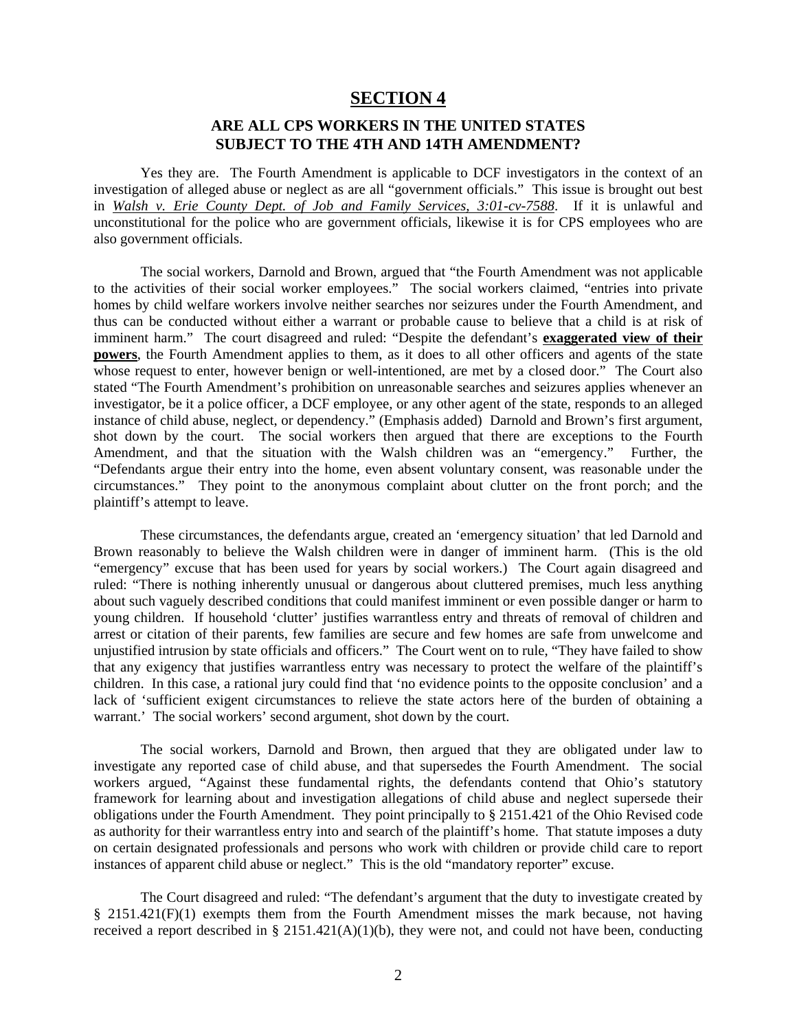# SECTION 4

## ARE ALL CPS WORKERS IN THE UNITED STATES SUBJECT TO THE 4TH AND 14TH AMENDMENT?

Yes they are. The Fourth Amendment is applicable to DCF investigators in the context of an investigation of alleged abuse or neglect as are all "government officials." This issue is brought out best in *Walsh v. Erie County Dept. of Job and Family Services, 3:01-cv-7588*. If it is unlawful and unconstitutional for the police who are government officials, likewise it is for CPS employees who are also government officials.

The social workers, Darnold and Brown, argued that "the Fourth Amendment was not applicable to the activities of their social worker employees." The social workers claimed, "entries into private homes by child welfare workers involve neither searches nor seizures under the Fourth Amendment, and thus can be conducted without either a warrant or probable cause to believe that a child is at risk of imminent harm." The court disagreed and ruled: "Despite the defendant's **exaggerated view of their powers**, the Fourth Amendment applies to them, as it does to all other officers and agents of the state whose request to enter, however benign or well-intentioned, are met by a closed door." The Court also stated "The Fourth Amendment's prohibition on unreasonable searches and seizures applies whenever an investigator, be it a police officer, a DCF employee, or any other agent of the state, responds to an alleged instance of child abuse, neglect, or dependency." (Emphasis added) Darnold and Brown's first argument, shot down by the court. The social workers then argued that there are exceptions to the Fourth Amendment, and that the situation with the Walsh children was an "emergency." Further, the "Defendants argue their entry into the home, even absent voluntary consent, was reasonable under the circumstances." They point to the anonymous complaint about clutter on the front porch; and the plaintiff's attempt to leave.

These circumstances, the defendants argue, created an 'emergency situation' that led Darnold and Brown reasonably to believe the Walsh children were in danger of imminent harm. (This is the old "emergency" excuse that has been used for years by social workers.) The Court again disagreed and ruled: "There is nothing inherently unusual or dangerous about cluttered premises, much less anything about such vaguely described conditions that could manifest imminent or even possible danger or harm to young children. If household 'clutter' justifies warrantless entry and threats of removal of children and arrest or citation of their parents, few families are secure and few homes are safe from unwelcome and unjustified intrusion by state officials and officers." The Court went on to rule, "They have failed to show that any exigency that justifies warrantless entry was necessary to protect the welfare of the plaintiff's children. In this case, a rational jury could find that 'no evidence points to the opposite conclusion' and a lack of 'sufficient exigent circumstances to relieve the state actors here of the burden of obtaining a warrant.' The social workers' second argument, shot down by the court.

The social workers, Darnold and Brown, then argued that they are obligated under law to investigate any reported case of child abuse, and that supersedes the Fourth Amendment. The social workers argued, "Against these fundamental rights, the defendants contend that Ohio's statutory framework for learning about and investigation allegations of child abuse and neglect supersede their obligations under the Fourth Amendment. They point principally to § 2151.421 of the Ohio Revised code as authority for their warrantless entry into and search of the plaintiff's home. That statute imposes a duty on certain designated professionals and persons who work with children or provide child care to report instances of apparent child abuse or neglect." This is the old "mandatory reporter" excuse.

The Court disagreed and ruled: "The defendant's argument that the duty to investigate created by § 2151.421(F)(1) exempts them from the Fourth Amendment misses the mark because, not having received a report described in § 2151.421(A)(1)(b), they were not, and could not have been, conducting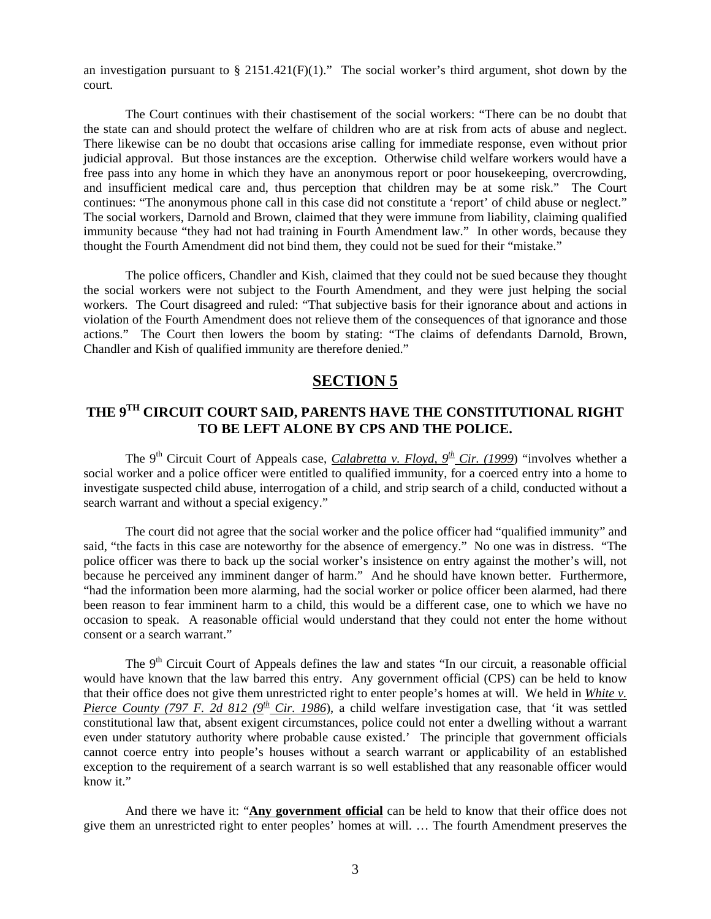an investigation pursuant to § 2151.421(F)(1)." The social worker's third argument, shot down by the court.

The Court continues with their chastisement of the social workers: "There can be no doubt that the state can and should protect the welfare of children who are at risk from acts of abuse and neglect. There likewise can be no doubt that occasions arise calling for immediate response, even without prior judicial approval. But those instances are the exception. Otherwise child welfare workers would have a free pass into any home in which they have an anonymous report or poor housekeeping, overcrowding, and insufficient medical care and, thus perception that children may be at some risk." The Court continues: "The anonymous phone call in this case did not constitute a 'report' of child abuse or neglect." The social workers, Darnold and Brown, claimed that they were immune from liability, claiming qualified immunity because "they had not had training in Fourth Amendment law." In other words, because they thought the Fourth Amendment did not bind them, they could not be sued for their "mistake."

The police officers, Chandler and Kish, claimed that they could not be sued because they thought the social workers were not subject to the Fourth Amendment, and they were just helping the social workers. The Court disagreed and ruled: "That subjective basis for their ignorance about and actions in violation of the Fourth Amendment does not relieve them of the consequences of that ignorance and those actions." The Court then lowers the boom by stating: "The claims of defendants Darnold, Brown, Chandler and Kish of qualified immunity are therefore denied."

## SECTION 5

## THE 9TH CIRCUIT COURT SAID, PARENTS HAVE THE CONSTITUTIONAL RIGHT TO BE LEFT ALONE BY CPS AND THE POLICE.

The 9th Circuit Court of Appeals case, *Calabretta v. Floyd, 9th Cir. (1999*) "involves whether a social worker and a police officer were entitled to qualified immunity, for a coerced entry into a home to investigate suspected child abuse, interrogation of a child, and strip search of a child, conducted without a search warrant and without a special exigency."

The court did not agree that the social worker and the police officer had "qualified immunity" and said, "the facts in this case are noteworthy for the absence of emergency." No one was in distress. "The police officer was there to back up the social worker's insistence on entry against the mother's will, not because he perceived any imminent danger of harm." And he should have known better. Furthermore, "had the information been more alarming, had the social worker or police officer been alarmed, had there been reason to fear imminent harm to a child, this would be a different case, one to which we have no occasion to speak. A reasonable official would understand that they could not enter the home without consent or a search warrant."

The 9th Circuit Court of Appeals defines the law and states "In our circuit, a reasonable official would have known that the law barred this entry. Any government official (CPS) can be held to know that their office does not give them unrestricted right to enter people's homes at will. We held in *White v. Pierce County (797 F. 2d 812 (9th Cir. 1986*), a child welfare investigation case, that 'it was settled constitutional law that, absent exigent circumstances, police could not enter a dwelling without a warrant even under statutory authority where probable cause existed.' The principle that government officials cannot coerce entry into people's houses without a search warrant or applicability of an established exception to the requirement of a search warrant is so well established that any reasonable officer would know it."

And there we have it: "**Any government official** can be held to know that their office does not give them an unrestricted right to enter peoples' homes at will. … The fourth Amendment preserves the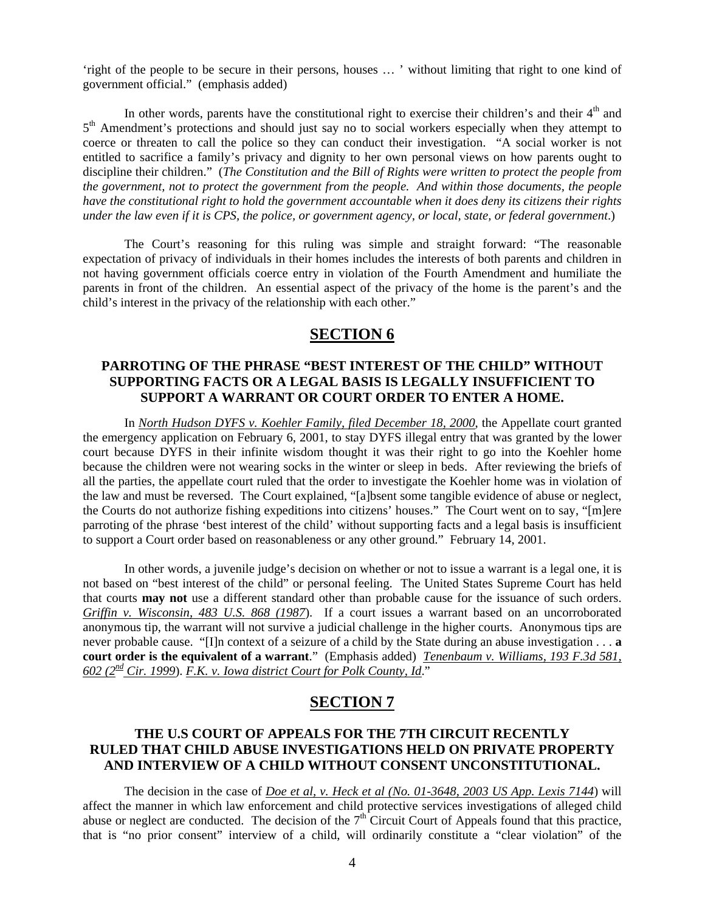'right of the people to be secure in their persons, houses … ' without limiting that right to one kind of government official." (emphasis added)

In other words, parents have the constitutional right to exercise their children's and their 4[th] and 5[th] Amendment's protections and should just say no to social workers especially when they attempt to coerce or threaten to call the police so they can conduct their investigation. "A social worker is not entitled to sacrifice a family's privacy and dignity to her own personal views on how parents ought to discipline their children." (*The Constitution and the Bill of Rights were written to protect the people from the government, not to protect the government from the people. And within those documents, the people have the constitutional right to hold the government accountable when it does deny its citizens their rights under the law even if it is CPS, the police, or government agency, or local, state, or federal government*.)

The Court's reasoning for this ruling was simple and straight forward: "The reasonable expectation of privacy of individuals in their homes includes the interests of both parents and children in not having government officials coerce entry in violation of the Fourth Amendment and humiliate the parents in front of the children. An essential aspect of the privacy of the home is the parent's and the child's interest in the privacy of the relationship with each other."

## SECTION 6

### PARROTING OF THE PHRASE "BEST INTEREST OF THE CHILD" WITHOUT SUPPORTING FACTS OR A LEGAL BASIS IS LEGALLY INSUFFICIENT TO SUPPORT A WARRANT OR COURT ORDER TO ENTER A HOME.

In *North Hudson DYFS v. Koehler Family, filed December 18, 2000*, the Appellate court granted the emergency application on February 6, 2001, to stay DYFS illegal entry that was granted by the lower court because DYFS in their infinite wisdom thought it was their right to go into the Koehler home because the children were not wearing socks in the winter or sleep in beds. After reviewing the briefs of all the parties, the appellate court ruled that the order to investigate the Koehler home was in violation of the law and must be reversed. The Court explained, "[a]bsent some tangible evidence of abuse or neglect, the Courts do not authorize fishing expeditions into citizens' houses." The Court went on to say, "[m]ere parroting of the phrase 'best interest of the child' without supporting facts and a legal basis is insufficient to support a Court order based on reasonableness or any other ground." February 14, 2001.

In other words, a juvenile judge's decision on whether or not to issue a warrant is a legal one, it is not based on "best interest of the child" or personal feeling. The United States Supreme Court has held that courts **may not** use a different standard other than probable cause for the issuance of such orders. *Griffin v. Wisconsin, 483 U.S. 868 (1987*). If a court issues a warrant based on an uncorroborated anonymous tip, the warrant will not survive a judicial challenge in the higher courts. Anonymous tips are never probable cause. "[I]n context of a seizure of a child by the State during an abuse investigation . . . **a court order is the equivalent of a warrant**." (Emphasis added) *Tenenbaum v. Williams, 193 F.3d 581, 602 (2[nd] Cir. 1999*). *F.K. v. Iowa district Court for Polk County, Id*."

## SECTION 7

### THE U.S COURT OF APPEALS FOR THE 7TH CIRCUIT RECENTLY RULED THAT CHILD ABUSE INVESTIGATIONS HELD ON PRIVATE PROPERTY AND INTERVIEW OF A CHILD WITHOUT CONSENT UNCONSTITUTIONAL.

The decision in the case of *Doe et al, v. Heck et al (No. 01-3648, 2003 US App. Lexis 7144*) will affect the manner in which law enforcement and child protective services investigations of alleged child abuse or neglect are conducted. The decision of the 7[th] Circuit Court of Appeals found that this practice, that is "no prior consent" interview of a child, will ordinarily constitute a "clear violation" of the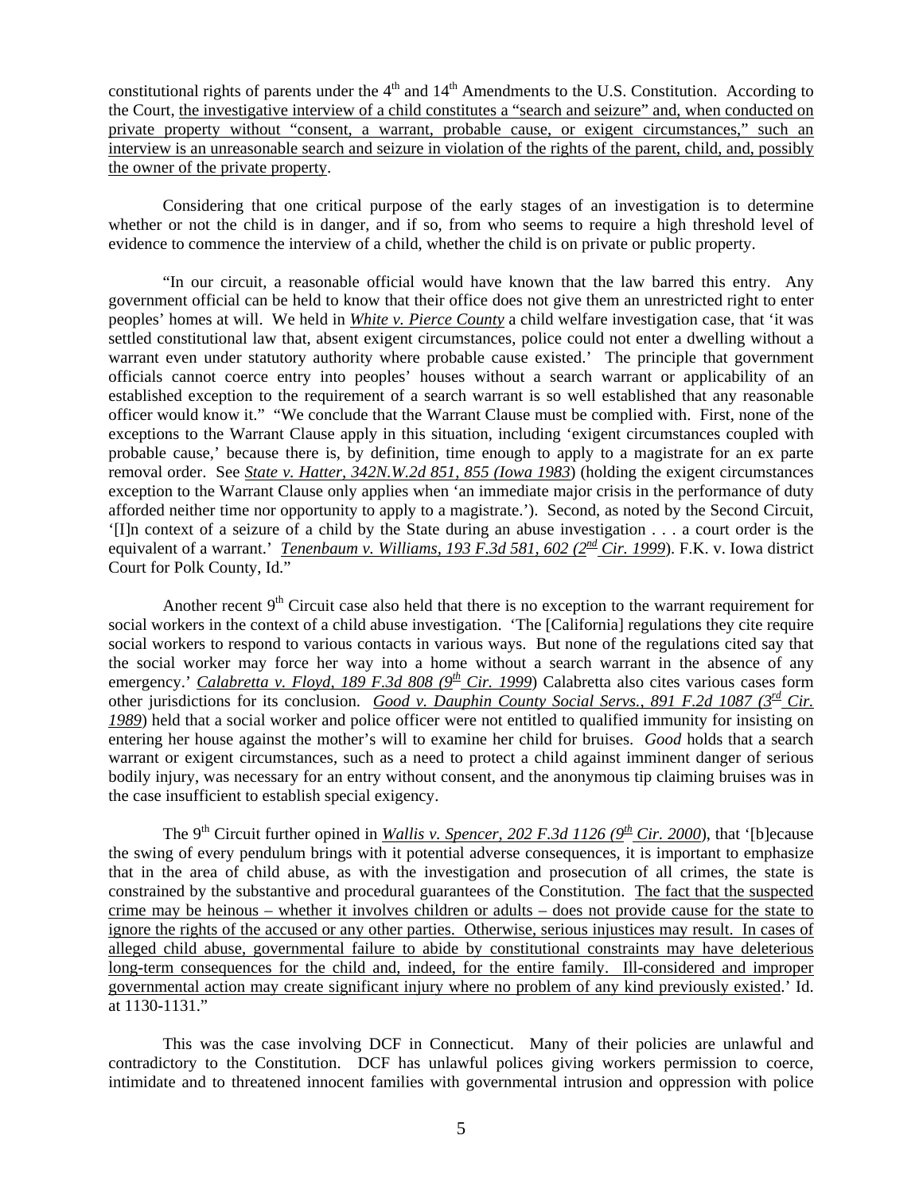constitutional rights of parents under the 4th and 14th Amendments to the U.S. Constitution. According to the Court, <u>the investigative interview of a child constitutes a "search and seizure" and, when conducted on private property without "consent, a warrant, probable cause, or exigent circumstances," such an interview is an unreasonable search and seizure in violation of the rights of the parent, child, and, possibly the owner of the private property</u>.

Considering that one critical purpose of the early stages of an investigation is to determine whether or not the child is in danger, and if so, from who seems to require a high threshold level of evidence to commence the interview of a child, whether the child is on private or public property.

"In our circuit, a reasonable official would have known that the law barred this entry. Any government official can be held to know that their office does not give them an unrestricted right to enter peoples' homes at will. We held in ***<u>White v. Pierce County</u>*** a child welfare investigation case, that 'it was settled constitutional law that, absent exigent circumstances, police could not enter a dwelling without a warrant even under statutory authority where probable cause existed.' The principle that government officials cannot coerce entry into peoples' houses without a search warrant or applicability of an established exception to the requirement of a search warrant is so well established that any reasonable officer would know it." "We conclude that the Warrant Clause must be complied with. First, none of the exceptions to the Warrant Clause apply in this situation, including 'exigent circumstances coupled with probable cause,' because there is, by definition, time enough to apply to a magistrate for an ex parte removal order. See *<u>State v. Hatter, 342N.W.2d 851, 855 (Iowa 1983</u>*) (holding the exigent circumstances exception to the Warrant Clause only applies when 'an immediate major crisis in the performance of duty afforded neither time nor opportunity to apply to a magistrate.'). Second, as noted by the Second Circuit, '[I]n context of a seizure of a child by the State during an abuse investigation . . . a court order is the equivalent of a warrant.' *<u>Tenenbaum v. Williams, 193 F.3d 581, 602 (2nd Cir. 1999</u>*). F.K. v. Iowa district Court for Polk County, Id."

Another recent 9th Circuit case also held that there is no exception to the warrant requirement for social workers in the context of a child abuse investigation. 'The [California] regulations they cite require social workers to respond to various contacts in various ways. But none of the regulations cited say that the social worker may force her way into a home without a search warrant in the absence of any emergency.' *<u>Calabretta v. Floyd, 189 F.3d 808 (9th Cir. 1999</u>*) Calabretta also cites various cases form other jurisdictions for its conclusion. *<u>Good v. Dauphin County Social Servs., 891 F.2d 1087 (3rd Cir. 1989</u>*) held that a social worker and police officer were not entitled to qualified immunity for insisting on entering her house against the mother's will to examine her child for bruises. *Good* holds that a search warrant or exigent circumstances, such as a need to protect a child against imminent danger of serious bodily injury, was necessary for an entry without consent, and the anonymous tip claiming bruises was in the case insufficient to establish special exigency.

The 9th Circuit further opined in *<u>Wallis v. Spencer, 202 F.3d 1126 (9th Cir. 2000</u>*), that '[b]ecause the swing of every pendulum brings with it potential adverse consequences, it is important to emphasize that in the area of child abuse, as with the investigation and prosecution of all crimes, the state is constrained by the substantive and procedural guarantees of the Constitution. <u>The fact that the suspected crime may be heinous – whether it involves children or adults – does not provide cause for the state to ignore the rights of the accused or any other parties. Otherwise, serious injustices may result. In cases of alleged child abuse, governmental failure to abide by constitutional constraints may have deleterious long-term consequences for the child and, indeed, for the entire family. Ill-considered and improper governmental action may create significant injury where no problem of any kind previously existed</u>.' Id. at 1130-1131."

This was the case involving DCF in Connecticut. Many of their policies are unlawful and contradictory to the Constitution. DCF has unlawful polices giving workers permission to coerce, intimidate and to threatened innocent families with governmental intrusion and oppression with police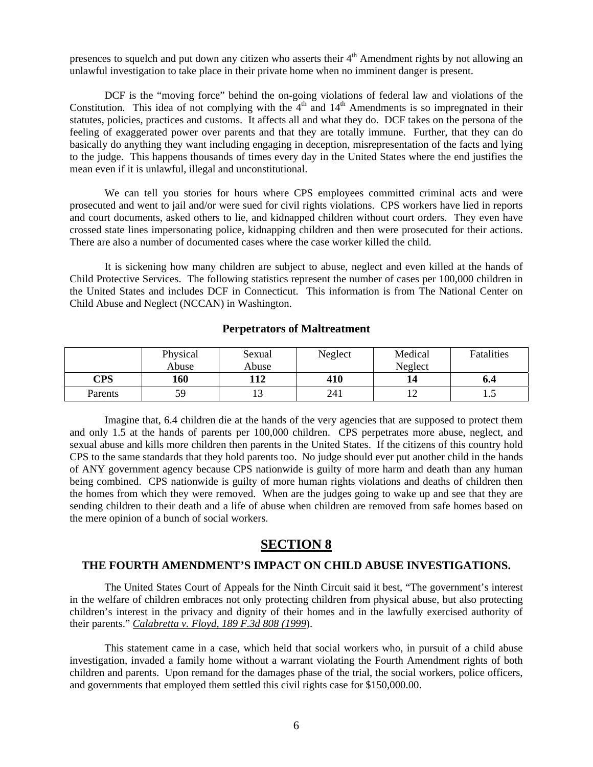presences to squelch and put down any citizen who asserts their 4th Amendment rights by not allowing an unlawful investigation to take place in their private home when no imminent danger is present.

DCF is the "moving force" behind the on-going violations of federal law and violations of the Constitution. This idea of not complying with the 4th and 14th Amendments is so impregnated in their statutes, policies, practices and customs. It affects all and what they do. DCF takes on the persona of the feeling of exaggerated power over parents and that they are totally immune. Further, that they can do basically do anything they want including engaging in deception, misrepresentation of the facts and lying to the judge. This happens thousands of times every day in the United States where the end justifies the mean even if it is unlawful, illegal and unconstitutional.

We can tell you stories for hours where CPS employees committed criminal acts and were prosecuted and went to jail and/or were sued for civil rights violations. CPS workers have lied in reports and court documents, asked others to lie, and kidnapped children without court orders. They even have crossed state lines impersonating police, kidnapping children and then were prosecuted for their actions. There are also a number of documented cases where the case worker killed the child.

It is sickening how many children are subject to abuse, neglect and even killed at the hands of Child Protective Services. The following statistics represent the number of cases per 100,000 children in the United States and includes DCF in Connecticut. This information is from The National Center on Child Abuse and Neglect (NCCAN) in Washington.

**Perpetrators of Maltreatment**

| | Physical Abuse | Sexual Abuse | Neglect | Medical Neglect | Fatalities |
|---|---|---|---|---|---|
| **CPS** | **160** | **112** | **410** | **14** | **6.4** |
| Parents | 59 | 13 | 241 | 12 | 1.5 |

Imagine that, 6.4 children die at the hands of the very agencies that are supposed to protect them and only 1.5 at the hands of parents per 100,000 children. CPS perpetrates more abuse, neglect, and sexual abuse and kills more children then parents in the United States. If the citizens of this country hold CPS to the same standards that they hold parents too. No judge should ever put another child in the hands of ANY government agency because CPS nationwide is guilty of more harm and death than any human being combined. CPS nationwide is guilty of more human rights violations and deaths of children then the homes from which they were removed. When are the judges going to wake up and see that they are sending children to their death and a life of abuse when children are removed from safe homes based on the mere opinion of a bunch of social workers.

## SECTION 8

### THE FOURTH AMENDMENT'S IMPACT ON CHILD ABUSE INVESTIGATIONS.

The United States Court of Appeals for the Ninth Circuit said it best, "The government's interest in the welfare of children embraces not only protecting children from physical abuse, but also protecting children's interest in the privacy and dignity of their homes and in the lawfully exercised authority of their parents." *Calabretta v. Floyd, 189 F.3d 808 (1999*).

This statement came in a case, which held that social workers who, in pursuit of a child abuse investigation, invaded a family home without a warrant violating the Fourth Amendment rights of both children and parents. Upon remand for the damages phase of the trial, the social workers, police officers, and governments that employed them settled this civil rights case for $150,000.00.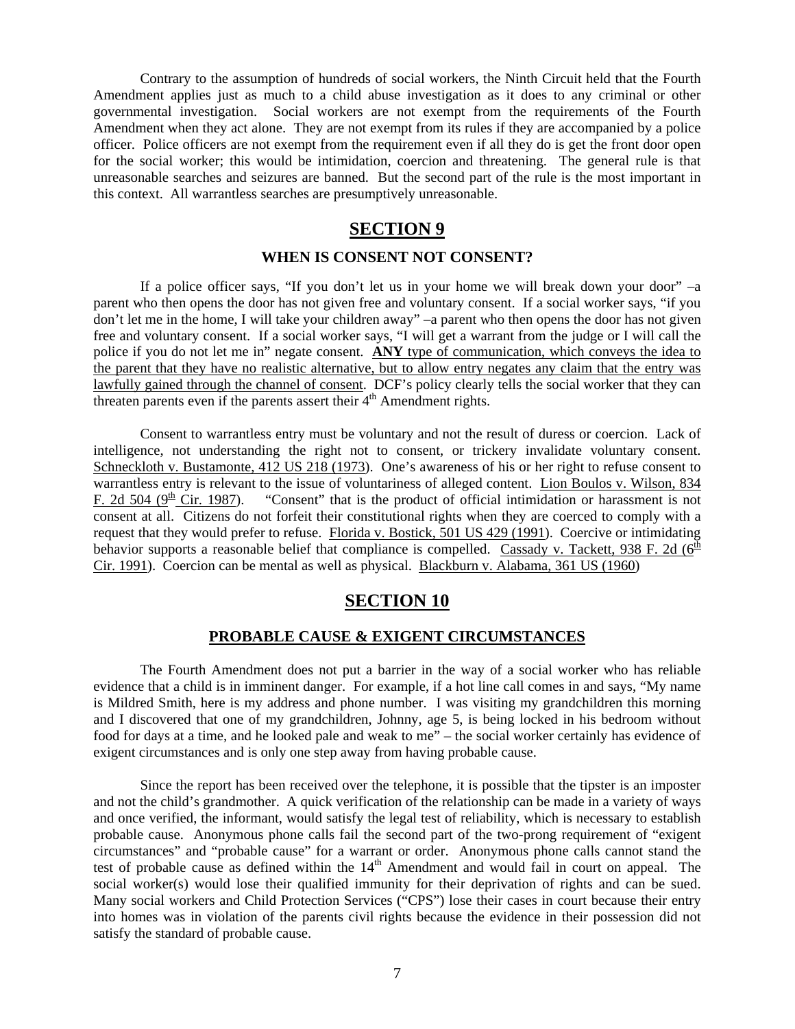Contrary to the assumption of hundreds of social workers, the Ninth Circuit held that the Fourth Amendment applies just as much to a child abuse investigation as it does to any criminal or other governmental investigation. Social workers are not exempt from the requirements of the Fourth Amendment when they act alone. They are not exempt from its rules if they are accompanied by a police officer. Police officers are not exempt from the requirement even if all they do is get the front door open for the social worker; this would be intimidation, coercion and threatening. The general rule is that unreasonable searches and seizures are banned. But the second part of the rule is the most important in this context. All warrantless searches are presumptively unreasonable.

## SECTION 9

### WHEN IS CONSENT NOT CONSENT?

If a police officer says, "If you don't let us in your home we will break down your door" –a parent who then opens the door has not given free and voluntary consent. If a social worker says, "if you don't let me in the home, I will take your children away" –a parent who then opens the door has not given free and voluntary consent. If a social worker says, "I will get a warrant from the judge or I will call the police if you do not let me in" negate consent. **ANY** type of communication, which conveys the idea to the parent that they have no realistic alternative, but to allow entry negates any claim that the entry was lawfully gained through the channel of consent. DCF's policy clearly tells the social worker that they can threaten parents even if the parents assert their 4th Amendment rights.

Consent to warrantless entry must be voluntary and not the result of duress or coercion. Lack of intelligence, not understanding the right not to consent, or trickery invalidate voluntary consent. Schneckloth v. Bustamonte, 412 US 218 (1973). One's awareness of his or her right to refuse consent to warrantless entry is relevant to the issue of voluntariness of alleged content. Lion Boulos v. Wilson, 834 F. 2d 504 (9th Cir. 1987). "Consent" that is the product of official intimidation or harassment is not consent at all. Citizens do not forfeit their constitutional rights when they are coerced to comply with a request that they would prefer to refuse. Florida v. Bostick, 501 US 429 (1991). Coercive or intimidating behavior supports a reasonable belief that compliance is compelled. Cassady v. Tackett, 938 F. 2d (6th Cir. 1991). Coercion can be mental as well as physical. Blackburn v. Alabama, 361 US (1960)

## SECTION 10

### PROBABLE CAUSE & EXIGENT CIRCUMSTANCES

The Fourth Amendment does not put a barrier in the way of a social worker who has reliable evidence that a child is in imminent danger. For example, if a hot line call comes in and says, "My name is Mildred Smith, here is my address and phone number. I was visiting my grandchildren this morning and I discovered that one of my grandchildren, Johnny, age 5, is being locked in his bedroom without food for days at a time, and he looked pale and weak to me" – the social worker certainly has evidence of exigent circumstances and is only one step away from having probable cause.

Since the report has been received over the telephone, it is possible that the tipster is an imposter and not the child's grandmother. A quick verification of the relationship can be made in a variety of ways and once verified, the informant, would satisfy the legal test of reliability, which is necessary to establish probable cause. Anonymous phone calls fail the second part of the two-prong requirement of "exigent circumstances" and "probable cause" for a warrant or order. Anonymous phone calls cannot stand the test of probable cause as defined within the 14th Amendment and would fail in court on appeal. The social worker(s) would lose their qualified immunity for their deprivation of rights and can be sued. Many social workers and Child Protection Services ("CPS") lose their cases in court because their entry into homes was in violation of the parents civil rights because the evidence in their possession did not satisfy the standard of probable cause.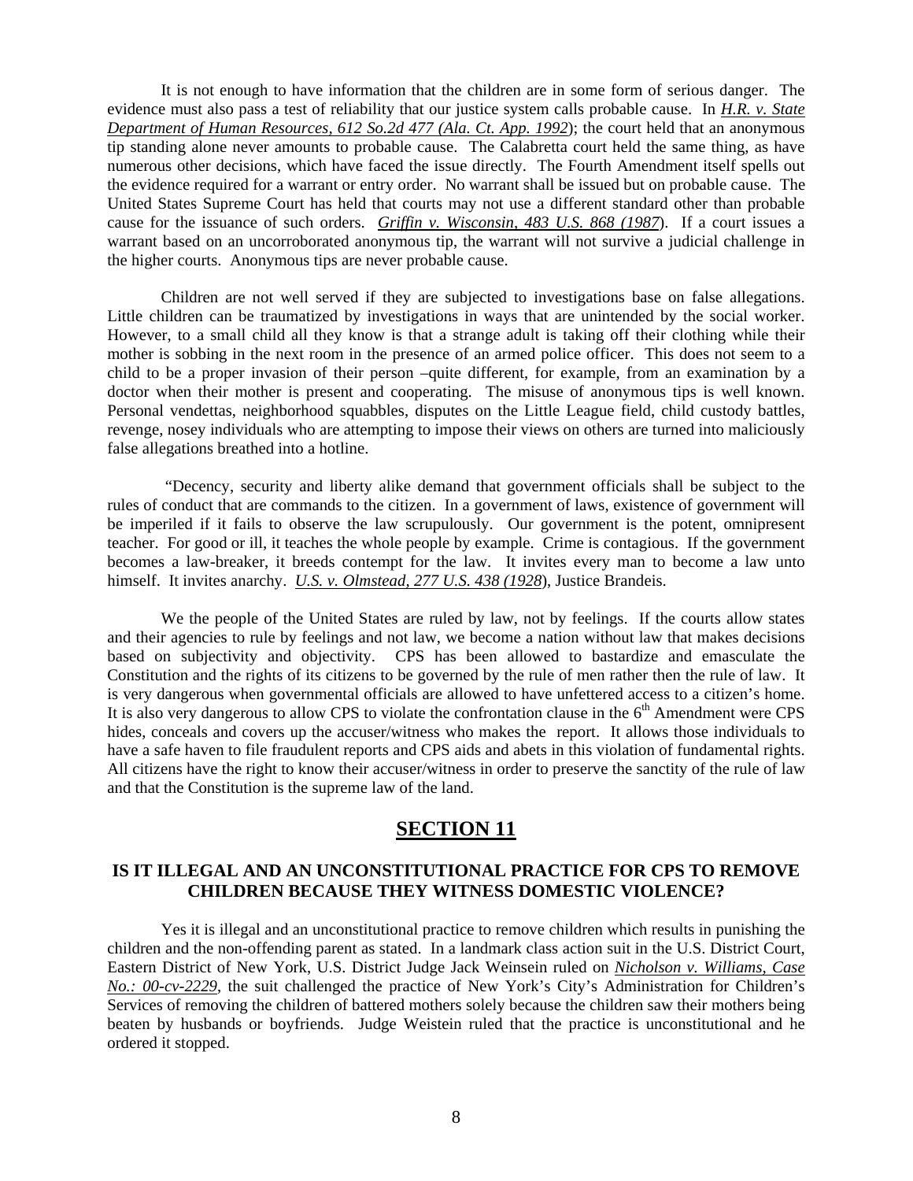It is not enough to have information that the children are in some form of serious danger. The evidence must also pass a test of reliability that our justice system calls probable cause. In *H.R. v. State Department of Human Resources, 612 So.2d 477 (Ala. Ct. App. 1992)*; the court held that an anonymous tip standing alone never amounts to probable cause. The Calabretta court held the same thing, as have numerous other decisions, which have faced the issue directly. The Fourth Amendment itself spells out the evidence required for a warrant or entry order. No warrant shall be issued but on probable cause. The United States Supreme Court has held that courts may not use a different standard other than probable cause for the issuance of such orders. *Griffin v. Wisconsin, 483 U.S. 868 (1987*). If a court issues a warrant based on an uncorroborated anonymous tip, the warrant will not survive a judicial challenge in the higher courts. Anonymous tips are never probable cause.

Children are not well served if they are subjected to investigations base on false allegations. Little children can be traumatized by investigations in ways that are unintended by the social worker. However, to a small child all they know is that a strange adult is taking off their clothing while their mother is sobbing in the next room in the presence of an armed police officer. This does not seem to a child to be a proper invasion of their person –quite different, for example, from an examination by a doctor when their mother is present and cooperating. The misuse of anonymous tips is well known. Personal vendettas, neighborhood squabbles, disputes on the Little League field, child custody battles, revenge, nosey individuals who are attempting to impose their views on others are turned into maliciously false allegations breathed into a hotline.

"Decency, security and liberty alike demand that government officials shall be subject to the rules of conduct that are commands to the citizen. In a government of laws, existence of government will be imperiled if it fails to observe the law scrupulously. Our government is the potent, omnipresent teacher. For good or ill, it teaches the whole people by example. Crime is contagious. If the government becomes a law-breaker, it breeds contempt for the law. It invites every man to become a law unto himself. It invites anarchy. *U.S. v. Olmstead, 277 U.S. 438 (1928*), Justice Brandeis.

We the people of the United States are ruled by law, not by feelings. If the courts allow states and their agencies to rule by feelings and not law, we become a nation without law that makes decisions based on subjectivity and objectivity. CPS has been allowed to bastardize and emasculate the Constitution and the rights of its citizens to be governed by the rule of men rather then the rule of law. It is very dangerous when governmental officials are allowed to have unfettered access to a citizen's home. It is also very dangerous to allow CPS to violate the confrontation clause in the 6th Amendment were CPS hides, conceals and covers up the accuser/witness who makes the report. It allows those individuals to have a safe haven to file fraudulent reports and CPS aids and abets in this violation of fundamental rights. All citizens have the right to know their accuser/witness in order to preserve the sanctity of the rule of law and that the Constitution is the supreme law of the land.

## SECTION 11

### IS IT ILLEGAL AND AN UNCONSTITUTIONAL PRACTICE FOR CPS TO REMOVE CHILDREN BECAUSE THEY WITNESS DOMESTIC VIOLENCE?

Yes it is illegal and an unconstitutional practice to remove children which results in punishing the children and the non-offending parent as stated. In a landmark class action suit in the U.S. District Court, Eastern District of New York, U.S. District Judge Jack Weinsein ruled on *Nicholson v. Williams, Case No.: 00-cv-2229*, the suit challenged the practice of New York's City's Administration for Children's Services of removing the children of battered mothers solely because the children saw their mothers being beaten by husbands or boyfriends. Judge Weistein ruled that the practice is unconstitutional and he ordered it stopped.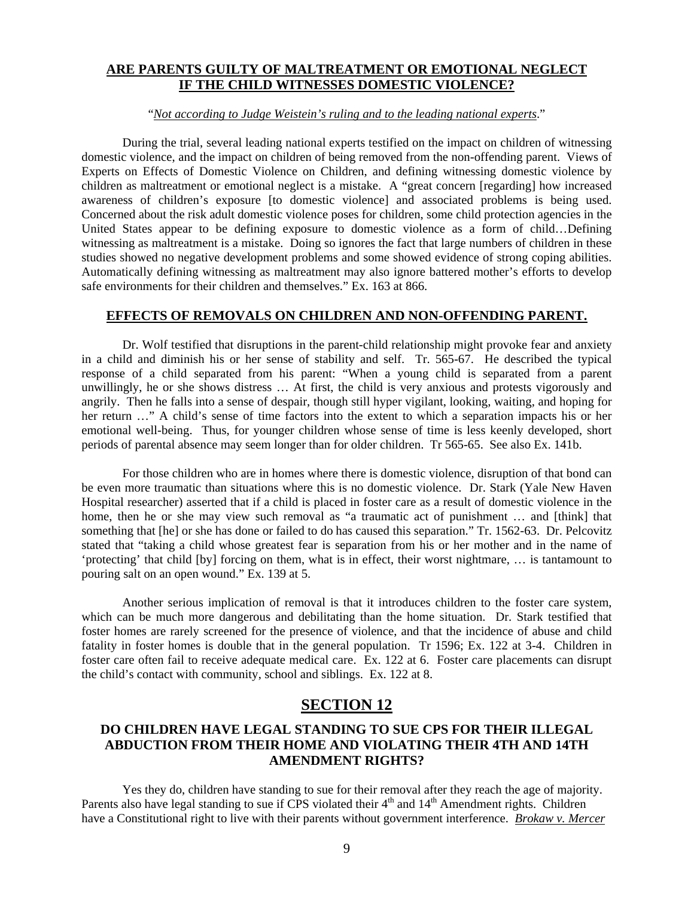## ARE PARENTS GUILTY OF MALTREATMENT OR EMOTIONAL NEGLECT IF THE CHILD WITNESSES DOMESTIC VIOLENCE?

"*Not according to Judge Weistein's ruling and to the leading national experts*."

During the trial, several leading national experts testified on the impact on children of witnessing domestic violence, and the impact on children of being removed from the non-offending parent. Views of Experts on Effects of Domestic Violence on Children, and defining witnessing domestic violence by children as maltreatment or emotional neglect is a mistake. A "great concern [regarding] how increased awareness of children's exposure [to domestic violence] and associated problems is being used. Concerned about the risk adult domestic violence poses for children, some child protection agencies in the United States appear to be defining exposure to domestic violence as a form of child…Defining witnessing as maltreatment is a mistake. Doing so ignores the fact that large numbers of children in these studies showed no negative development problems and some showed evidence of strong coping abilities. Automatically defining witnessing as maltreatment may also ignore battered mother's efforts to develop safe environments for their children and themselves." Ex. 163 at 866.

## EFFECTS OF REMOVALS ON CHILDREN AND NON-OFFENDING PARENT.

Dr. Wolf testified that disruptions in the parent-child relationship might provoke fear and anxiety in a child and diminish his or her sense of stability and self. Tr. 565-67. He described the typical response of a child separated from his parent: "When a young child is separated from a parent unwillingly, he or she shows distress … At first, the child is very anxious and protests vigorously and angrily. Then he falls into a sense of despair, though still hyper vigilant, looking, waiting, and hoping for her return …" A child's sense of time factors into the extent to which a separation impacts his or her emotional well-being. Thus, for younger children whose sense of time is less keenly developed, short periods of parental absence may seem longer than for older children. Tr 565-65. See also Ex. 141b.

For those children who are in homes where there is domestic violence, disruption of that bond can be even more traumatic than situations where this is no domestic violence. Dr. Stark (Yale New Haven Hospital researcher) asserted that if a child is placed in foster care as a result of domestic violence in the home, then he or she may view such removal as "a traumatic act of punishment … and [think] that something that [he] or she has done or failed to do has caused this separation." Tr. 1562-63. Dr. Pelcovitz stated that "taking a child whose greatest fear is separation from his or her mother and in the name of 'protecting' that child [by] forcing on them, what is in effect, their worst nightmare, … is tantamount to pouring salt on an open wound." Ex. 139 at 5.

Another serious implication of removal is that it introduces children to the foster care system, which can be much more dangerous and debilitating than the home situation. Dr. Stark testified that foster homes are rarely screened for the presence of violence, and that the incidence of abuse and child fatality in foster homes is double that in the general population. Tr 1596; Ex. 122 at 3-4. Children in foster care often fail to receive adequate medical care. Ex. 122 at 6. Foster care placements can disrupt the child's contact with community, school and siblings. Ex. 122 at 8.

# SECTION 12

## DO CHILDREN HAVE LEGAL STANDING TO SUE CPS FOR THEIR ILLEGAL ABDUCTION FROM THEIR HOME AND VIOLATING THEIR 4TH AND 14TH AMENDMENT RIGHTS?

Yes they do, children have standing to sue for their removal after they reach the age of majority. Parents also have legal standing to sue if CPS violated their 4th and 14th Amendment rights. Children have a Constitutional right to live with their parents without government interference. *Brokaw v. Mercer*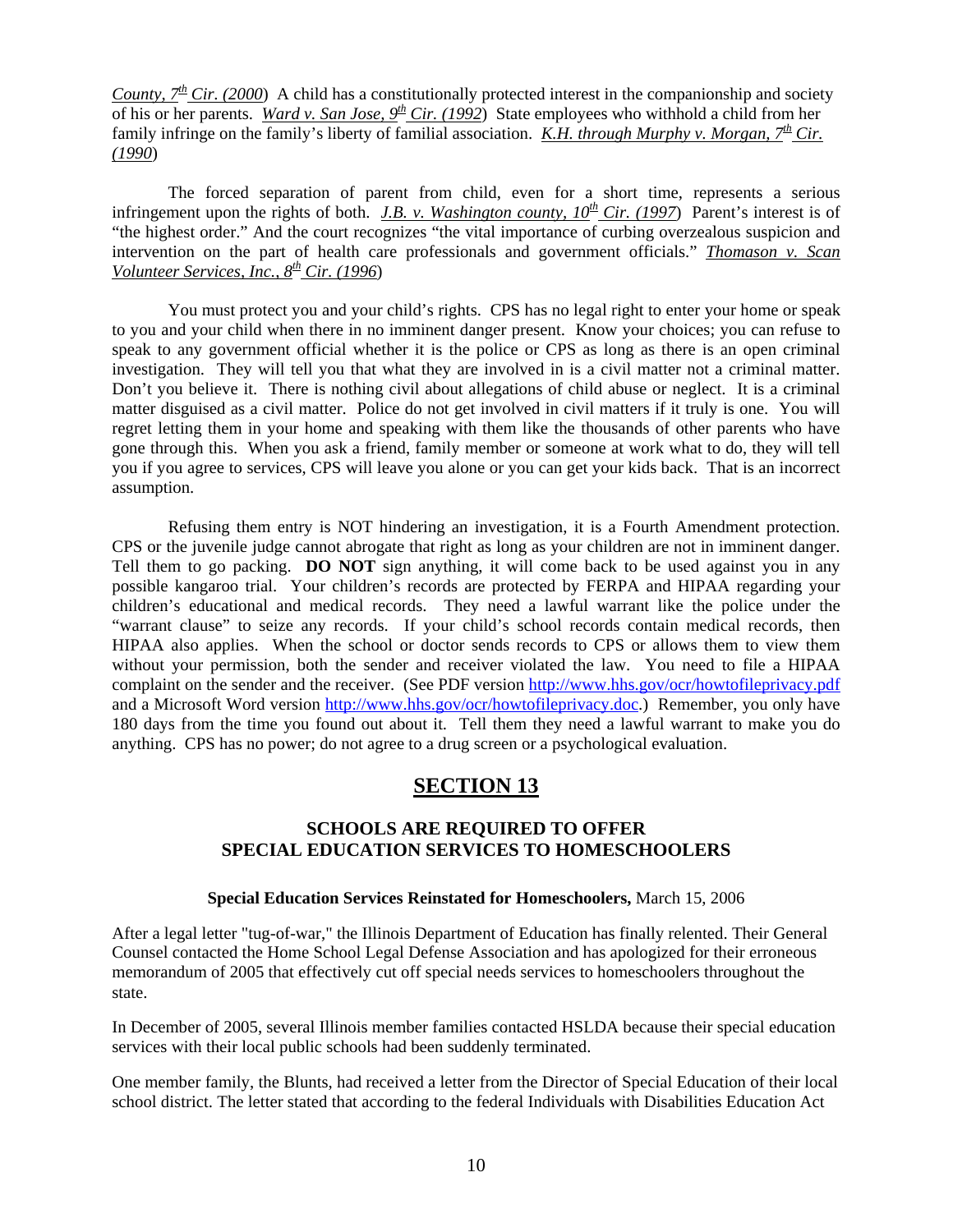County, 7th Cir. (2000) A child has a constitutionally protected interest in the companionship and society of his or her parents. Ward v. San Jose, 9th Cir. (1992) State employees who withhold a child from her family infringe on the family's liberty of familial association. K.H. through Murphy v. Morgan, 7th Cir. (1990)

The forced separation of parent from child, even for a short time, represents a serious infringement upon the rights of both. J.B. v. Washington county, 10th Cir. (1997) Parent's interest is of "the highest order." And the court recognizes "the vital importance of curbing overzealous suspicion and intervention on the part of health care professionals and government officials." Thomason v. Scan Volunteer Services, Inc., 8th Cir. (1996)

You must protect you and your child's rights. CPS has no legal right to enter your home or speak to you and your child when there in no imminent danger present. Know your choices; you can refuse to speak to any government official whether it is the police or CPS as long as there is an open criminal investigation. They will tell you that what they are involved in is a civil matter not a criminal matter. Don't you believe it. There is nothing civil about allegations of child abuse or neglect. It is a criminal matter disguised as a civil matter. Police do not get involved in civil matters if it truly is one. You will regret letting them in your home and speaking with them like the thousands of other parents who have gone through this. When you ask a friend, family member or someone at work what to do, they will tell you if you agree to services, CPS will leave you alone or you can get your kids back. That is an incorrect assumption.

Refusing them entry is NOT hindering an investigation, it is a Fourth Amendment protection. CPS or the juvenile judge cannot abrogate that right as long as your children are not in imminent danger. Tell them to go packing. **DO NOT** sign anything, it will come back to be used against you in any possible kangaroo trial. Your children's records are protected by FERPA and HIPAA regarding your children's educational and medical records. They need a lawful warrant like the police under the "warrant clause" to seize any records. If your child's school records contain medical records, then HIPAA also applies. When the school or doctor sends records to CPS or allows them to view them without your permission, both the sender and receiver violated the law. You need to file a HIPAA complaint on the sender and the receiver. (See PDF version http://www.hhs.gov/ocr/howtofileprivacy.pdf and a Microsoft Word version http://www.hhs.gov/ocr/howtofileprivacy.doc.) Remember, you only have 180 days from the time you found out about it. Tell them they need a lawful warrant to make you do anything. CPS has no power; do not agree to a drug screen or a psychological evaluation.

## SECTION 13

### SCHOOLS ARE REQUIRED TO OFFER SPECIAL EDUCATION SERVICES TO HOMESCHOOLERS

**Special Education Services Reinstated for Homeschoolers,** March 15, 2006

After a legal letter "tug-of-war," the Illinois Department of Education has finally relented. Their General Counsel contacted the Home School Legal Defense Association and has apologized for their erroneous memorandum of 2005 that effectively cut off special needs services to homeschoolers throughout the state.

In December of 2005, several Illinois member families contacted HSLDA because their special education services with their local public schools had been suddenly terminated.

One member family, the Blunts, had received a letter from the Director of Special Education of their local school district. The letter stated that according to the federal Individuals with Disabilities Education Act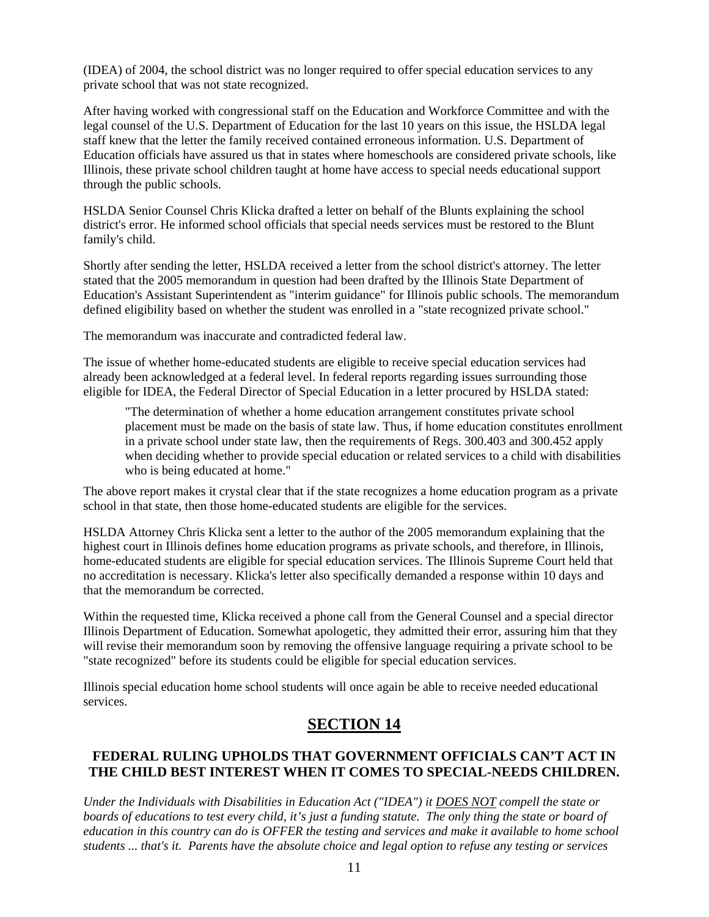(IDEA) of 2004, the school district was no longer required to offer special education services to any private school that was not state recognized.

After having worked with congressional staff on the Education and Workforce Committee and with the legal counsel of the U.S. Department of Education for the last 10 years on this issue, the HSLDA legal staff knew that the letter the family received contained erroneous information. U.S. Department of Education officials have assured us that in states where homeschools are considered private schools, like Illinois, these private school children taught at home have access to special needs educational support through the public schools.

HSLDA Senior Counsel Chris Klicka drafted a letter on behalf of the Blunts explaining the school district's error. He informed school officials that special needs services must be restored to the Blunt family's child.

Shortly after sending the letter, HSLDA received a letter from the school district's attorney. The letter stated that the 2005 memorandum in question had been drafted by the Illinois State Department of Education's Assistant Superintendent as "interim guidance" for Illinois public schools. The memorandum defined eligibility based on whether the student was enrolled in a "state recognized private school."

The memorandum was inaccurate and contradicted federal law.

The issue of whether home-educated students are eligible to receive special education services had already been acknowledged at a federal level. In federal reports regarding issues surrounding those eligible for IDEA, the Federal Director of Special Education in a letter procured by HSLDA stated:

> "The determination of whether a home education arrangement constitutes private school placement must be made on the basis of state law. Thus, if home education constitutes enrollment in a private school under state law, then the requirements of Regs. 300.403 and 300.452 apply when deciding whether to provide special education or related services to a child with disabilities who is being educated at home."

The above report makes it crystal clear that if the state recognizes a home education program as a private school in that state, then those home-educated students are eligible for the services.

HSLDA Attorney Chris Klicka sent a letter to the author of the 2005 memorandum explaining that the highest court in Illinois defines home education programs as private schools, and therefore, in Illinois, home-educated students are eligible for special education services. The Illinois Supreme Court held that no accreditation is necessary. Klicka's letter also specifically demanded a response within 10 days and that the memorandum be corrected.

Within the requested time, Klicka received a phone call from the General Counsel and a special director Illinois Department of Education. Somewhat apologetic, they admitted their error, assuring him that they will revise their memorandum soon by removing the offensive language requiring a private school to be "state recognized" before its students could be eligible for special education services.

Illinois special education home school students will once again be able to receive needed educational services.

## SECTION 14

### FEDERAL RULING UPHOLDS THAT GOVERNMENT OFFICIALS CAN'T ACT IN THE CHILD BEST INTEREST WHEN IT COMES TO SPECIAL-NEEDS CHILDREN.

*Under the Individuals with Disabilities in Education Act ("IDEA") it <u>DOES NOT</u> compell the state or boards of educations to test every child, it's just a funding statute. The only thing the state or board of education in this country can do is OFFER the testing and services and make it available to home school students ... that's it. Parents have the absolute choice and legal option to refuse any testing or services*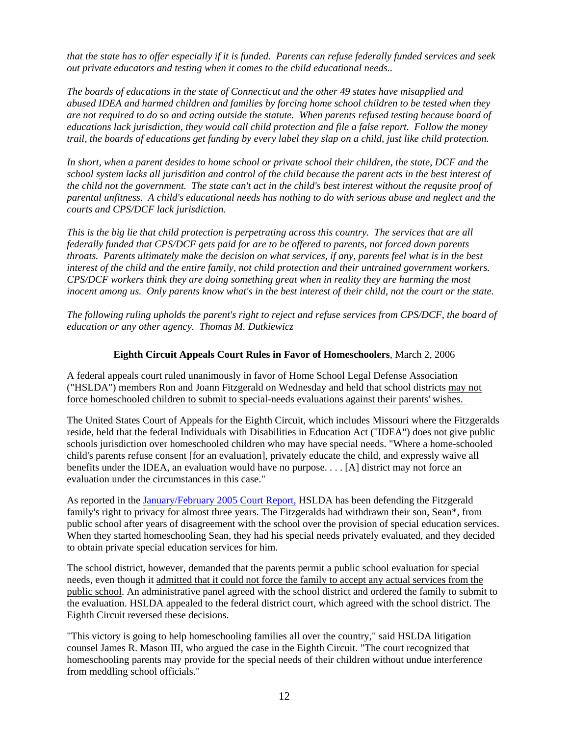*that the state has to offer especially if it is funded. Parents can refuse federally funded services and seek out private educators and testing when it comes to the child educational needs..*

*The boards of educations in the state of Connecticut and the other 49 states have misapplied and abused IDEA and harmed children and families by forcing home school children to be tested when they are not required to do so and acting outside the statute. When parents refused testing because board of educations lack jurisdiction, they would call child protection and file a false report. Follow the money trail, the boards of educations get funding by every label they slap on a child, just like child protection.*

*In short, when a parent desides to home school or private school their children, the state, DCF and the school system lacks all jurisdition and control of the child because the parent acts in the best interest of the child not the government. The state can't act in the child's best interest without the requsite proof of parental unfitness. A child's educational needs has nothing to do with serious abuse and neglect and the courts and CPS/DCF lack jurisdiction.*

*This is the big lie that child protection is perpetrating across this country. The services that are all federally funded that CPS/DCF gets paid for are to be offered to parents, not forced down parents throats. Parents ultimately make the decision on what services, if any, parents feel what is in the best interest of the child and the entire family, not child protection and their untrained government workers. CPS/DCF workers think they are doing something great when in reality they are harming the most inocent among us. Only parents know what's in the best interest of their child, not the court or the state.*

*The following ruling upholds the parent's right to reject and refuse services from CPS/DCF, the board of education or any other agency. Thomas M. Dutkiewicz*

**Eighth Circuit Appeals Court Rules in Favor of Homeschoolers**, March 2, 2006

A federal appeals court ruled unanimously in favor of Home School Legal Defense Association ("HSLDA") members Ron and Joann Fitzgerald on Wednesday and held that school districts may not force homeschooled children to submit to special-needs evaluations against their parents' wishes.

The United States Court of Appeals for the Eighth Circuit, which includes Missouri where the Fitzgeralds reside, held that the federal Individuals with Disabilities in Education Act ("IDEA") does not give public schools jurisdiction over homeschooled children who may have special needs. "Where a home-schooled child's parents refuse consent [for an evaluation], privately educate the child, and expressly waive all benefits under the IDEA, an evaluation would have no purpose. . . . [A] district may not force an evaluation under the circumstances in this case."

As reported in the January/February 2005 Court Report, HSLDA has been defending the Fitzgerald family's right to privacy for almost three years. The Fitzgeralds had withdrawn their son, Sean*, from public school after years of disagreement with the school over the provision of special education services. When they started homeschooling Sean, they had his special needs privately evaluated, and they decided to obtain private special education services for him.

The school district, however, demanded that the parents permit a public school evaluation for special needs, even though it admitted that it could not force the family to accept any actual services from the public school. An administrative panel agreed with the school district and ordered the family to submit to the evaluation. HSLDA appealed to the federal district court, which agreed with the school district. The Eighth Circuit reversed these decisions.

"This victory is going to help homeschooling families all over the country," said HSLDA litigation counsel James R. Mason III, who argued the case in the Eighth Circuit. "The court recognized that homeschooling parents may provide for the special needs of their children without undue interference from meddling school officials."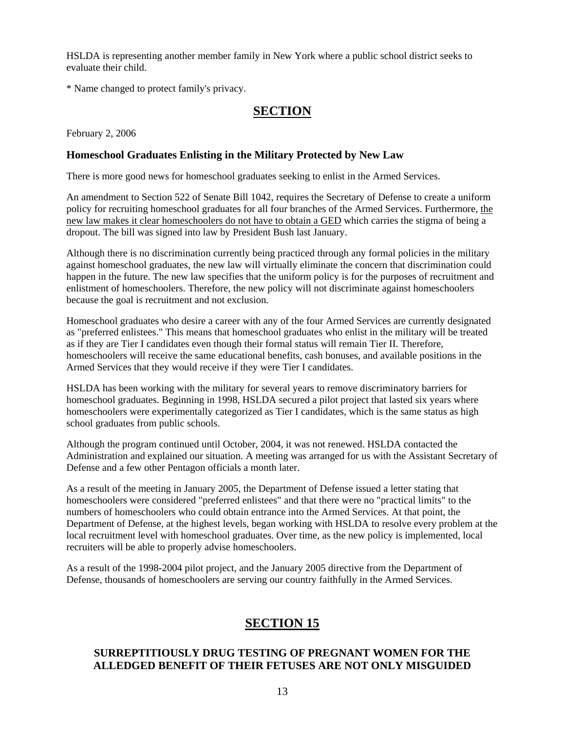HSLDA is representing another member family in New York where a public school district seeks to evaluate their child.

* Name changed to protect family's privacy.

## SECTION

February 2, 2006

### Homeschool Graduates Enlisting in the Military Protected by New Law

There is more good news for homeschool graduates seeking to enlist in the Armed Services.

An amendment to Section 522 of Senate Bill 1042, requires the Secretary of Defense to create a uniform policy for recruiting homeschool graduates for all four branches of the Armed Services. Furthermore, the new law makes it clear homeschoolers do not have to obtain a GED which carries the stigma of being a dropout. The bill was signed into law by President Bush last January.

Although there is no discrimination currently being practiced through any formal policies in the military against homeschool graduates, the new law will virtually eliminate the concern that discrimination could happen in the future. The new law specifies that the uniform policy is for the purposes of recruitment and enlistment of homeschoolers. Therefore, the new policy will not discriminate against homeschoolers because the goal is recruitment and not exclusion.

Homeschool graduates who desire a career with any of the four Armed Services are currently designated as "preferred enlistees." This means that homeschool graduates who enlist in the military will be treated as if they are Tier I candidates even though their formal status will remain Tier II. Therefore, homeschoolers will receive the same educational benefits, cash bonuses, and available positions in the Armed Services that they would receive if they were Tier I candidates.

HSLDA has been working with the military for several years to remove discriminatory barriers for homeschool graduates. Beginning in 1998, HSLDA secured a pilot project that lasted six years where homeschoolers were experimentally categorized as Tier I candidates, which is the same status as high school graduates from public schools.

Although the program continued until October, 2004, it was not renewed. HSLDA contacted the Administration and explained our situation. A meeting was arranged for us with the Assistant Secretary of Defense and a few other Pentagon officials a month later.

As a result of the meeting in January 2005, the Department of Defense issued a letter stating that homeschoolers were considered "preferred enlistees" and that there were no "practical limits" to the numbers of homeschoolers who could obtain entrance into the Armed Services. At that point, the Department of Defense, at the highest levels, began working with HSLDA to resolve every problem at the local recruitment level with homeschool graduates. Over time, as the new policy is implemented, local recruiters will be able to properly advise homeschoolers.

As a result of the 1998-2004 pilot project, and the January 2005 directive from the Department of Defense, thousands of homeschoolers are serving our country faithfully in the Armed Services.

## SECTION 15

### SURREPTITIOUSLY DRUG TESTING OF PREGNANT WOMEN FOR THE ALLEDGED BENEFIT OF THEIR FETUSES ARE NOT ONLY MISGUIDED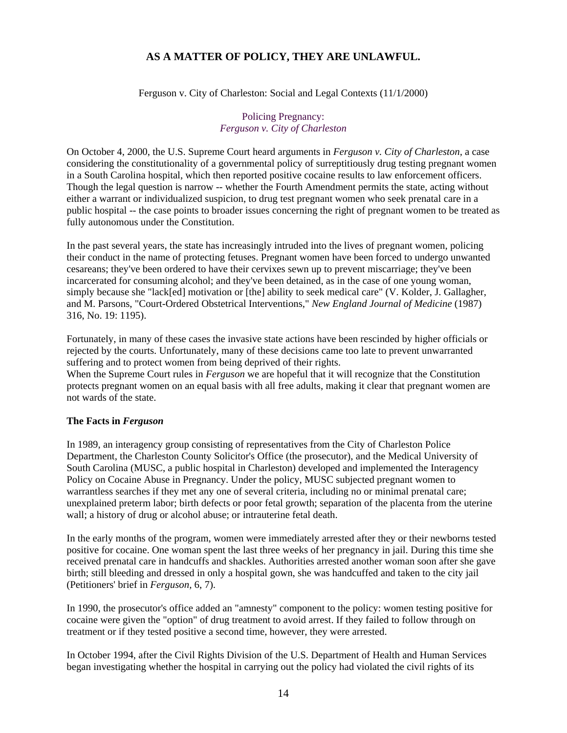## AS A MATTER OF POLICY, THEY ARE UNLAWFUL.

Ferguson v. City of Charleston: Social and Legal Contexts (11/1/2000)

Policing Pregnancy:
*Ferguson v. City of Charleston*

On October 4, 2000, the U.S. Supreme Court heard arguments in *Ferguson v. City of Charleston*, a case considering the constitutionality of a governmental policy of surreptitiously drug testing pregnant women in a South Carolina hospital, which then reported positive cocaine results to law enforcement officers. Though the legal question is narrow -- whether the Fourth Amendment permits the state, acting without either a warrant or individualized suspicion, to drug test pregnant women who seek prenatal care in a public hospital -- the case points to broader issues concerning the right of pregnant women to be treated as fully autonomous under the Constitution.

In the past several years, the state has increasingly intruded into the lives of pregnant women, policing their conduct in the name of protecting fetuses. Pregnant women have been forced to undergo unwanted cesareans; they've been ordered to have their cervixes sewn up to prevent miscarriage; they've been incarcerated for consuming alcohol; and they've been detained, as in the case of one young woman, simply because she "lack[ed] motivation or [the] ability to seek medical care" (V. Kolder, J. Gallagher, and M. Parsons, "Court-Ordered Obstetrical Interventions," *New England Journal of Medicine* (1987) 316, No. 19: 1195).

Fortunately, in many of these cases the invasive state actions have been rescinded by higher officials or rejected by the courts. Unfortunately, many of these decisions came too late to prevent unwarranted suffering and to protect women from being deprived of their rights.
When the Supreme Court rules in *Ferguson* we are hopeful that it will recognize that the Constitution protects pregnant women on an equal basis with all free adults, making it clear that pregnant women are not wards of the state.

**The Facts in *Ferguson***

In 1989, an interagency group consisting of representatives from the City of Charleston Police Department, the Charleston County Solicitor's Office (the prosecutor), and the Medical University of South Carolina (MUSC, a public hospital in Charleston) developed and implemented the Interagency Policy on Cocaine Abuse in Pregnancy. Under the policy, MUSC subjected pregnant women to warrantless searches if they met any one of several criteria, including no or minimal prenatal care; unexplained preterm labor; birth defects or poor fetal growth; separation of the placenta from the uterine wall; a history of drug or alcohol abuse; or intrauterine fetal death.

In the early months of the program, women were immediately arrested after they or their newborns tested positive for cocaine. One woman spent the last three weeks of her pregnancy in jail. During this time she received prenatal care in handcuffs and shackles. Authorities arrested another woman soon after she gave birth; still bleeding and dressed in only a hospital gown, she was handcuffed and taken to the city jail (Petitioners' brief in *Ferguson*, 6, 7).

In 1990, the prosecutor's office added an "amnesty" component to the policy: women testing positive for cocaine were given the "option" of drug treatment to avoid arrest. If they failed to follow through on treatment or if they tested positive a second time, however, they were arrested.

In October 1994, after the Civil Rights Division of the U.S. Department of Health and Human Services began investigating whether the hospital in carrying out the policy had violated the civil rights of its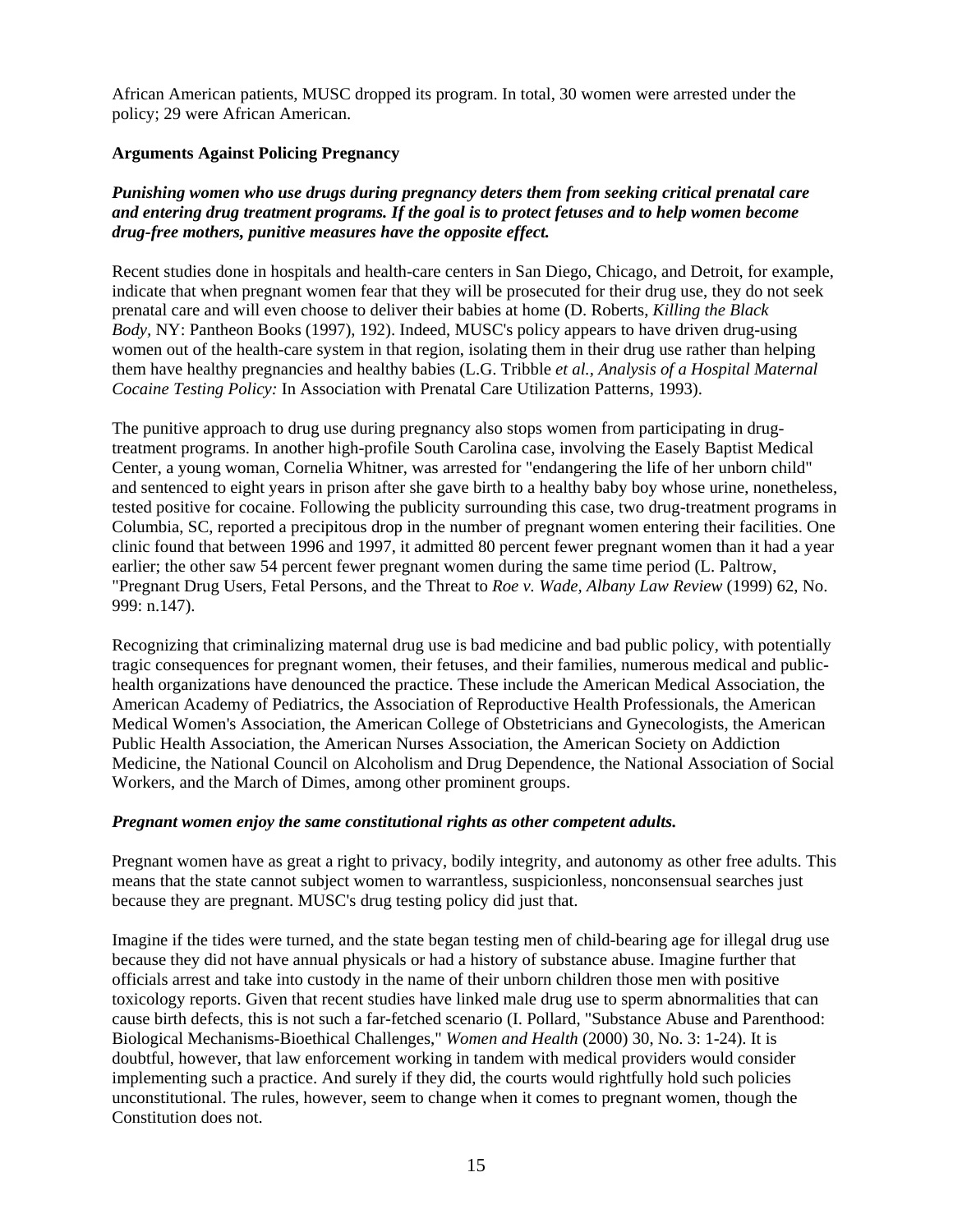African American patients, MUSC dropped its program. In total, 30 women were arrested under the policy; 29 were African American.

**Arguments Against Policing Pregnancy**

***Punishing women who use drugs during pregnancy deters them from seeking critical prenatal care and entering drug treatment programs. If the goal is to protect fetuses and to help women become drug-free mothers, punitive measures have the opposite effect.***

Recent studies done in hospitals and health-care centers in San Diego, Chicago, and Detroit, for example, indicate that when pregnant women fear that they will be prosecuted for their drug use, they do not seek prenatal care and will even choose to deliver their babies at home (D. Roberts, *Killing the Black Body,* NY: Pantheon Books (1997), 192). Indeed, MUSC's policy appears to have driven drug-using women out of the health-care system in that region, isolating them in their drug use rather than helping them have healthy pregnancies and healthy babies (L.G. Tribble *et al., Analysis of a Hospital Maternal Cocaine Testing Policy:* In Association with Prenatal Care Utilization Patterns, 1993).

The punitive approach to drug use during pregnancy also stops women from participating in drug-treatment programs. In another high-profile South Carolina case, involving the Easely Baptist Medical Center, a young woman, Cornelia Whitner, was arrested for "endangering the life of her unborn child" and sentenced to eight years in prison after she gave birth to a healthy baby boy whose urine, nonetheless, tested positive for cocaine. Following the publicity surrounding this case, two drug-treatment programs in Columbia, SC, reported a precipitous drop in the number of pregnant women entering their facilities. One clinic found that between 1996 and 1997, it admitted 80 percent fewer pregnant women than it had a year earlier; the other saw 54 percent fewer pregnant women during the same time period (L. Paltrow, "Pregnant Drug Users, Fetal Persons, and the Threat to *Roe v. Wade, Albany Law Review* (1999) 62, No. 999: n.147).

Recognizing that criminalizing maternal drug use is bad medicine and bad public policy, with potentially tragic consequences for pregnant women, their fetuses, and their families, numerous medical and public-health organizations have denounced the practice. These include the American Medical Association, the American Academy of Pediatrics, the Association of Reproductive Health Professionals, the American Medical Women's Association, the American College of Obstetricians and Gynecologists, the American Public Health Association, the American Nurses Association, the American Society on Addiction Medicine, the National Council on Alcoholism and Drug Dependence, the National Association of Social Workers, and the March of Dimes, among other prominent groups.

***Pregnant women enjoy the same constitutional rights as other competent adults.***

Pregnant women have as great a right to privacy, bodily integrity, and autonomy as other free adults. This means that the state cannot subject women to warrantless, suspicionless, nonconsensual searches just because they are pregnant. MUSC's drug testing policy did just that.

Imagine if the tides were turned, and the state began testing men of child-bearing age for illegal drug use because they did not have annual physicals or had a history of substance abuse. Imagine further that officials arrest and take into custody in the name of their unborn children those men with positive toxicology reports. Given that recent studies have linked male drug use to sperm abnormalities that can cause birth defects, this is not such a far-fetched scenario (I. Pollard, "Substance Abuse and Parenthood: Biological Mechanisms-Bioethical Challenges," *Women and Health* (2000) 30, No. 3: 1-24). It is doubtful, however, that law enforcement working in tandem with medical providers would consider implementing such a practice. And surely if they did, the courts would rightfully hold such policies unconstitutional. The rules, however, seem to change when it comes to pregnant women, though the Constitution does not.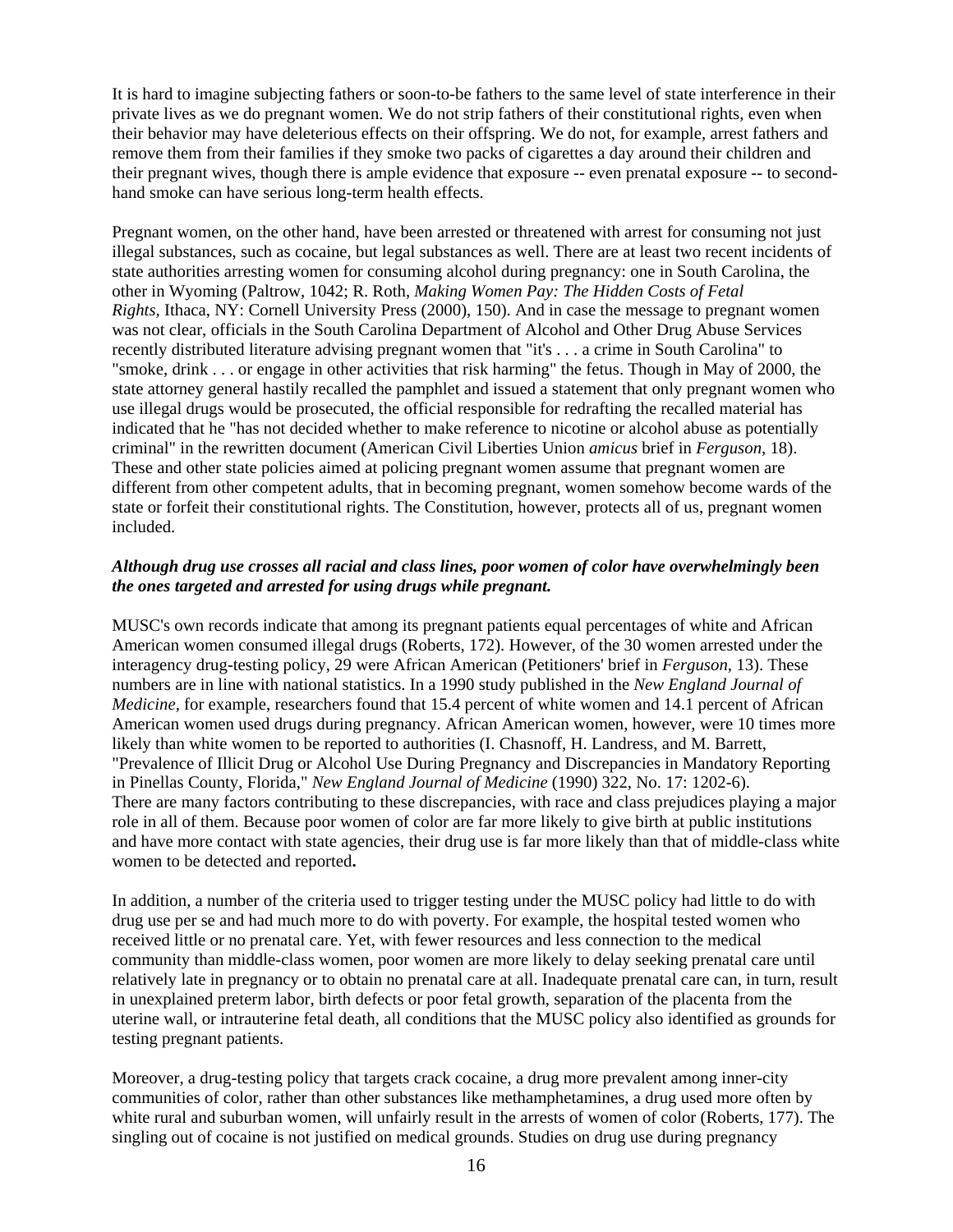It is hard to imagine subjecting fathers or soon-to-be fathers to the same level of state interference in their private lives as we do pregnant women. We do not strip fathers of their constitutional rights, even when their behavior may have deleterious effects on their offspring. We do not, for example, arrest fathers and remove them from their families if they smoke two packs of cigarettes a day around their children and their pregnant wives, though there is ample evidence that exposure -- even prenatal exposure -- to second-hand smoke can have serious long-term health effects.

Pregnant women, on the other hand, have been arrested or threatened with arrest for consuming not just illegal substances, such as cocaine, but legal substances as well. There are at least two recent incidents of state authorities arresting women for consuming alcohol during pregnancy: one in South Carolina, the other in Wyoming (Paltrow, 1042; R. Roth, *Making Women Pay: The Hidden Costs of Fetal Rights*, Ithaca, NY: Cornell University Press (2000), 150). And in case the message to pregnant women was not clear, officials in the South Carolina Department of Alcohol and Other Drug Abuse Services recently distributed literature advising pregnant women that "it's . . . a crime in South Carolina" to "smoke, drink . . . or engage in other activities that risk harming" the fetus. Though in May of 2000, the state attorney general hastily recalled the pamphlet and issued a statement that only pregnant women who use illegal drugs would be prosecuted, the official responsible for redrafting the recalled material has indicated that he "has not decided whether to make reference to nicotine or alcohol abuse as potentially criminal" in the rewritten document (American Civil Liberties Union *amicus* brief in *Ferguson*, 18). These and other state policies aimed at policing pregnant women assume that pregnant women are different from other competent adults, that in becoming pregnant, women somehow become wards of the state or forfeit their constitutional rights. The Constitution, however, protects all of us, pregnant women included.

***Although drug use crosses all racial and class lines, poor women of color have overwhelmingly been the ones targeted and arrested for using drugs while pregnant.***

MUSC's own records indicate that among its pregnant patients equal percentages of white and African American women consumed illegal drugs (Roberts, 172). However, of the 30 women arrested under the interagency drug-testing policy, 29 were African American (Petitioners' brief in *Ferguson*, 13). These numbers are in line with national statistics. In a 1990 study published in the *New England Journal of Medicine*, for example, researchers found that 15.4 percent of white women and 14.1 percent of African American women used drugs during pregnancy. African American women, however, were 10 times more likely than white women to be reported to authorities (I. Chasnoff, H. Landress, and M. Barrett, "Prevalence of Illicit Drug or Alcohol Use During Pregnancy and Discrepancies in Mandatory Reporting in Pinellas County, Florida," *New England Journal of Medicine* (1990) 322, No. 17: 1202-6). There are many factors contributing to these discrepancies, with race and class prejudices playing a major role in all of them. Because poor women of color are far more likely to give birth at public institutions and have more contact with state agencies, their drug use is far more likely than that of middle-class white women to be detected and reported.

In addition, a number of the criteria used to trigger testing under the MUSC policy had little to do with drug use per se and had much more to do with poverty. For example, the hospital tested women who received little or no prenatal care. Yet, with fewer resources and less connection to the medical community than middle-class women, poor women are more likely to delay seeking prenatal care until relatively late in pregnancy or to obtain no prenatal care at all. Inadequate prenatal care can, in turn, result in unexplained preterm labor, birth defects or poor fetal growth, separation of the placenta from the uterine wall, or intrauterine fetal death, all conditions that the MUSC policy also identified as grounds for testing pregnant patients.

Moreover, a drug-testing policy that targets crack cocaine, a drug more prevalent among inner-city communities of color, rather than other substances like methamphetamines, a drug used more often by white rural and suburban women, will unfairly result in the arrests of women of color (Roberts, 177). The singling out of cocaine is not justified on medical grounds. Studies on drug use during pregnancy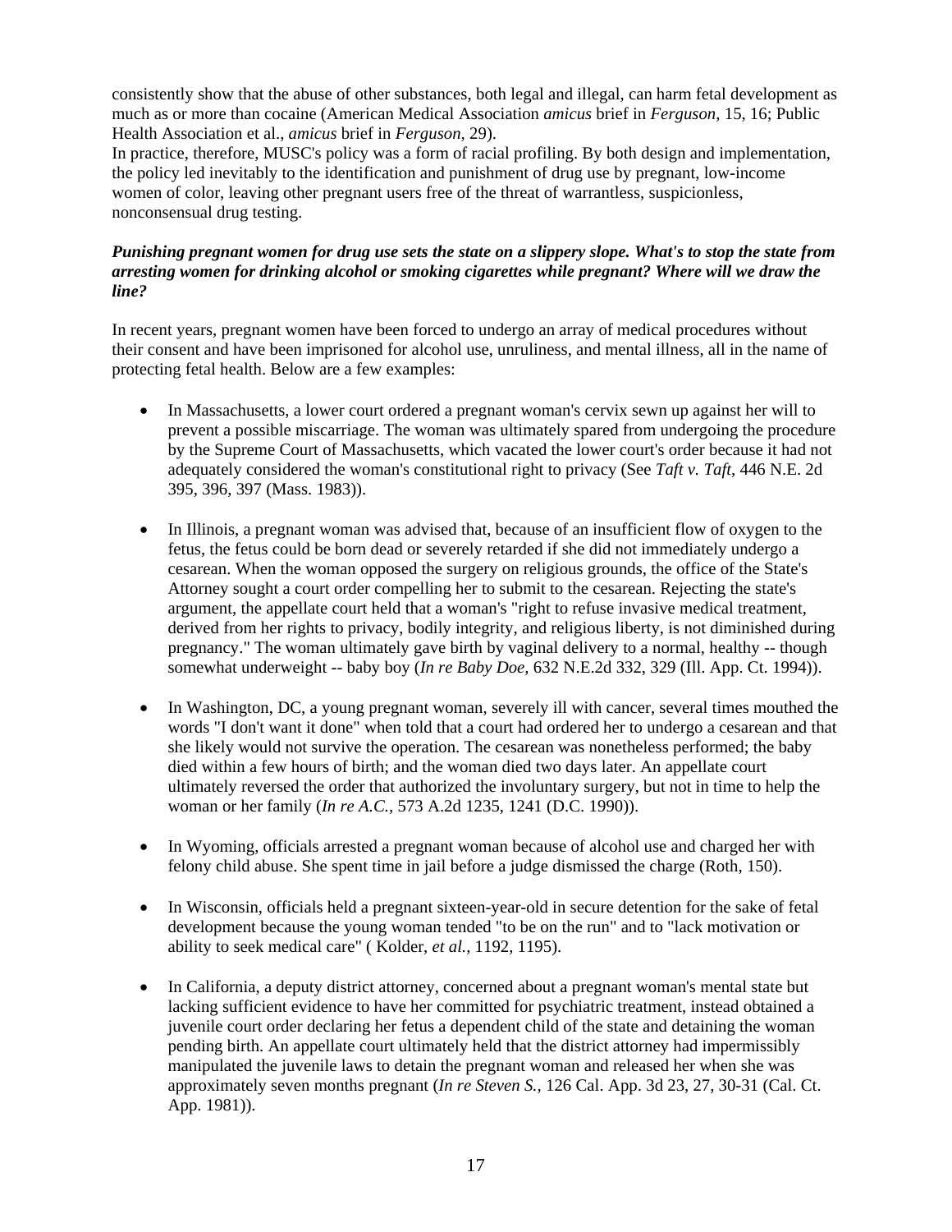consistently show that the abuse of other substances, both legal and illegal, can harm fetal development as much as or more than cocaine (American Medical Association *amicus* brief in *Ferguson,* 15, 16; Public Health Association et al., *amicus* brief in *Ferguson,* 29).

In practice, therefore, MUSC's policy was a form of racial profiling. By both design and implementation, the policy led inevitably to the identification and punishment of drug use by pregnant, low-income women of color, leaving other pregnant users free of the threat of warrantless, suspicionless, nonconsensual drug testing.

***Punishing pregnant women for drug use sets the state on a slippery slope. What's to stop the state from arresting women for drinking alcohol or smoking cigarettes while pregnant? Where will we draw the line?***

In recent years, pregnant women have been forced to undergo an array of medical procedures without their consent and have been imprisoned for alcohol use, unruliness, and mental illness, all in the name of protecting fetal health. Below are a few examples:

- In Massachusetts, a lower court ordered a pregnant woman's cervix sewn up against her will to prevent a possible miscarriage. The woman was ultimately spared from undergoing the procedure by the Supreme Court of Massachusetts, which vacated the lower court's order because it had not adequately considered the woman's constitutional right to privacy (See *Taft v. Taft,* 446 N.E. 2d 395, 396, 397 (Mass. 1983)).

- In Illinois, a pregnant woman was advised that, because of an insufficient flow of oxygen to the fetus, the fetus could be born dead or severely retarded if she did not immediately undergo a cesarean. When the woman opposed the surgery on religious grounds, the office of the State's Attorney sought a court order compelling her to submit to the cesarean. Rejecting the state's argument, the appellate court held that a woman's "right to refuse invasive medical treatment, derived from her rights to privacy, bodily integrity, and religious liberty, is not diminished during pregnancy." The woman ultimately gave birth by vaginal delivery to a normal, healthy -- though somewhat underweight -- baby boy (*In re Baby Doe,* 632 N.E.2d 332, 329 (Ill. App. Ct. 1994)).

- In Washington, DC, a young pregnant woman, severely ill with cancer, several times mouthed the words "I don't want it done" when told that a court had ordered her to undergo a cesarean and that she likely would not survive the operation. The cesarean was nonetheless performed; the baby died within a few hours of birth; and the woman died two days later. An appellate court ultimately reversed the order that authorized the involuntary surgery, but not in time to help the woman or her family (*In re A.C.,* 573 A.2d 1235, 1241 (D.C. 1990)).

- In Wyoming, officials arrested a pregnant woman because of alcohol use and charged her with felony child abuse. She spent time in jail before a judge dismissed the charge (Roth, 150).

- In Wisconsin, officials held a pregnant sixteen-year-old in secure detention for the sake of fetal development because the young woman tended "to be on the run" and to "lack motivation or ability to seek medical care" ( Kolder, *et al.,* 1192, 1195).

- In California, a deputy district attorney, concerned about a pregnant woman's mental state but lacking sufficient evidence to have her committed for psychiatric treatment, instead obtained a juvenile court order declaring her fetus a dependent child of the state and detaining the woman pending birth. An appellate court ultimately held that the district attorney had impermissibly manipulated the juvenile laws to detain the pregnant woman and released her when she was approximately seven months pregnant (*In re Steven S.,* 126 Cal. App. 3d 23, 27, 30-31 (Cal. Ct. App. 1981)).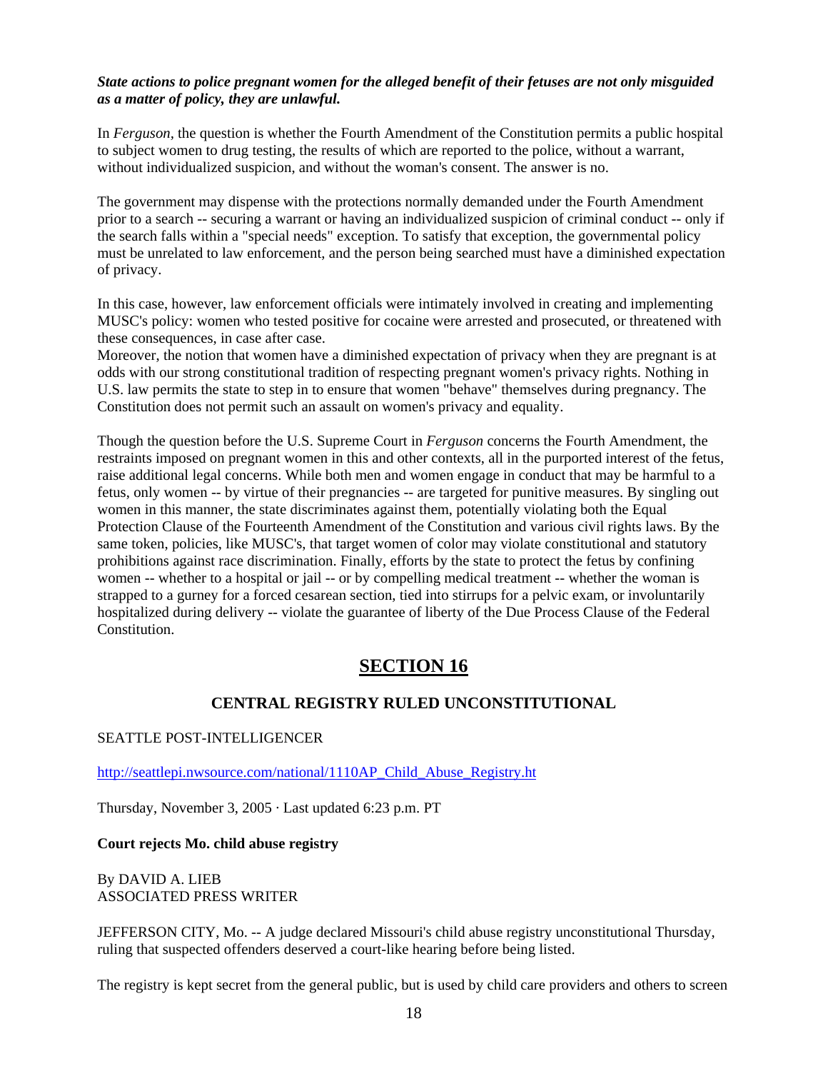***State actions to police pregnant women for the alleged benefit of their fetuses are not only misguided as a matter of policy, they are unlawful.***

In *Ferguson*, the question is whether the Fourth Amendment of the Constitution permits a public hospital to subject women to drug testing, the results of which are reported to the police, without a warrant, without individualized suspicion, and without the woman's consent. The answer is no.

The government may dispense with the protections normally demanded under the Fourth Amendment prior to a search -- securing a warrant or having an individualized suspicion of criminal conduct -- only if the search falls within a "special needs" exception. To satisfy that exception, the governmental policy must be unrelated to law enforcement, and the person being searched must have a diminished expectation of privacy.

In this case, however, law enforcement officials were intimately involved in creating and implementing MUSC's policy: women who tested positive for cocaine were arrested and prosecuted, or threatened with these consequences, in case after case.
Moreover, the notion that women have a diminished expectation of privacy when they are pregnant is at odds with our strong constitutional tradition of respecting pregnant women's privacy rights. Nothing in U.S. law permits the state to step in to ensure that women "behave" themselves during pregnancy. The Constitution does not permit such an assault on women's privacy and equality.

Though the question before the U.S. Supreme Court in *Ferguson* concerns the Fourth Amendment, the restraints imposed on pregnant women in this and other contexts, all in the purported interest of the fetus, raise additional legal concerns. While both men and women engage in conduct that may be harmful to a fetus, only women -- by virtue of their pregnancies -- are targeted for punitive measures. By singling out women in this manner, the state discriminates against them, potentially violating both the Equal Protection Clause of the Fourteenth Amendment of the Constitution and various civil rights laws. By the same token, policies, like MUSC's, that target women of color may violate constitutional and statutory prohibitions against race discrimination. Finally, efforts by the state to protect the fetus by confining women -- whether to a hospital or jail -- or by compelling medical treatment -- whether the woman is strapped to a gurney for a forced cesarean section, tied into stirrups for a pelvic exam, or involuntarily hospitalized during delivery -- violate the guarantee of liberty of the Due Process Clause of the Federal Constitution.

# SECTION 16

## CENTRAL REGISTRY RULED UNCONSTITUTIONAL

SEATTLE POST-INTELLIGENCER

http://seattlepi.nwsource.com/national/1110AP_Child_Abuse_Registry.ht

Thursday, November 3, 2005 · Last updated 6:23 p.m. PT

**Court rejects Mo. child abuse registry**

By DAVID A. LIEB
ASSOCIATED PRESS WRITER

JEFFERSON CITY, Mo. -- A judge declared Missouri's child abuse registry unconstitutional Thursday, ruling that suspected offenders deserved a court-like hearing before being listed.

The registry is kept secret from the general public, but is used by child care providers and others to screen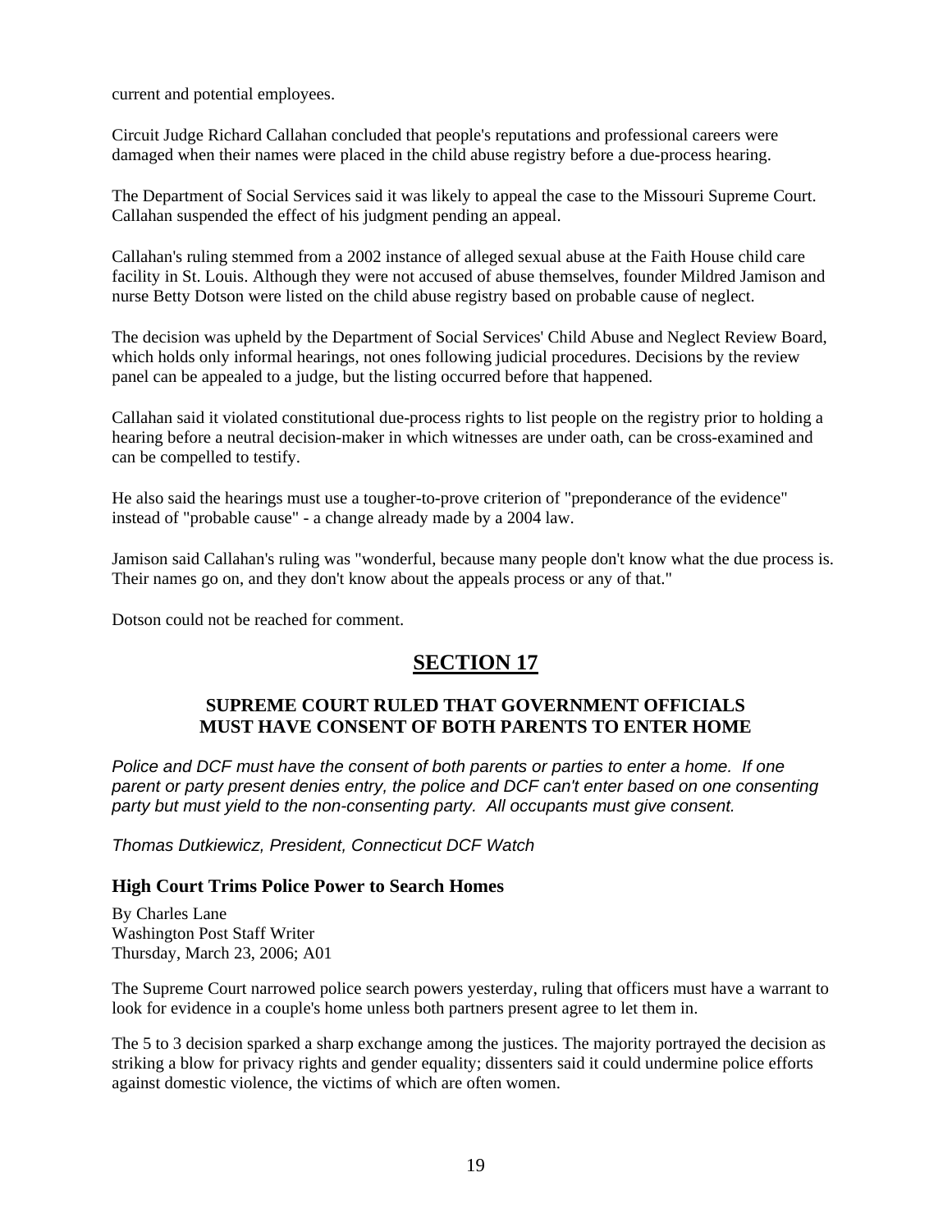current and potential employees.

Circuit Judge Richard Callahan concluded that people's reputations and professional careers were damaged when their names were placed in the child abuse registry before a due-process hearing.

The Department of Social Services said it was likely to appeal the case to the Missouri Supreme Court. Callahan suspended the effect of his judgment pending an appeal.

Callahan's ruling stemmed from a 2002 instance of alleged sexual abuse at the Faith House child care facility in St. Louis. Although they were not accused of abuse themselves, founder Mildred Jamison and nurse Betty Dotson were listed on the child abuse registry based on probable cause of neglect.

The decision was upheld by the Department of Social Services' Child Abuse and Neglect Review Board, which holds only informal hearings, not ones following judicial procedures. Decisions by the review panel can be appealed to a judge, but the listing occurred before that happened.

Callahan said it violated constitutional due-process rights to list people on the registry prior to holding a hearing before a neutral decision-maker in which witnesses are under oath, can be cross-examined and can be compelled to testify.

He also said the hearings must use a tougher-to-prove criterion of "preponderance of the evidence" instead of "probable cause" - a change already made by a 2004 law.

Jamison said Callahan's ruling was "wonderful, because many people don't know what the due process is. Their names go on, and they don't know about the appeals process or any of that."

Dotson could not be reached for comment.

# SECTION 17

## SUPREME COURT RULED THAT GOVERNMENT OFFICIALS MUST HAVE CONSENT OF BOTH PARENTS TO ENTER HOME

*Police and DCF must have the consent of both parents or parties to enter a home. If one parent or party present denies entry, the police and DCF can't enter based on one consenting party but must yield to the non-consenting party. All occupants must give consent.*

*Thomas Dutkiewicz, President, Connecticut DCF Watch*

### High Court Trims Police Power to Search Homes

By Charles Lane
Washington Post Staff Writer
Thursday, March 23, 2006; A01

The Supreme Court narrowed police search powers yesterday, ruling that officers must have a warrant to look for evidence in a couple's home unless both partners present agree to let them in.

The 5 to 3 decision sparked a sharp exchange among the justices. The majority portrayed the decision as striking a blow for privacy rights and gender equality; dissenters said it could undermine police efforts against domestic violence, the victims of which are often women.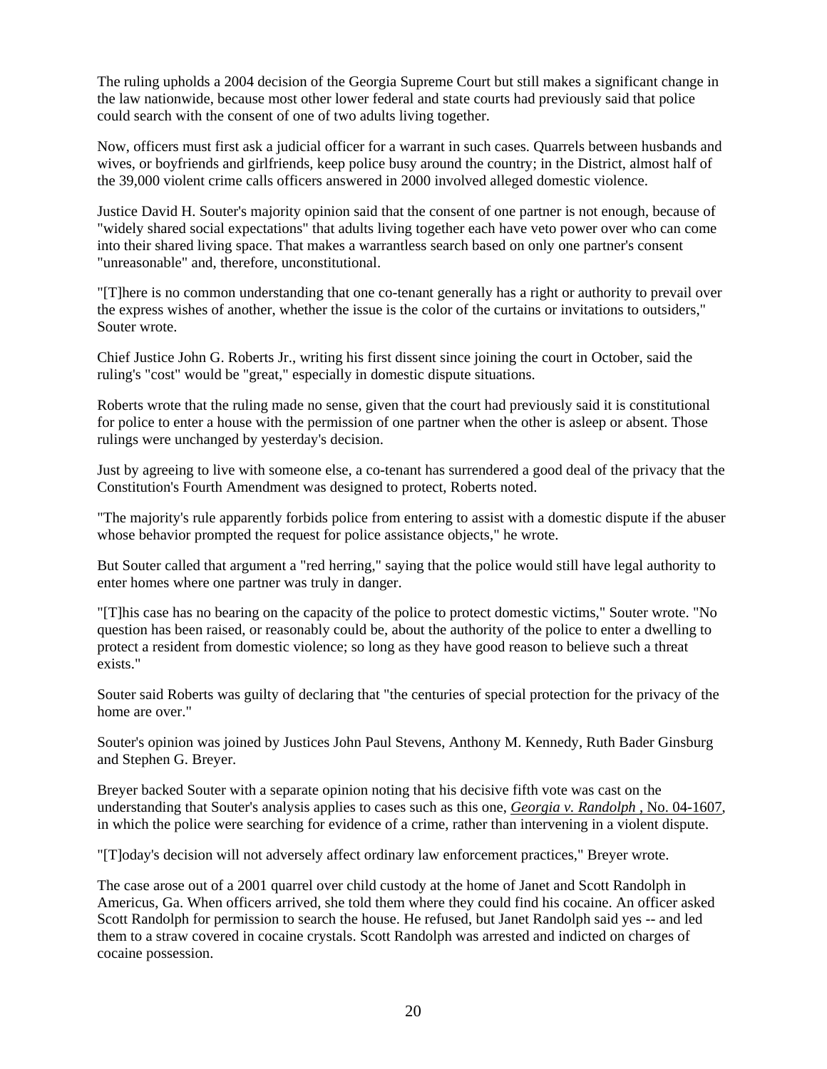The ruling upholds a 2004 decision of the Georgia Supreme Court but still makes a significant change in the law nationwide, because most other lower federal and state courts had previously said that police could search with the consent of one of two adults living together.

Now, officers must first ask a judicial officer for a warrant in such cases. Quarrels between husbands and wives, or boyfriends and girlfriends, keep police busy around the country; in the District, almost half of the 39,000 violent crime calls officers answered in 2000 involved alleged domestic violence.

Justice David H. Souter's majority opinion said that the consent of one partner is not enough, because of "widely shared social expectations" that adults living together each have veto power over who can come into their shared living space. That makes a warrantless search based on only one partner's consent "unreasonable" and, therefore, unconstitutional.

"[T]here is no common understanding that one co-tenant generally has a right or authority to prevail over the express wishes of another, whether the issue is the color of the curtains or invitations to outsiders," Souter wrote.

Chief Justice John G. Roberts Jr., writing his first dissent since joining the court in October, said the ruling's "cost" would be "great," especially in domestic dispute situations.

Roberts wrote that the ruling made no sense, given that the court had previously said it is constitutional for police to enter a house with the permission of one partner when the other is asleep or absent. Those rulings were unchanged by yesterday's decision.

Just by agreeing to live with someone else, a co-tenant has surrendered a good deal of the privacy that the Constitution's Fourth Amendment was designed to protect, Roberts noted.

"The majority's rule apparently forbids police from entering to assist with a domestic dispute if the abuser whose behavior prompted the request for police assistance objects," he wrote.

But Souter called that argument a "red herring," saying that the police would still have legal authority to enter homes where one partner was truly in danger.

"[T]his case has no bearing on the capacity of the police to protect domestic victims," Souter wrote. "No question has been raised, or reasonably could be, about the authority of the police to enter a dwelling to protect a resident from domestic violence; so long as they have good reason to believe such a threat exists."

Souter said Roberts was guilty of declaring that "the centuries of special protection for the privacy of the home are over."

Souter's opinion was joined by Justices John Paul Stevens, Anthony M. Kennedy, Ruth Bader Ginsburg and Stephen G. Breyer.

Breyer backed Souter with a separate opinion noting that his decisive fifth vote was cast on the understanding that Souter's analysis applies to cases such as this one, *Georgia v. Randolph* , No. 04-1607, in which the police were searching for evidence of a crime, rather than intervening in a violent dispute.

"[T]oday's decision will not adversely affect ordinary law enforcement practices," Breyer wrote.

The case arose out of a 2001 quarrel over child custody at the home of Janet and Scott Randolph in Americus, Ga. When officers arrived, she told them where they could find his cocaine. An officer asked Scott Randolph for permission to search the house. He refused, but Janet Randolph said yes -- and led them to a straw covered in cocaine crystals. Scott Randolph was arrested and indicted on charges of cocaine possession.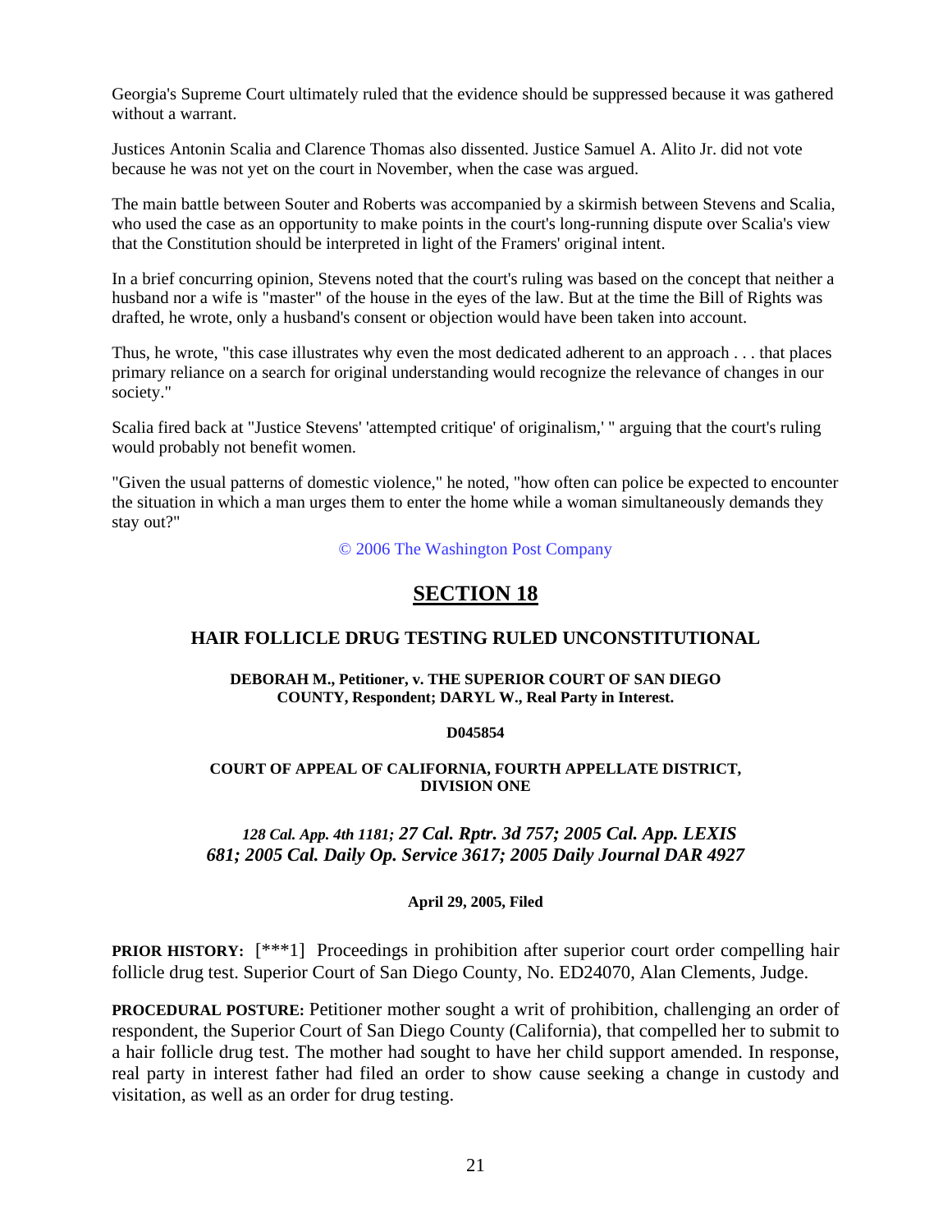Georgia's Supreme Court ultimately ruled that the evidence should be suppressed because it was gathered without a warrant.

Justices Antonin Scalia and Clarence Thomas also dissented. Justice Samuel A. Alito Jr. did not vote because he was not yet on the court in November, when the case was argued.

The main battle between Souter and Roberts was accompanied by a skirmish between Stevens and Scalia, who used the case as an opportunity to make points in the court's long-running dispute over Scalia's view that the Constitution should be interpreted in light of the Framers' original intent.

In a brief concurring opinion, Stevens noted that the court's ruling was based on the concept that neither a husband nor a wife is "master" of the house in the eyes of the law. But at the time the Bill of Rights was drafted, he wrote, only a husband's consent or objection would have been taken into account.

Thus, he wrote, "this case illustrates why even the most dedicated adherent to an approach . . . that places primary reliance on a search for original understanding would recognize the relevance of changes in our society."

Scalia fired back at "Justice Stevens' 'attempted critique' of originalism,' " arguing that the court's ruling would probably not benefit women.

"Given the usual patterns of domestic violence," he noted, "how often can police be expected to encounter the situation in which a man urges them to enter the home while a woman simultaneously demands they stay out?"

© 2006 The Washington Post Company

# SECTION 18

## HAIR FOLLICLE DRUG TESTING RULED UNCONSTITUTIONAL

**DEBORAH M., Petitioner, v. THE SUPERIOR COURT OF SAN DIEGO COUNTY, Respondent; DARYL W., Real Party in Interest.**

**D045854**

**COURT OF APPEAL OF CALIFORNIA, FOURTH APPELLATE DISTRICT, DIVISION ONE**

*128 Cal. App. 4th 1181; 27 Cal. Rptr. 3d 757; 2005 Cal. App. LEXIS 681; 2005 Cal. Daily Op. Service 3617; 2005 Daily Journal DAR 4927*

**April 29, 2005, Filed**

**PRIOR HISTORY:** [***1] Proceedings in prohibition after superior court order compelling hair follicle drug test. Superior Court of San Diego County, No. ED24070, Alan Clements, Judge.

**PROCEDURAL POSTURE:** Petitioner mother sought a writ of prohibition, challenging an order of respondent, the Superior Court of San Diego County (California), that compelled her to submit to a hair follicle drug test. The mother had sought to have her child support amended. In response, real party in interest father had filed an order to show cause seeking a change in custody and visitation, as well as an order for drug testing.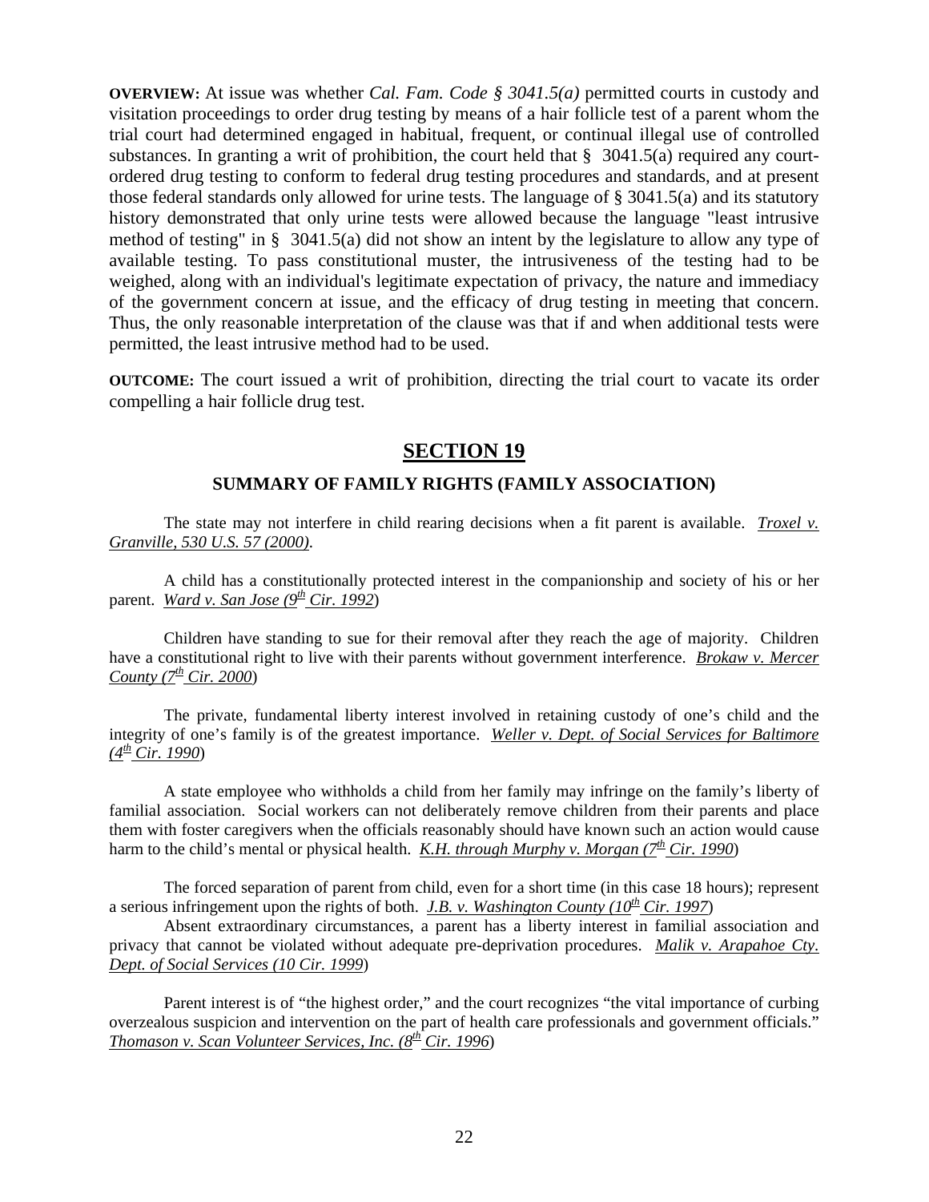**OVERVIEW:** At issue was whether *Cal. Fam. Code § 3041.5(a)* permitted courts in custody and visitation proceedings to order drug testing by means of a hair follicle test of a parent whom the trial court had determined engaged in habitual, frequent, or continual illegal use of controlled substances. In granting a writ of prohibition, the court held that § 3041.5(a) required any court-ordered drug testing to conform to federal drug testing procedures and standards, and at present those federal standards only allowed for urine tests. The language of § 3041.5(a) and its statutory history demonstrated that only urine tests were allowed because the language "least intrusive method of testing" in § 3041.5(a) did not show an intent by the legislature to allow any type of available testing. To pass constitutional muster, the intrusiveness of the testing had to be weighed, along with an individual's legitimate expectation of privacy, the nature and immediacy of the government concern at issue, and the efficacy of drug testing in meeting that concern. Thus, the only reasonable interpretation of the clause was that if and when additional tests were permitted, the least intrusive method had to be used.

**OUTCOME:** The court issued a writ of prohibition, directing the trial court to vacate its order compelling a hair follicle drug test.

## SECTION 19

### SUMMARY OF FAMILY RIGHTS (FAMILY ASSOCIATION)

The state may not interfere in child rearing decisions when a fit parent is available. *Troxel v. Granville, 530 U.S. 57 (2000)*.

A child has a constitutionally protected interest in the companionship and society of his or her parent. *Ward v. San Jose (9th Cir. 1992*)

Children have standing to sue for their removal after they reach the age of majority. Children have a constitutional right to live with their parents without government interference. *Brokaw v. Mercer County (7th Cir. 2000*)

The private, fundamental liberty interest involved in retaining custody of one's child and the integrity of one's family is of the greatest importance. *Weller v. Dept. of Social Services for Baltimore (4th Cir. 1990*)

A state employee who withholds a child from her family may infringe on the family's liberty of familial association. Social workers can not deliberately remove children from their parents and place them with foster caregivers when the officials reasonably should have known such an action would cause harm to the child's mental or physical health. *K.H. through Murphy v. Morgan (7th Cir. 1990*)

The forced separation of parent from child, even for a short time (in this case 18 hours); represent a serious infringement upon the rights of both. *J.B. v. Washington County (10th Cir. 1997*)

Absent extraordinary circumstances, a parent has a liberty interest in familial association and privacy that cannot be violated without adequate pre-deprivation procedures. *Malik v. Arapahoe Cty. Dept. of Social Services (10 Cir. 1999*)

Parent interest is of "the highest order," and the court recognizes "the vital importance of curbing overzealous suspicion and intervention on the part of health care professionals and government officials." *Thomason v. Scan Volunteer Services, Inc. (8th Cir. 1996*)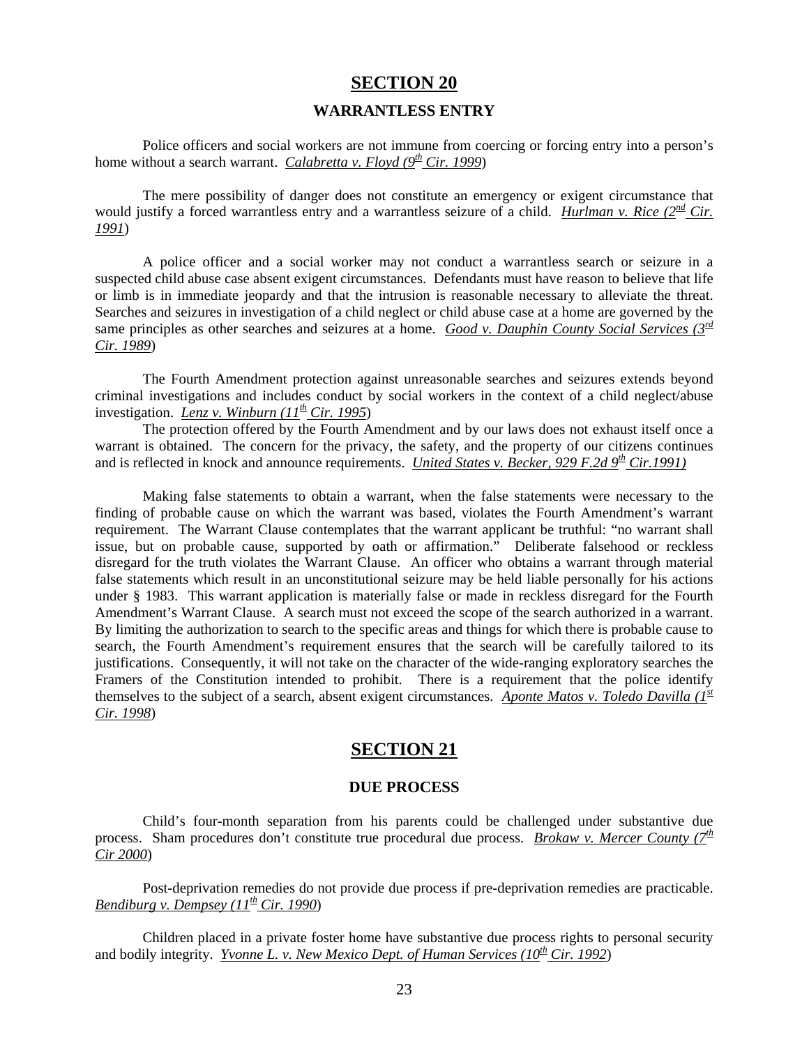# SECTION 20

## WARRANTLESS ENTRY

Police officers and social workers are not immune from coercing or forcing entry into a person's home without a search warrant. *Calabretta v. Floyd (9th Cir. 1999)*

The mere possibility of danger does not constitute an emergency or exigent circumstance that would justify a forced warrantless entry and a warrantless seizure of a child. *Hurlman v. Rice (2nd Cir. 1991)*

A police officer and a social worker may not conduct a warrantless search or seizure in a suspected child abuse case absent exigent circumstances. Defendants must have reason to believe that life or limb is in immediate jeopardy and that the intrusion is reasonable necessary to alleviate the threat. Searches and seizures in investigation of a child neglect or child abuse case at a home are governed by the same principles as other searches and seizures at a home. *Good v. Dauphin County Social Services (3rd Cir. 1989)*

The Fourth Amendment protection against unreasonable searches and seizures extends beyond criminal investigations and includes conduct by social workers in the context of a child neglect/abuse investigation. *Lenz v. Winburn (11th Cir. 1995)*

The protection offered by the Fourth Amendment and by our laws does not exhaust itself once a warrant is obtained. The concern for the privacy, the safety, and the property of our citizens continues and is reflected in knock and announce requirements. *United States v. Becker, 929 F.2d 9th Cir.1991)*

Making false statements to obtain a warrant, when the false statements were necessary to the finding of probable cause on which the warrant was based, violates the Fourth Amendment's warrant requirement. The Warrant Clause contemplates that the warrant applicant be truthful: "no warrant shall issue, but on probable cause, supported by oath or affirmation." Deliberate falsehood or reckless disregard for the truth violates the Warrant Clause. An officer who obtains a warrant through material false statements which result in an unconstitutional seizure may be held liable personally for his actions under § 1983. This warrant application is materially false or made in reckless disregard for the Fourth Amendment's Warrant Clause. A search must not exceed the scope of the search authorized in a warrant. By limiting the authorization to search to the specific areas and things for which there is probable cause to search, the Fourth Amendment's requirement ensures that the search will be carefully tailored to its justifications. Consequently, it will not take on the character of the wide-ranging exploratory searches the Framers of the Constitution intended to prohibit. There is a requirement that the police identify themselves to the subject of a search, absent exigent circumstances. *Aponte Matos v. Toledo Davilla (1st Cir. 1998)*

# SECTION 21

## DUE PROCESS

Child's four-month separation from his parents could be challenged under substantive due process. Sham procedures don't constitute true procedural due process. *Brokaw v. Mercer County (7th Cir 2000)*

Post-deprivation remedies do not provide due process if pre-deprivation remedies are practicable. *Bendiburg v. Dempsey (11th Cir. 1990)*

Children placed in a private foster home have substantive due process rights to personal security and bodily integrity. *Yvonne L. v. New Mexico Dept. of Human Services (10th Cir. 1992)*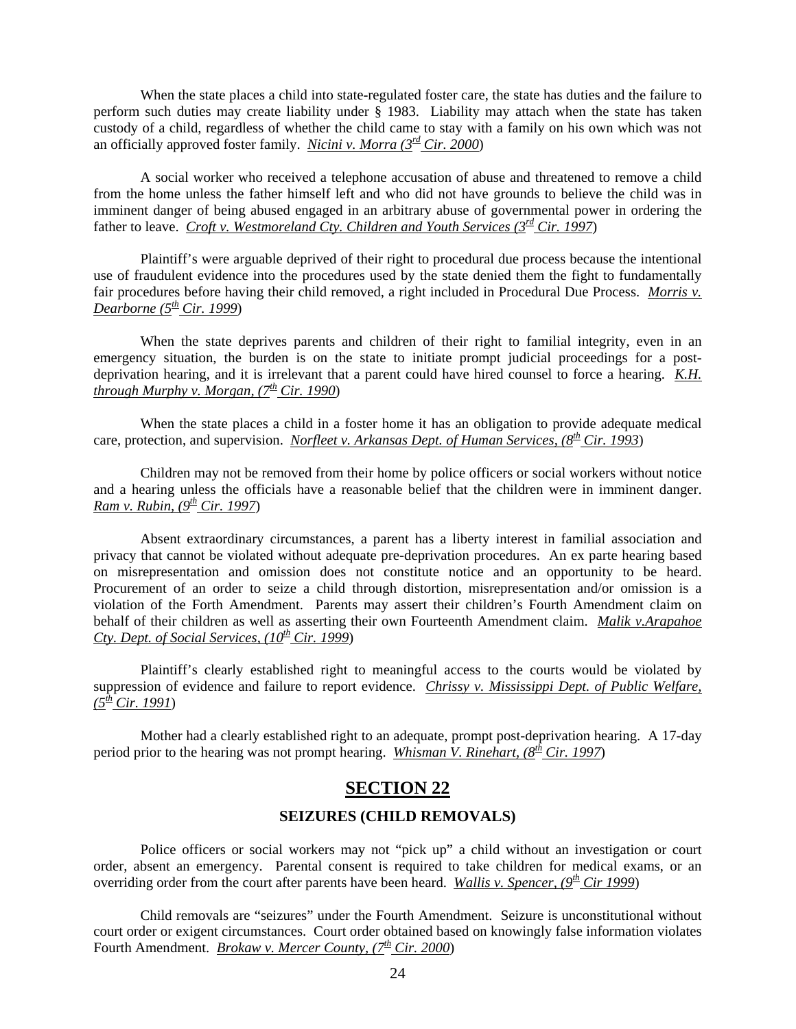When the state places a child into state-regulated foster care, the state has duties and the failure to perform such duties may create liability under § 1983. Liability may attach when the state has taken custody of a child, regardless of whether the child came to stay with a family on his own which was not an officially approved foster family. *Nicini v. Morra (3rd Cir. 2000)*

A social worker who received a telephone accusation of abuse and threatened to remove a child from the home unless the father himself left and who did not have grounds to believe the child was in imminent danger of being abused engaged in an arbitrary abuse of governmental power in ordering the father to leave. *Croft v. Westmoreland Cty. Children and Youth Services (3rd Cir. 1997)*

Plaintiff's were arguable deprived of their right to procedural due process because the intentional use of fraudulent evidence into the procedures used by the state denied them the fight to fundamentally fair procedures before having their child removed, a right included in Procedural Due Process. *Morris v. Dearborne (5th Cir. 1999)*

When the state deprives parents and children of their right to familial integrity, even in an emergency situation, the burden is on the state to initiate prompt judicial proceedings for a post-deprivation hearing, and it is irrelevant that a parent could have hired counsel to force a hearing. *K.H. through Murphy v. Morgan, (7th Cir. 1990)*

When the state places a child in a foster home it has an obligation to provide adequate medical care, protection, and supervision. *Norfleet v. Arkansas Dept. of Human Services, (8th Cir. 1993)*

Children may not be removed from their home by police officers or social workers without notice and a hearing unless the officials have a reasonable belief that the children were in imminent danger. *Ram v. Rubin, (9th Cir. 1997)*

Absent extraordinary circumstances, a parent has a liberty interest in familial association and privacy that cannot be violated without adequate pre-deprivation procedures. An ex parte hearing based on misrepresentation and omission does not constitute notice and an opportunity to be heard. Procurement of an order to seize a child through distortion, misrepresentation and/or omission is a violation of the Forth Amendment. Parents may assert their children's Fourth Amendment claim on behalf of their children as well as asserting their own Fourteenth Amendment claim. *Malik v.Arapahoe Cty. Dept. of Social Services, (10th Cir. 1999)*

Plaintiff's clearly established right to meaningful access to the courts would be violated by suppression of evidence and failure to report evidence. *Chrissy v. Mississippi Dept. of Public Welfare, (5th Cir. 1991)*

Mother had a clearly established right to an adequate, prompt post-deprivation hearing. A 17-day period prior to the hearing was not prompt hearing. *Whisman V. Rinehart, (8th Cir. 1997)*

## SECTION 22

### SEIZURES (CHILD REMOVALS)

Police officers or social workers may not "pick up" a child without an investigation or court order, absent an emergency. Parental consent is required to take children for medical exams, or an overriding order from the court after parents have been heard. *Wallis v. Spencer, (9th Cir 1999)*

Child removals are "seizures" under the Fourth Amendment. Seizure is unconstitutional without court order or exigent circumstances. Court order obtained based on knowingly false information violates Fourth Amendment. *Brokaw v. Mercer County, (7th Cir. 2000)*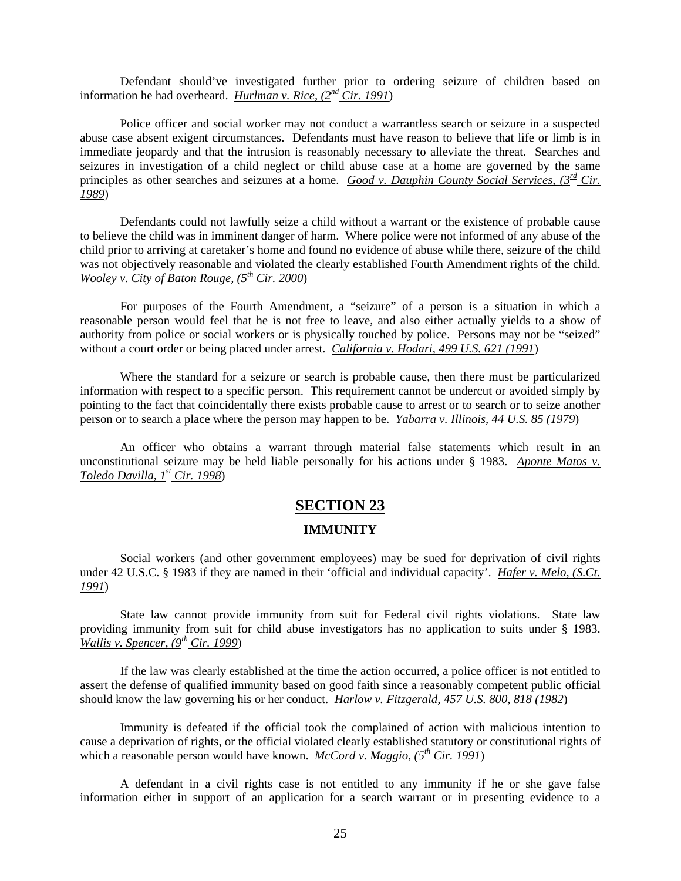Defendant should've investigated further prior to ordering seizure of children based on information he had overheard. *Hurlman v. Rice, (2nd Cir. 1991*)

Police officer and social worker may not conduct a warrantless search or seizure in a suspected abuse case absent exigent circumstances. Defendants must have reason to believe that life or limb is in immediate jeopardy and that the intrusion is reasonably necessary to alleviate the threat. Searches and seizures in investigation of a child neglect or child abuse case at a home are governed by the same principles as other searches and seizures at a home. *Good v. Dauphin County Social Services, (3rd Cir. 1989*)

Defendants could not lawfully seize a child without a warrant or the existence of probable cause to believe the child was in imminent danger of harm. Where police were not informed of any abuse of the child prior to arriving at caretaker's home and found no evidence of abuse while there, seizure of the child was not objectively reasonable and violated the clearly established Fourth Amendment rights of the child. *Wooley v. City of Baton Rouge, (5th Cir. 2000*)

For purposes of the Fourth Amendment, a "seizure" of a person is a situation in which a reasonable person would feel that he is not free to leave, and also either actually yields to a show of authority from police or social workers or is physically touched by police. Persons may not be "seized" without a court order or being placed under arrest. *California v. Hodari, 499 U.S. 621 (1991*)

Where the standard for a seizure or search is probable cause, then there must be particularized information with respect to a specific person. This requirement cannot be undercut or avoided simply by pointing to the fact that coincidentally there exists probable cause to arrest or to search or to seize another person or to search a place where the person may happen to be. *Yabarra v. Illinois, 44 U.S. 85 (1979*)

An officer who obtains a warrant through material false statements which result in an unconstitutional seizure may be held liable personally for his actions under § 1983. *Aponte Matos v. Toledo Davilla, 1st Cir. 1998*)

## SECTION 23

### IMMUNITY

Social workers (and other government employees) may be sued for deprivation of civil rights under 42 U.S.C. § 1983 if they are named in their 'official and individual capacity'. *Hafer v. Melo, (S.Ct. 1991*)

State law cannot provide immunity from suit for Federal civil rights violations. State law providing immunity from suit for child abuse investigators has no application to suits under § 1983. *Wallis v. Spencer, (9th Cir. 1999*)

If the law was clearly established at the time the action occurred, a police officer is not entitled to assert the defense of qualified immunity based on good faith since a reasonably competent public official should know the law governing his or her conduct. *Harlow v. Fitzgerald, 457 U.S. 800, 818 (1982*)

Immunity is defeated if the official took the complained of action with malicious intention to cause a deprivation of rights, or the official violated clearly established statutory or constitutional rights of which a reasonable person would have known. *McCord v. Maggio, (5th Cir. 1991*)

A defendant in a civil rights case is not entitled to any immunity if he or she gave false information either in support of an application for a search warrant or in presenting evidence to a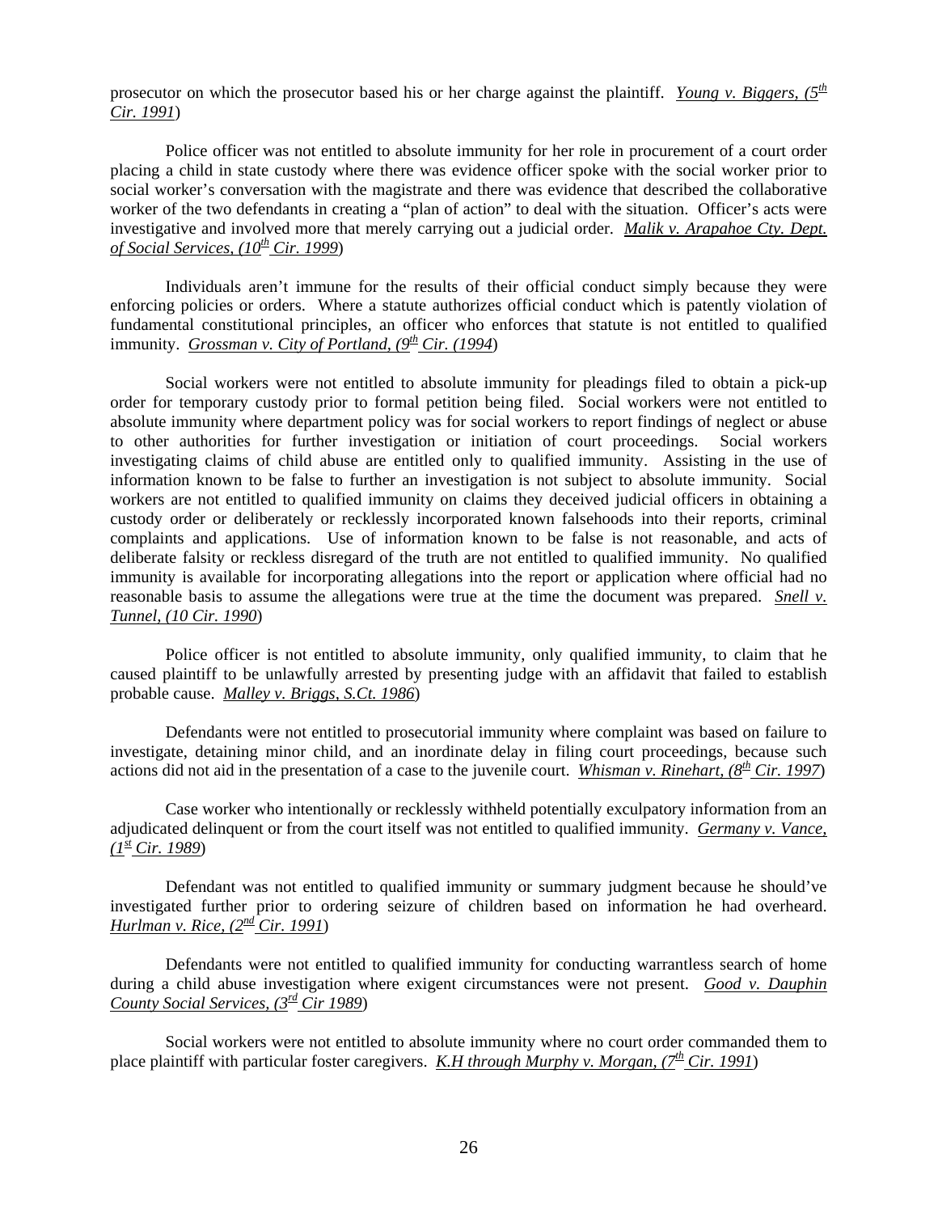prosecutor on which the prosecutor based his or her charge against the plaintiff. *Young v. Biggers, (5th Cir. 1991*)

Police officer was not entitled to absolute immunity for her role in procurement of a court order placing a child in state custody where there was evidence officer spoke with the social worker prior to social worker's conversation with the magistrate and there was evidence that described the collaborative worker of the two defendants in creating a "plan of action" to deal with the situation. Officer's acts were investigative and involved more that merely carrying out a judicial order. *Malik v. Arapahoe Cty. Dept. of Social Services, (10th Cir. 1999*)

Individuals aren't immune for the results of their official conduct simply because they were enforcing policies or orders. Where a statute authorizes official conduct which is patently violation of fundamental constitutional principles, an officer who enforces that statute is not entitled to qualified immunity. *Grossman v. City of Portland, (9th Cir. (1994*)

Social workers were not entitled to absolute immunity for pleadings filed to obtain a pick-up order for temporary custody prior to formal petition being filed. Social workers were not entitled to absolute immunity where department policy was for social workers to report findings of neglect or abuse to other authorities for further investigation or initiation of court proceedings. Social workers investigating claims of child abuse are entitled only to qualified immunity. Assisting in the use of information known to be false to further an investigation is not subject to absolute immunity. Social workers are not entitled to qualified immunity on claims they deceived judicial officers in obtaining a custody order or deliberately or recklessly incorporated known falsehoods into their reports, criminal complaints and applications. Use of information known to be false is not reasonable, and acts of deliberate falsity or reckless disregard of the truth are not entitled to qualified immunity. No qualified immunity is available for incorporating allegations into the report or application where official had no reasonable basis to assume the allegations were true at the time the document was prepared. *Snell v. Tunnel, (10 Cir. 1990*)

Police officer is not entitled to absolute immunity, only qualified immunity, to claim that he caused plaintiff to be unlawfully arrested by presenting judge with an affidavit that failed to establish probable cause. *Malley v. Briggs, S.Ct. 1986*)

Defendants were not entitled to prosecutorial immunity where complaint was based on failure to investigate, detaining minor child, and an inordinate delay in filing court proceedings, because such actions did not aid in the presentation of a case to the juvenile court. *Whisman v. Rinehart, (8th Cir. 1997*)

Case worker who intentionally or recklessly withheld potentially exculpatory information from an adjudicated delinquent or from the court itself was not entitled to qualified immunity. *Germany v. Vance, (1st Cir. 1989*)

Defendant was not entitled to qualified immunity or summary judgment because he should've investigated further prior to ordering seizure of children based on information he had overheard. *Hurlman v. Rice, (2nd Cir. 1991*)

Defendants were not entitled to qualified immunity for conducting warrantless search of home during a child abuse investigation where exigent circumstances were not present. *Good v. Dauphin County Social Services, (3rd Cir 1989*)

Social workers were not entitled to absolute immunity where no court order commanded them to place plaintiff with particular foster caregivers. *K.H through Murphy v. Morgan, (7th Cir. 1991*)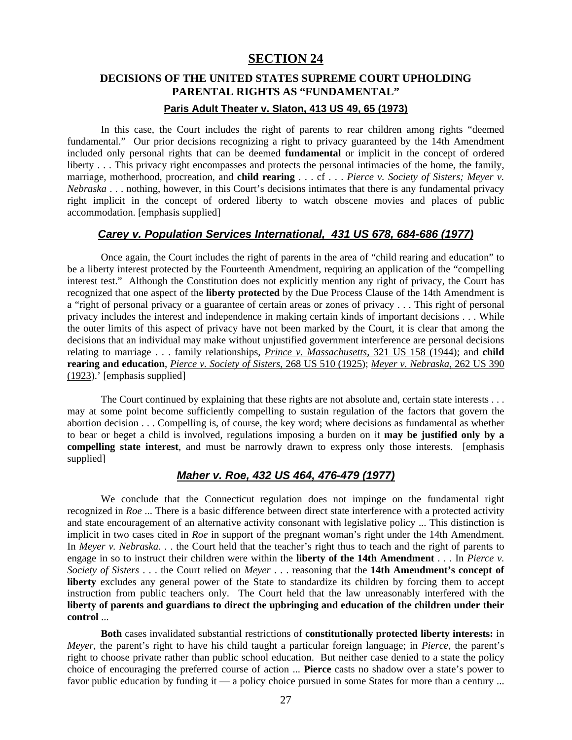# SECTION 24

## DECISIONS OF THE UNITED STATES SUPREME COURT UPHOLDING PARENTAL RIGHTS AS "FUNDAMENTAL"

### Paris Adult Theater v. Slaton, 413 US 49, 65 (1973)

In this case, the Court includes the right of parents to rear children among rights "deemed fundamental." Our prior decisions recognizing a right to privacy guaranteed by the 14th Amendment included only personal rights that can be deemed **fundamental** or implicit in the concept of ordered liberty . . . This privacy right encompasses and protects the personal intimacies of the home, the family, marriage, motherhood, procreation, and **child rearing** . . . cf . . . *Pierce v. Society of Sisters; Meyer v. Nebraska* . . . nothing, however, in this Court's decisions intimates that there is any fundamental privacy right implicit in the concept of ordered liberty to watch obscene movies and places of public accommodation. [emphasis supplied]

### *Carey v. Population Services International, 431 US 678, 684-686 (1977)*

Once again, the Court includes the right of parents in the area of "child rearing and education" to be a liberty interest protected by the Fourteenth Amendment, requiring an application of the "compelling interest test." Although the Constitution does not explicitly mention any right of privacy, the Court has recognized that one aspect of the **liberty protected** by the Due Process Clause of the 14th Amendment is a "right of personal privacy or a guarantee of certain areas or zones of privacy . . . This right of personal privacy includes the interest and independence in making certain kinds of important decisions . . . While the outer limits of this aspect of privacy have not been marked by the Court, it is clear that among the decisions that an individual may make without unjustified government interference are personal decisions relating to marriage . . . family relationships, *Prince v. Massachusetts*, 321 US 158 (1944); and **child rearing and education**, *Pierce v. Society of Sisters*, 268 US 510 (1925); *Meyer v. Nebraska*, 262 US 390 (1923).' [emphasis supplied]

The Court continued by explaining that these rights are not absolute and, certain state interests . . . may at some point become sufficiently compelling to sustain regulation of the factors that govern the abortion decision . . . Compelling is, of course, the key word; where decisions as fundamental as whether to bear or beget a child is involved, regulations imposing a burden on it **may be justified only by a compelling state interest**, and must be narrowly drawn to express only those interests. [emphasis supplied]

### *Maher v. Roe, 432 US 464, 476-479 (1977)*

We conclude that the Connecticut regulation does not impinge on the fundamental right recognized in *Roe* ... There is a basic difference between direct state interference with a protected activity and state encouragement of an alternative activity consonant with legislative policy ... This distinction is implicit in two cases cited in *Roe* in support of the pregnant woman's right under the 14th Amendment. In *Meyer v. Nebraska*. . . the Court held that the teacher's right thus to teach and the right of parents to engage in so to instruct their children were within the **liberty of the 14th Amendment** . . . In *Pierce v. Society of Sisters* . . . the Court relied on *Meyer* . . . reasoning that the **14th Amendment's concept of liberty** excludes any general power of the State to standardize its children by forcing them to accept instruction from public teachers only. The Court held that the law unreasonably interfered with the **liberty of parents and guardians to direct the upbringing and education of the children under their control** ...

**Both** cases invalidated substantial restrictions of **constitutionally protected liberty interests:** in *Meyer*, the parent's right to have his child taught a particular foreign language; in *Pierce*, the parent's right to choose private rather than public school education. But neither case denied to a state the policy choice of encouraging the preferred course of action ... **Pierce** casts no shadow over a state's power to favor public education by funding it — a policy choice pursued in some States for more than a century ...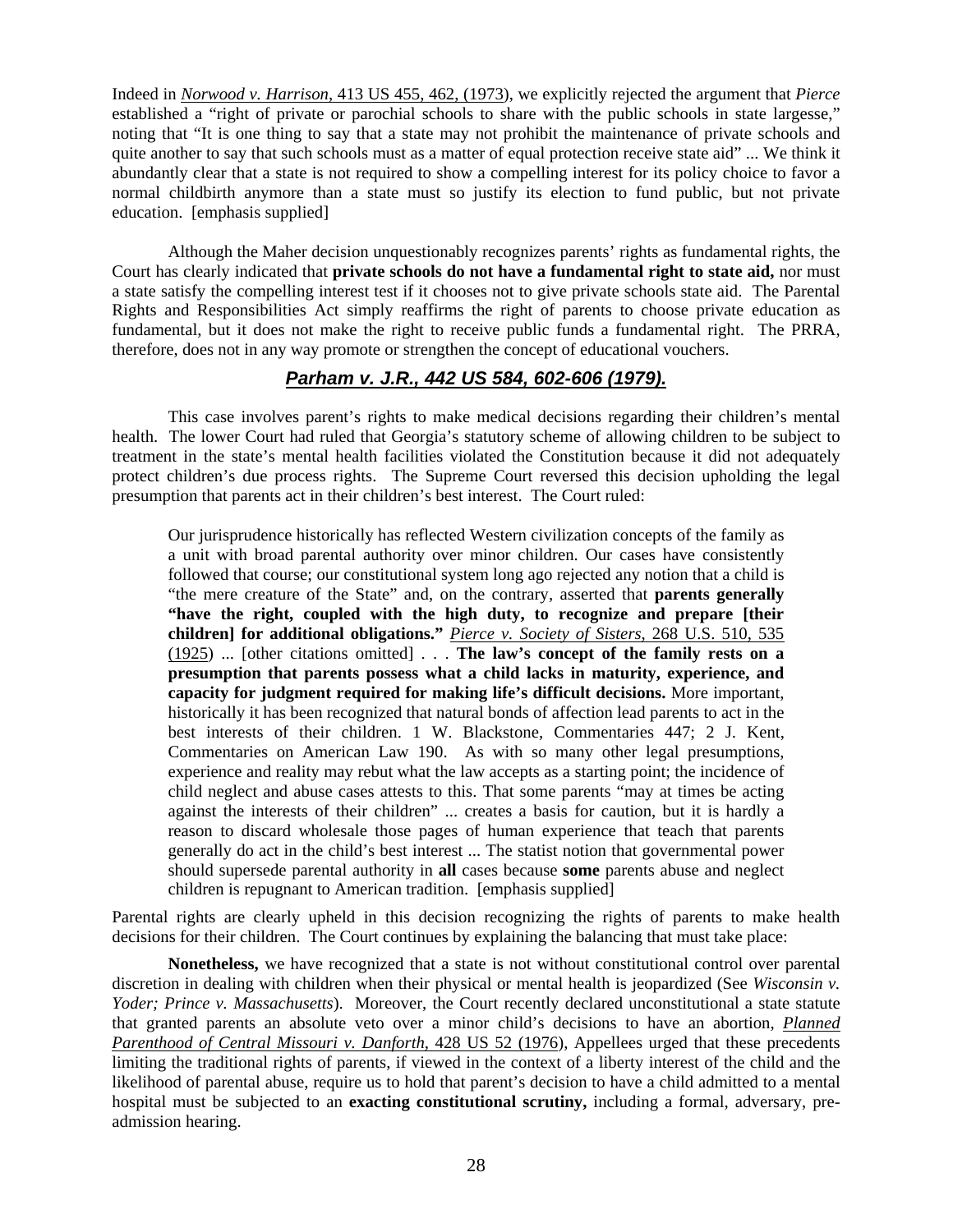Indeed in *Norwood v. Harrison*, 413 US 455, 462, (1973), we explicitly rejected the argument that *Pierce* established a "right of private or parochial schools to share with the public schools in state largesse," noting that "It is one thing to say that a state may not prohibit the maintenance of private schools and quite another to say that such schools must as a matter of equal protection receive state aid" ... We think it abundantly clear that a state is not required to show a compelling interest for its policy choice to favor a normal childbirth anymore than a state must so justify its election to fund public, but not private education. [emphasis supplied]

Although the Maher decision unquestionably recognizes parents' rights as fundamental rights, the Court has clearly indicated that **private schools do not have a fundamental right to state aid,** nor must a state satisfy the compelling interest test if it chooses not to give private schools state aid. The Parental Rights and Responsibilities Act simply reaffirms the right of parents to choose private education as fundamental, but it does not make the right to receive public funds a fundamental right. The PRRA, therefore, does not in any way promote or strengthen the concept of educational vouchers.

### ***Parham v. J.R., 442 US 584, 602-606 (1979).***

This case involves parent's rights to make medical decisions regarding their children's mental health. The lower Court had ruled that Georgia's statutory scheme of allowing children to be subject to treatment in the state's mental health facilities violated the Constitution because it did not adequately protect children's due process rights. The Supreme Court reversed this decision upholding the legal presumption that parents act in their children's best interest. The Court ruled:

> Our jurisprudence historically has reflected Western civilization concepts of the family as a unit with broad parental authority over minor children. Our cases have consistently followed that course; our constitutional system long ago rejected any notion that a child is "the mere creature of the State" and, on the contrary, asserted that **parents generally "have the right, coupled with the high duty, to recognize and prepare [their children] for additional obligations."** *Pierce v. Society of Sisters*, 268 U.S. 510, 535 (1925) ... [other citations omitted] . . . **The law's concept of the family rests on a presumption that parents possess what a child lacks in maturity, experience, and capacity for judgment required for making life's difficult decisions.** More important, historically it has been recognized that natural bonds of affection lead parents to act in the best interests of their children. 1 W. Blackstone, Commentaries 447; 2 J. Kent, Commentaries on American Law 190. As with so many other legal presumptions, experience and reality may rebut what the law accepts as a starting point; the incidence of child neglect and abuse cases attests to this. That some parents "may at times be acting against the interests of their children" ... creates a basis for caution, but it is hardly a reason to discard wholesale those pages of human experience that teach that parents generally do act in the child's best interest ... The statist notion that governmental power should supersede parental authority in **all** cases because **some** parents abuse and neglect children is repugnant to American tradition. [emphasis supplied]

Parental rights are clearly upheld in this decision recognizing the rights of parents to make health decisions for their children. The Court continues by explaining the balancing that must take place:

**Nonetheless,** we have recognized that a state is not without constitutional control over parental discretion in dealing with children when their physical or mental health is jeopardized (See *Wisconsin v. Yoder; Prince v. Massachusetts*). Moreover, the Court recently declared unconstitutional a state statute that granted parents an absolute veto over a minor child's decisions to have an abortion, *Planned Parenthood of Central Missouri v. Danforth*, 428 US 52 (1976), Appellees urged that these precedents limiting the traditional rights of parents, if viewed in the context of a liberty interest of the child and the likelihood of parental abuse, require us to hold that parent's decision to have a child admitted to a mental hospital must be subjected to an **exacting constitutional scrutiny,** including a formal, adversary, pre-admission hearing.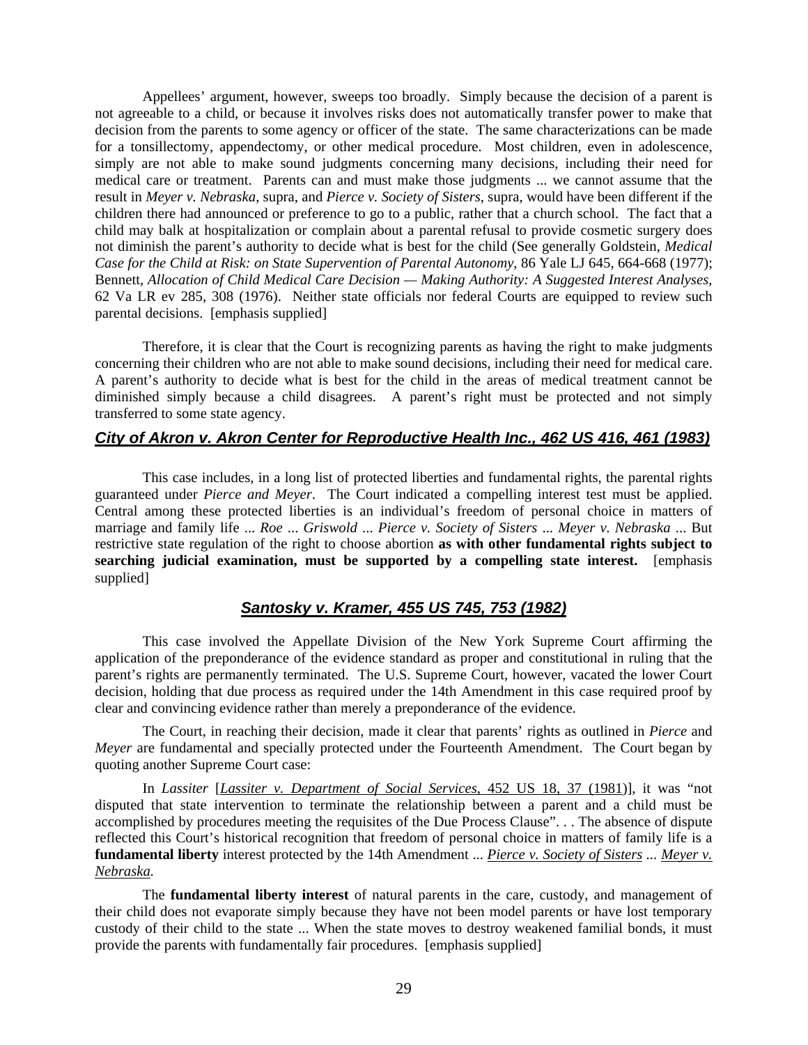Appellees' argument, however, sweeps too broadly. Simply because the decision of a parent is not agreeable to a child, or because it involves risks does not automatically transfer power to make that decision from the parents to some agency or officer of the state. The same characterizations can be made for a tonsillectomy, appendectomy, or other medical procedure. Most children, even in adolescence, simply are not able to make sound judgments concerning many decisions, including their need for medical care or treatment. Parents can and must make those judgments ... we cannot assume that the result in *Meyer v. Nebraska*, supra, and *Pierce v. Society of Sisters*, supra, would have been different if the children there had announced or preference to go to a public, rather that a church school. The fact that a child may balk at hospitalization or complain about a parental refusal to provide cosmetic surgery does not diminish the parent's authority to decide what is best for the child (See generally Goldstein, *Medical Case for the Child at Risk: on State Supervention of Parental Autonomy*, 86 Yale LJ 645, 664-668 (1977); Bennett, *Allocation of Child Medical Care Decision — Making Authority: A Suggested Interest Analyses*, 62 Va LR ev 285, 308 (1976). Neither state officials nor federal Courts are equipped to review such parental decisions. [emphasis supplied]

Therefore, it is clear that the Court is recognizing parents as having the right to make judgments concerning their children who are not able to make sound decisions, including their need for medical care. A parent's authority to decide what is best for the child in the areas of medical treatment cannot be diminished simply because a child disagrees. A parent's right must be protected and not simply transferred to some state agency.

## ***City of Akron v. Akron Center for Reproductive Health Inc., 462 US 416, 461 (1983)***

This case includes, in a long list of protected liberties and fundamental rights, the parental rights guaranteed under *Pierce and Meyer*. The Court indicated a compelling interest test must be applied. Central among these protected liberties is an individual's freedom of personal choice in matters of marriage and family life ... *Roe* ... *Griswold* ... *Pierce v. Society of Sisters* ... *Meyer v. Nebraska* ... But restrictive state regulation of the right to choose abortion **as with other fundamental rights subject to searching judicial examination, must be supported by a compelling state interest.** [emphasis supplied]

## ***Santosky v. Kramer, 455 US 745, 753 (1982)***

This case involved the Appellate Division of the New York Supreme Court affirming the application of the preponderance of the evidence standard as proper and constitutional in ruling that the parent's rights are permanently terminated. The U.S. Supreme Court, however, vacated the lower Court decision, holding that due process as required under the 14th Amendment in this case required proof by clear and convincing evidence rather than merely a preponderance of the evidence.

The Court, in reaching their decision, made it clear that parents' rights as outlined in *Pierce* and *Meyer* are fundamental and specially protected under the Fourteenth Amendment. The Court began by quoting another Supreme Court case:

In *Lassiter* [*Lassiter v. Department of Social Services*, 452 US 18, 37 (1981)], it was "not disputed that state intervention to terminate the relationship between a parent and a child must be accomplished by procedures meeting the requisites of the Due Process Clause". . . The absence of dispute reflected this Court's historical recognition that freedom of personal choice in matters of family life is a **fundamental liberty** interest protected by the 14th Amendment ... *Pierce v. Society of Sisters* ... *Meyer v. Nebraska*.

The **fundamental liberty interest** of natural parents in the care, custody, and management of their child does not evaporate simply because they have not been model parents or have lost temporary custody of their child to the state ... When the state moves to destroy weakened familial bonds, it must provide the parents with fundamentally fair procedures. [emphasis supplied]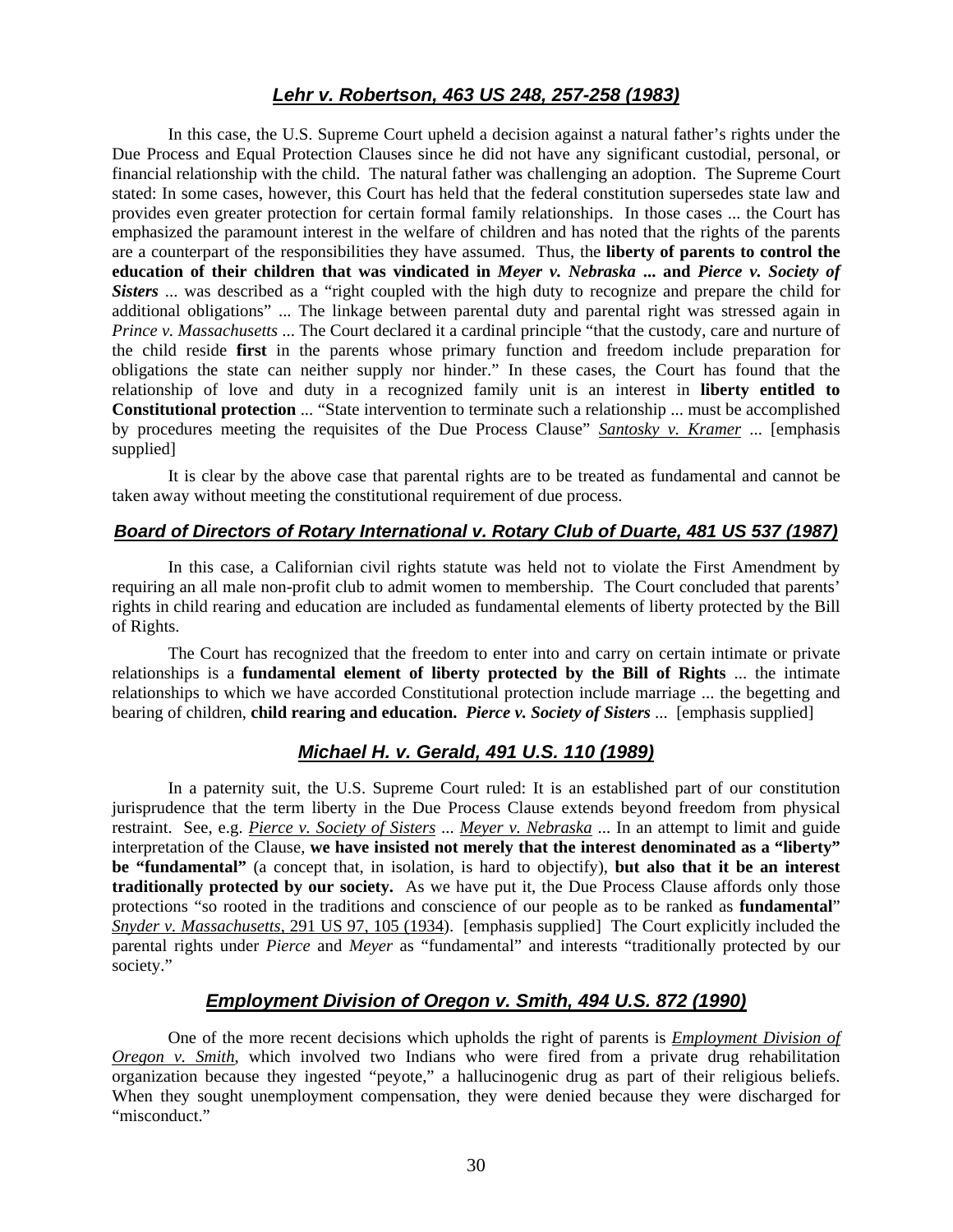### ***Lehr v. Robertson, 463 US 248, 257-258 (1983)***

In this case, the U.S. Supreme Court upheld a decision against a natural father's rights under the Due Process and Equal Protection Clauses since he did not have any significant custodial, personal, or financial relationship with the child. The natural father was challenging an adoption. The Supreme Court stated: In some cases, however, this Court has held that the federal constitution supersedes state law and provides even greater protection for certain formal family relationships. In those cases ... the Court has emphasized the paramount interest in the welfare of children and has noted that the rights of the parents are a counterpart of the responsibilities they have assumed. Thus, the **liberty of parents to control the education of their children that was vindicated in *Meyer v. Nebraska* ... and *Pierce v. Society of Sisters*** ... was described as a "right coupled with the high duty to recognize and prepare the child for additional obligations" ... The linkage between parental duty and parental right was stressed again in *Prince v. Massachusetts* ... The Court declared it a cardinal principle "that the custody, care and nurture of the child reside **first** in the parents whose primary function and freedom include preparation for obligations the state can neither supply nor hinder." In these cases, the Court has found that the relationship of love and duty in a recognized family unit is an interest in **liberty entitled to Constitutional protection** ... "State intervention to terminate such a relationship ... must be accomplished by procedures meeting the requisites of the Due Process Clause" *Santosky v. Kramer* ... [emphasis supplied]

It is clear by the above case that parental rights are to be treated as fundamental and cannot be taken away without meeting the constitutional requirement of due process.

### ***Board of Directors of Rotary International v. Rotary Club of Duarte, 481 US 537 (1987)***

In this case, a Californian civil rights statute was held not to violate the First Amendment by requiring an all male non-profit club to admit women to membership. The Court concluded that parents' rights in child rearing and education are included as fundamental elements of liberty protected by the Bill of Rights.

The Court has recognized that the freedom to enter into and carry on certain intimate or private relationships is a **fundamental element of liberty protected by the Bill of Rights** ... the intimate relationships to which we have accorded Constitutional protection include marriage ... the begetting and bearing of children, **child rearing and education. *Pierce v. Society of Sisters*** ... [emphasis supplied]

### ***Michael H. v. Gerald, 491 U.S. 110 (1989)***

In a paternity suit, the U.S. Supreme Court ruled: It is an established part of our constitution jurisprudence that the term liberty in the Due Process Clause extends beyond freedom from physical restraint. See, e.g. *Pierce v. Society of Sisters* ... *Meyer v. Nebraska* ... In an attempt to limit and guide interpretation of the Clause, **we have insisted not merely that the interest denominated as a "liberty" be "fundamental"** (a concept that, in isolation, is hard to objectify), **but also that it be an interest traditionally protected by our society.** As we have put it, the Due Process Clause affords only those protections "so rooted in the traditions and conscience of our people as to be ranked as **fundamental**" *Snyder v. Massachusetts*, 291 US 97, 105 (1934). [emphasis supplied] The Court explicitly included the parental rights under *Pierce* and *Meyer* as "fundamental" and interests "traditionally protected by our society."

### ***Employment Division of Oregon v. Smith, 494 U.S. 872 (1990)***

One of the more recent decisions which upholds the right of parents is *Employment Division of Oregon v. Smith*, which involved two Indians who were fired from a private drug rehabilitation organization because they ingested "peyote," a hallucinogenic drug as part of their religious beliefs. When they sought unemployment compensation, they were denied because they were discharged for "misconduct."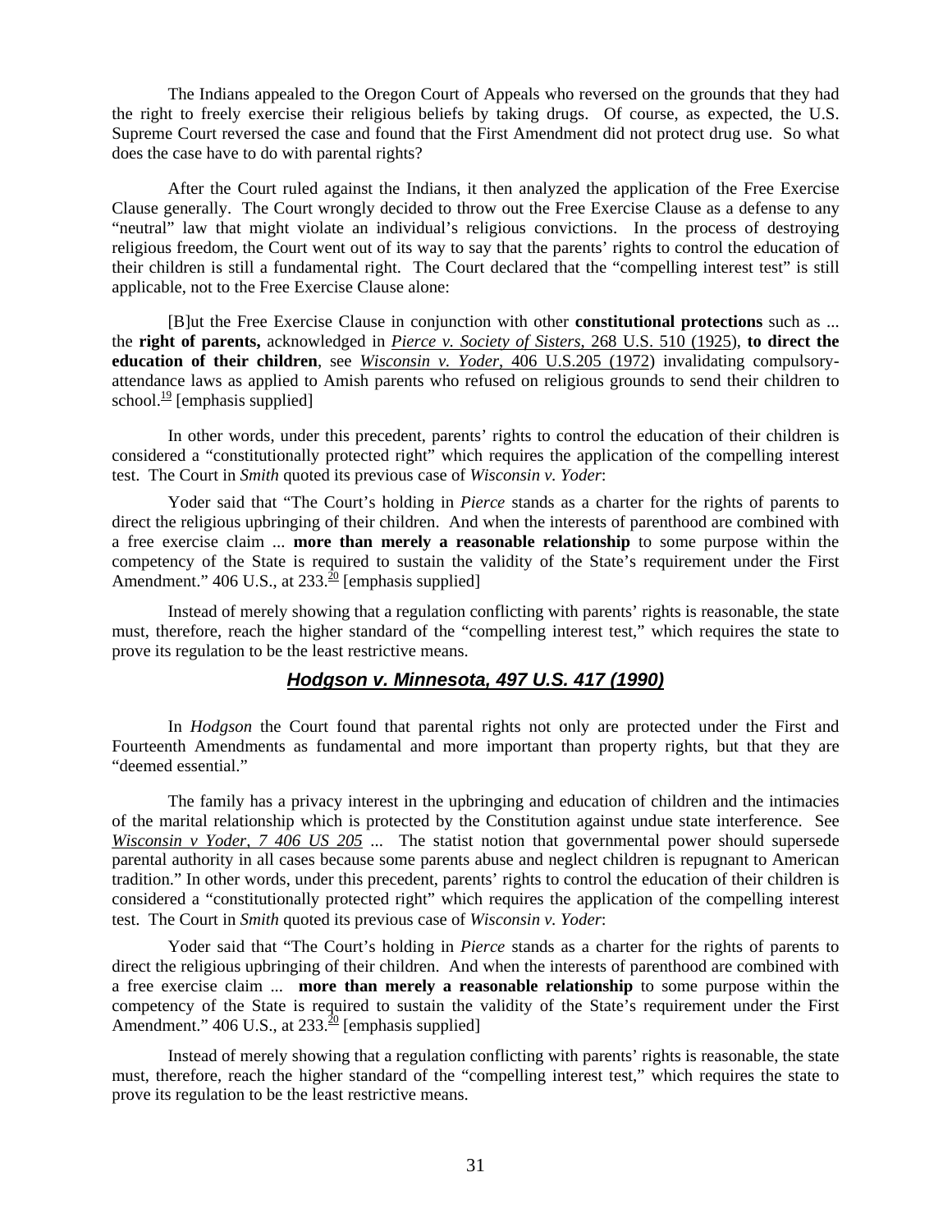The Indians appealed to the Oregon Court of Appeals who reversed on the grounds that they had the right to freely exercise their religious beliefs by taking drugs. Of course, as expected, the U.S. Supreme Court reversed the case and found that the First Amendment did not protect drug use. So what does the case have to do with parental rights?

After the Court ruled against the Indians, it then analyzed the application of the Free Exercise Clause generally. The Court wrongly decided to throw out the Free Exercise Clause as a defense to any "neutral" law that might violate an individual's religious convictions. In the process of destroying religious freedom, the Court went out of its way to say that the parents' rights to control the education of their children is still a fundamental right. The Court declared that the "compelling interest test" is still applicable, not to the Free Exercise Clause alone:

> [B]ut the Free Exercise Clause in conjunction with other **constitutional protections** such as ... the **right of parents,** acknowledged in *Pierce v. Society of Sisters,* 268 U.S. 510 (1925), **to direct the education of their children**, see *Wisconsin v. Yoder,* 406 U.S.205 (1972) invalidating compulsory-attendance laws as applied to Amish parents who refused on religious grounds to send their children to school.[19] [emphasis supplied]

In other words, under this precedent, parents' rights to control the education of their children is considered a "constitutionally protected right" which requires the application of the compelling interest test. The Court in *Smith* quoted its previous case of *Wisconsin v. Yoder*:

> Yoder said that "The Court's holding in *Pierce* stands as a charter for the rights of parents to direct the religious upbringing of their children. And when the interests of parenthood are combined with a free exercise claim ... **more than merely a reasonable relationship** to some purpose within the competency of the State is required to sustain the validity of the State's requirement under the First Amendment." 406 U.S., at 233.[20] [emphasis supplied]

Instead of merely showing that a regulation conflicting with parents' rights is reasonable, the state must, therefore, reach the higher standard of the "compelling interest test," which requires the state to prove its regulation to be the least restrictive means.

## *Hodgson v. Minnesota, 497 U.S. 417 (1990)*

In *Hodgson* the Court found that parental rights not only are protected under the First and Fourteenth Amendments as fundamental and more important than property rights, but that they are "deemed essential."

> The family has a privacy interest in the upbringing and education of children and the intimacies of the marital relationship which is protected by the Constitution against undue state interference. See *Wisconsin v Yoder, 7 406 US 205* ... The statist notion that governmental power should supersede parental authority in all cases because some parents abuse and neglect children is repugnant to American tradition." In other words, under this precedent, parents' rights to control the education of their children is considered a "constitutionally protected right" which requires the application of the compelling interest test. The Court in *Smith* quoted its previous case of *Wisconsin v. Yoder*:

> Yoder said that "The Court's holding in *Pierce* stands as a charter for the rights of parents to direct the religious upbringing of their children. And when the interests of parenthood are combined with a free exercise claim ... **more than merely a reasonable relationship** to some purpose within the competency of the State is required to sustain the validity of the State's requirement under the First Amendment." 406 U.S., at 233.[20] [emphasis supplied]

Instead of merely showing that a regulation conflicting with parents' rights is reasonable, the state must, therefore, reach the higher standard of the "compelling interest test," which requires the state to prove its regulation to be the least restrictive means.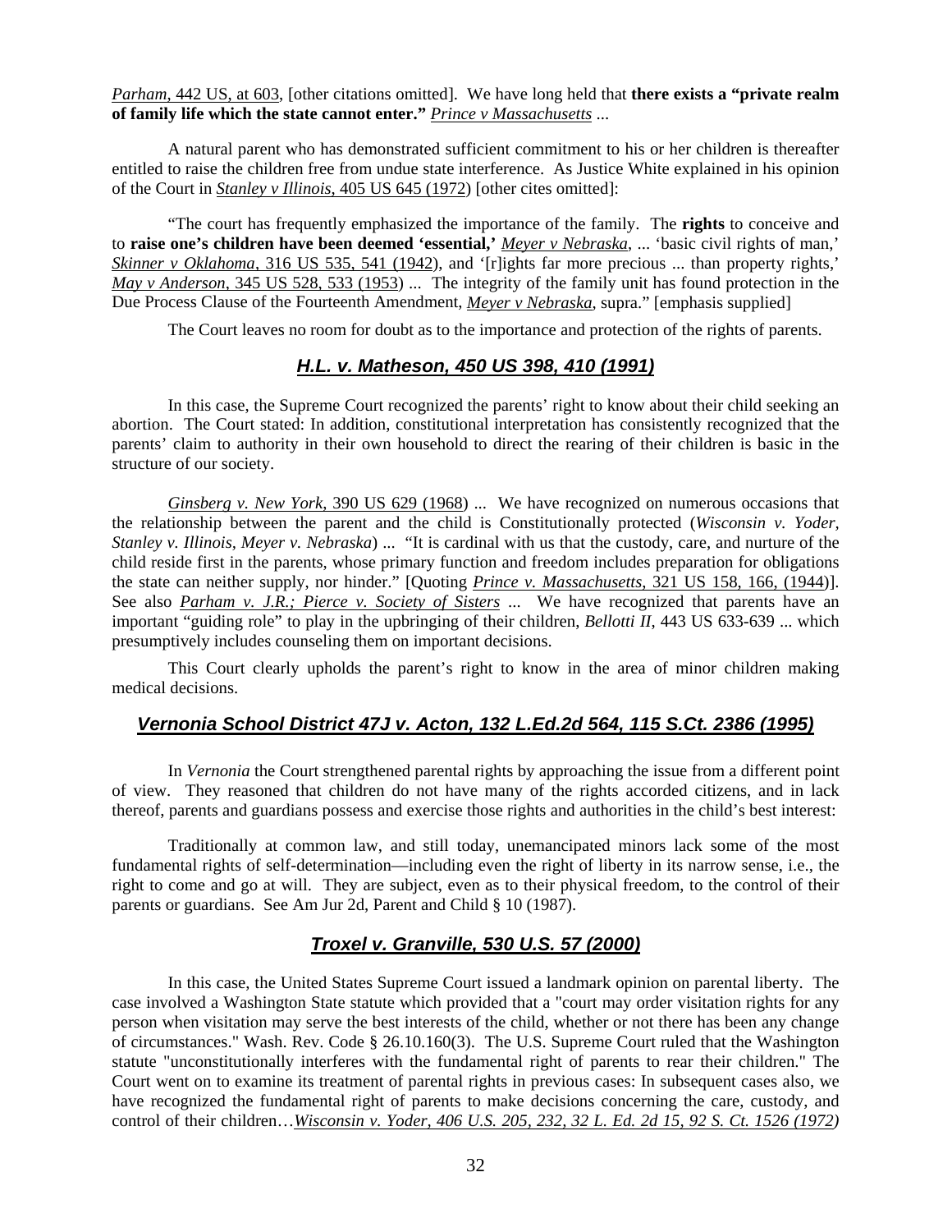*Parham*, 442 US, at 603, [other citations omitted]. We have long held that **there exists a "private realm of family life which the state cannot enter."** *Prince v Massachusetts* ...

A natural parent who has demonstrated sufficient commitment to his or her children is thereafter entitled to raise the children free from undue state interference. As Justice White explained in his opinion of the Court in *Stanley v Illinois*, 405 US 645 (1972) [other cites omitted]:

"The court has frequently emphasized the importance of the family. The **rights** to conceive and to **raise one's children have been deemed 'essential,'** *Meyer v Nebraska*, ... 'basic civil rights of man,' *Skinner v Oklahoma*, 316 US 535, 541 (1942), and '[r]ights far more precious ... than property rights,' *May v Anderson*, 345 US 528, 533 (1953) ... The integrity of the family unit has found protection in the Due Process Clause of the Fourteenth Amendment, *Meyer v Nebraska*, supra." [emphasis supplied]

The Court leaves no room for doubt as to the importance and protection of the rights of parents.

## *H.L. v. Matheson, 450 US 398, 410 (1991)*

In this case, the Supreme Court recognized the parents' right to know about their child seeking an abortion. The Court stated: In addition, constitutional interpretation has consistently recognized that the parents' claim to authority in their own household to direct the rearing of their children is basic in the structure of our society.

*Ginsberg v. New York*, 390 US 629 (1968) ... We have recognized on numerous occasions that the relationship between the parent and the child is Constitutionally protected (*Wisconsin v. Yoder, Stanley v. Illinois, Meyer v. Nebraska*) ... "It is cardinal with us that the custody, care, and nurture of the child reside first in the parents, whose primary function and freedom includes preparation for obligations the state can neither supply, nor hinder." [Quoting *Prince v. Massachusetts*, 321 US 158, 166, (1944)]. See also *Parham v. J.R.; Pierce v. Society of Sisters* ... We have recognized that parents have an important "guiding role" to play in the upbringing of their children, *Bellotti II*, 443 US 633-639 ... which presumptively includes counseling them on important decisions.

This Court clearly upholds the parent's right to know in the area of minor children making medical decisions.

## *Vernonia School District 47J v. Acton, 132 L.Ed.2d 564, 115 S.Ct. 2386 (1995)*

In *Vernonia* the Court strengthened parental rights by approaching the issue from a different point of view. They reasoned that children do not have many of the rights accorded citizens, and in lack thereof, parents and guardians possess and exercise those rights and authorities in the child's best interest:

Traditionally at common law, and still today, unemancipated minors lack some of the most fundamental rights of self-determination—including even the right of liberty in its narrow sense, i.e., the right to come and go at will. They are subject, even as to their physical freedom, to the control of their parents or guardians. See Am Jur 2d, Parent and Child § 10 (1987).

## *Troxel v. Granville, 530 U.S. 57 (2000)*

In this case, the United States Supreme Court issued a landmark opinion on parental liberty. The case involved a Washington State statute which provided that a "court may order visitation rights for any person when visitation may serve the best interests of the child, whether or not there has been any change of circumstances." Wash. Rev. Code § 26.10.160(3). The U.S. Supreme Court ruled that the Washington statute "unconstitutionally interferes with the fundamental right of parents to rear their children." The Court went on to examine its treatment of parental rights in previous cases: In subsequent cases also, we have recognized the fundamental right of parents to make decisions concerning the care, custody, and control of their children…*Wisconsin v. Yoder, 406 U.S. 205, 232, 32 L. Ed. 2d 15, 92 S. Ct. 1526 (1972)*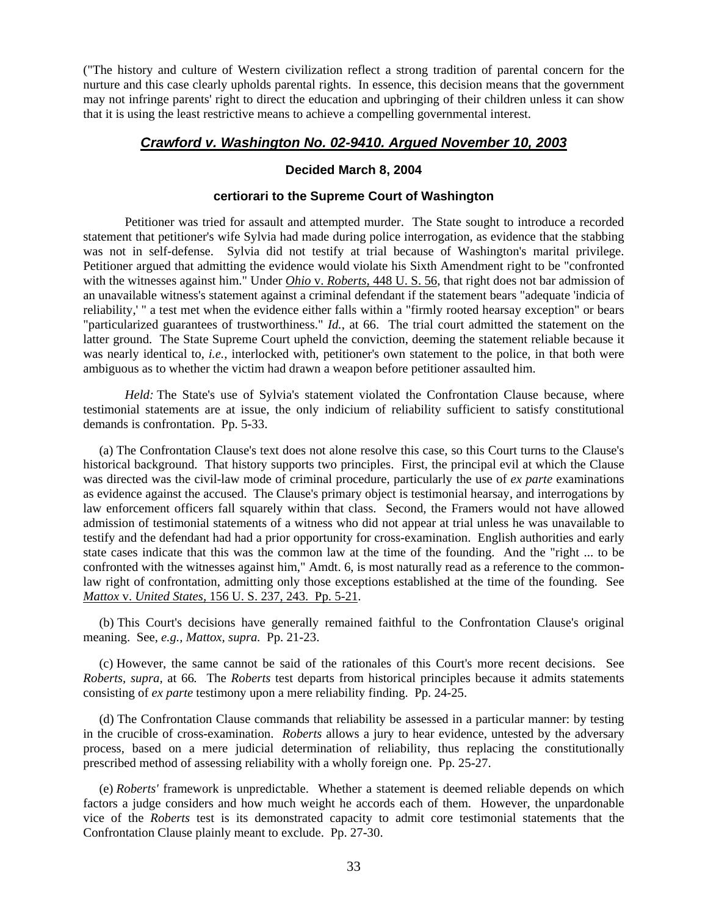("The history and culture of Western civilization reflect a strong tradition of parental concern for the nurture and this case clearly upholds parental rights. In essence, this decision means that the government may not infringe parents' right to direct the education and upbringing of their children unless it can show that it is using the least restrictive means to achieve a compelling governmental interest.

## ***Crawford v. Washington No. 02-9410. Argued November 10, 2003***

### Decided March 8, 2004

### certiorari to the Supreme Court of Washington

Petitioner was tried for assault and attempted murder. The State sought to introduce a recorded statement that petitioner's wife Sylvia had made during police interrogation, as evidence that the stabbing was not in self-defense. Sylvia did not testify at trial because of Washington's marital privilege. Petitioner argued that admitting the evidence would violate his Sixth Amendment right to be "confronted with the witnesses against him." Under *Ohio* v. *Roberts,* 448 U. S. 56, that right does not bar admission of an unavailable witness's statement against a criminal defendant if the statement bears "adequate 'indicia of reliability,' " a test met when the evidence either falls within a "firmly rooted hearsay exception" or bears "particularized guarantees of trustworthiness." *Id.*, at 66. The trial court admitted the statement on the latter ground. The State Supreme Court upheld the conviction, deeming the statement reliable because it was nearly identical to, *i.e.*, interlocked with, petitioner's own statement to the police, in that both were ambiguous as to whether the victim had drawn a weapon before petitioner assaulted him.

*Held:* The State's use of Sylvia's statement violated the Confrontation Clause because, where testimonial statements are at issue, the only indicium of reliability sufficient to satisfy constitutional demands is confrontation. Pp. 5-33.

(a) The Confrontation Clause's text does not alone resolve this case, so this Court turns to the Clause's historical background. That history supports two principles. First, the principal evil at which the Clause was directed was the civil-law mode of criminal procedure, particularly the use of *ex parte* examinations as evidence against the accused. The Clause's primary object is testimonial hearsay, and interrogations by law enforcement officers fall squarely within that class. Second, the Framers would not have allowed admission of testimonial statements of a witness who did not appear at trial unless he was unavailable to testify and the defendant had had a prior opportunity for cross-examination. English authorities and early state cases indicate that this was the common law at the time of the founding. And the "right ... to be confronted with the witnesses against him," Amdt. 6, is most naturally read as a reference to the common-law right of confrontation, admitting only those exceptions established at the time of the founding. See *Mattox* v. *United States,* 156 U. S. 237, 243. Pp. 5-21.

(b) This Court's decisions have generally remained faithful to the Confrontation Clause's original meaning. See, *e.g.*, *Mattox, supra.* Pp. 21-23.

(c) However, the same cannot be said of the rationales of this Court's more recent decisions. See *Roberts, supra*, at 66. The *Roberts* test departs from historical principles because it admits statements consisting of *ex parte* testimony upon a mere reliability finding. Pp. 24-25.

(d) The Confrontation Clause commands that reliability be assessed in a particular manner: by testing in the crucible of cross-examination. *Roberts* allows a jury to hear evidence, untested by the adversary process, based on a mere judicial determination of reliability, thus replacing the constitutionally prescribed method of assessing reliability with a wholly foreign one. Pp. 25-27.

(e) *Roberts'* framework is unpredictable. Whether a statement is deemed reliable depends on which factors a judge considers and how much weight he accords each of them. However, the unpardonable vice of the *Roberts* test is its demonstrated capacity to admit core testimonial statements that the Confrontation Clause plainly meant to exclude. Pp. 27-30.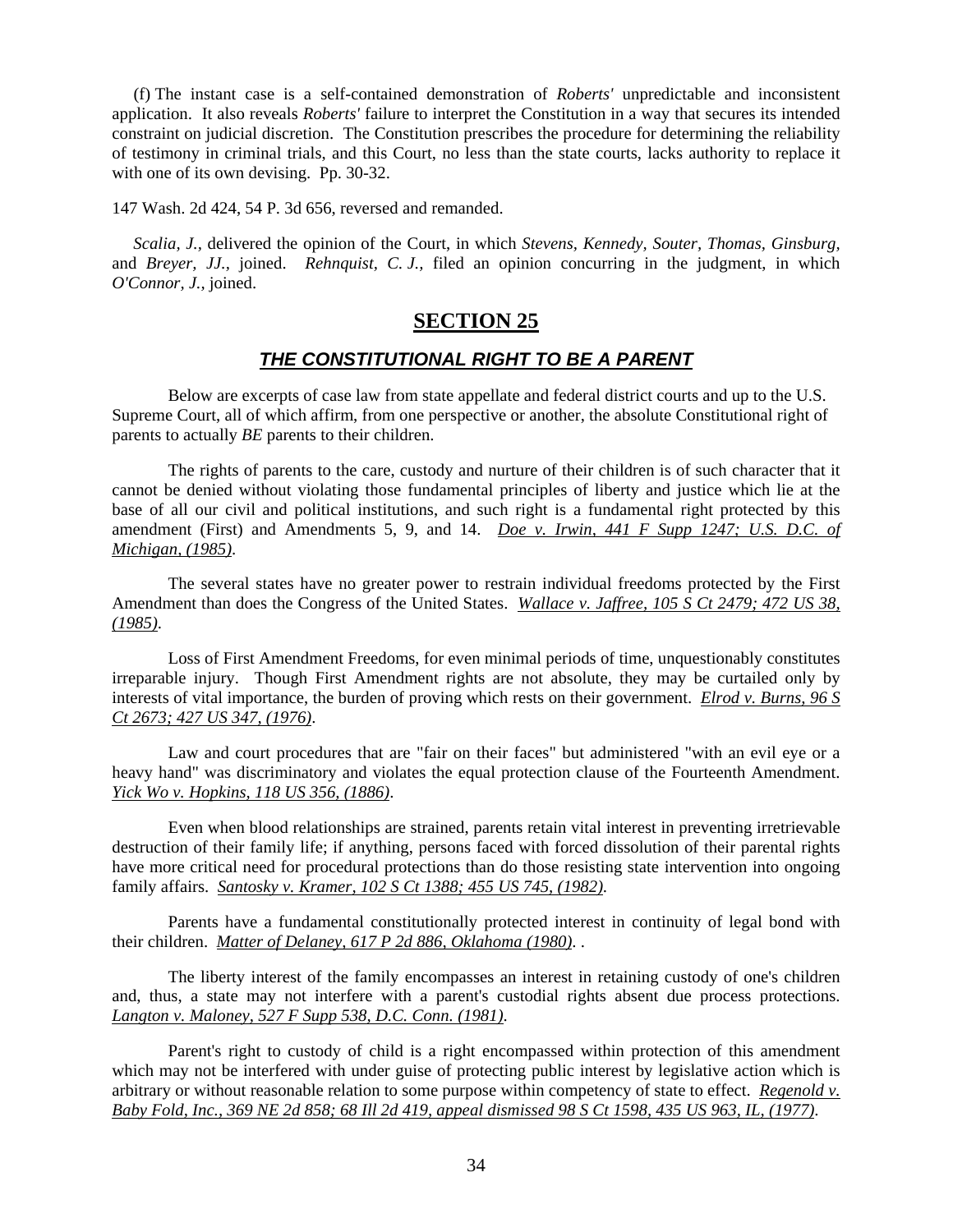(f) The instant case is a self-contained demonstration of *Roberts'* unpredictable and inconsistent application. It also reveals *Roberts'* failure to interpret the Constitution in a way that secures its intended constraint on judicial discretion. The Constitution prescribes the procedure for determining the reliability of testimony in criminal trials, and this Court, no less than the state courts, lacks authority to replace it with one of its own devising. Pp. 30-32.

147 Wash. 2d 424, 54 P. 3d 656, reversed and remanded.

*Scalia, J.,* delivered the opinion of the Court, in which *Stevens, Kennedy, Souter, Thomas, Ginsburg,* and *Breyer, JJ.,* joined. *Rehnquist, C. J.,* filed an opinion concurring in the judgment, in which *O'Connor, J.,* joined.

## SECTION 25

### *THE CONSTITUTIONAL RIGHT TO BE A PARENT*

Below are excerpts of case law from state appellate and federal district courts and up to the U.S. Supreme Court, all of which affirm, from one perspective or another, the absolute Constitutional right of parents to actually *BE* parents to their children.

The rights of parents to the care, custody and nurture of their children is of such character that it cannot be denied without violating those fundamental principles of liberty and justice which lie at the base of all our civil and political institutions, and such right is a fundamental right protected by this amendment (First) and Amendments 5, 9, and 14. *Doe v. Irwin, 441 F Supp 1247; U.S. D.C. of Michigan, (1985).*

The several states have no greater power to restrain individual freedoms protected by the First Amendment than does the Congress of the United States. *Wallace v. Jaffree, 105 S Ct 2479; 472 US 38, (1985).*

Loss of First Amendment Freedoms, for even minimal periods of time, unquestionably constitutes irreparable injury. Though First Amendment rights are not absolute, they may be curtailed only by interests of vital importance, the burden of proving which rests on their government. *Elrod v. Burns, 96 S Ct 2673; 427 US 347, (1976).*

Law and court procedures that are "fair on their faces" but administered "with an evil eye or a heavy hand" was discriminatory and violates the equal protection clause of the Fourteenth Amendment. *Yick Wo v. Hopkins, 118 US 356, (1886).*

Even when blood relationships are strained, parents retain vital interest in preventing irretrievable destruction of their family life; if anything, persons faced with forced dissolution of their parental rights have more critical need for procedural protections than do those resisting state intervention into ongoing family affairs. *Santosky v. Kramer, 102 S Ct 1388; 455 US 745, (1982).*

Parents have a fundamental constitutionally protected interest in continuity of legal bond with their children. *Matter of Delaney, 617 P 2d 886, Oklahoma (1980).* .

The liberty interest of the family encompasses an interest in retaining custody of one's children and, thus, a state may not interfere with a parent's custodial rights absent due process protections. *Langton v. Maloney, 527 F Supp 538, D.C. Conn. (1981).*

Parent's right to custody of child is a right encompassed within protection of this amendment which may not be interfered with under guise of protecting public interest by legislative action which is arbitrary or without reasonable relation to some purpose within competency of state to effect. *Regenold v. Baby Fold, Inc., 369 NE 2d 858; 68 Ill 2d 419, appeal dismissed 98 S Ct 1598, 435 US 963, IL, (1977).*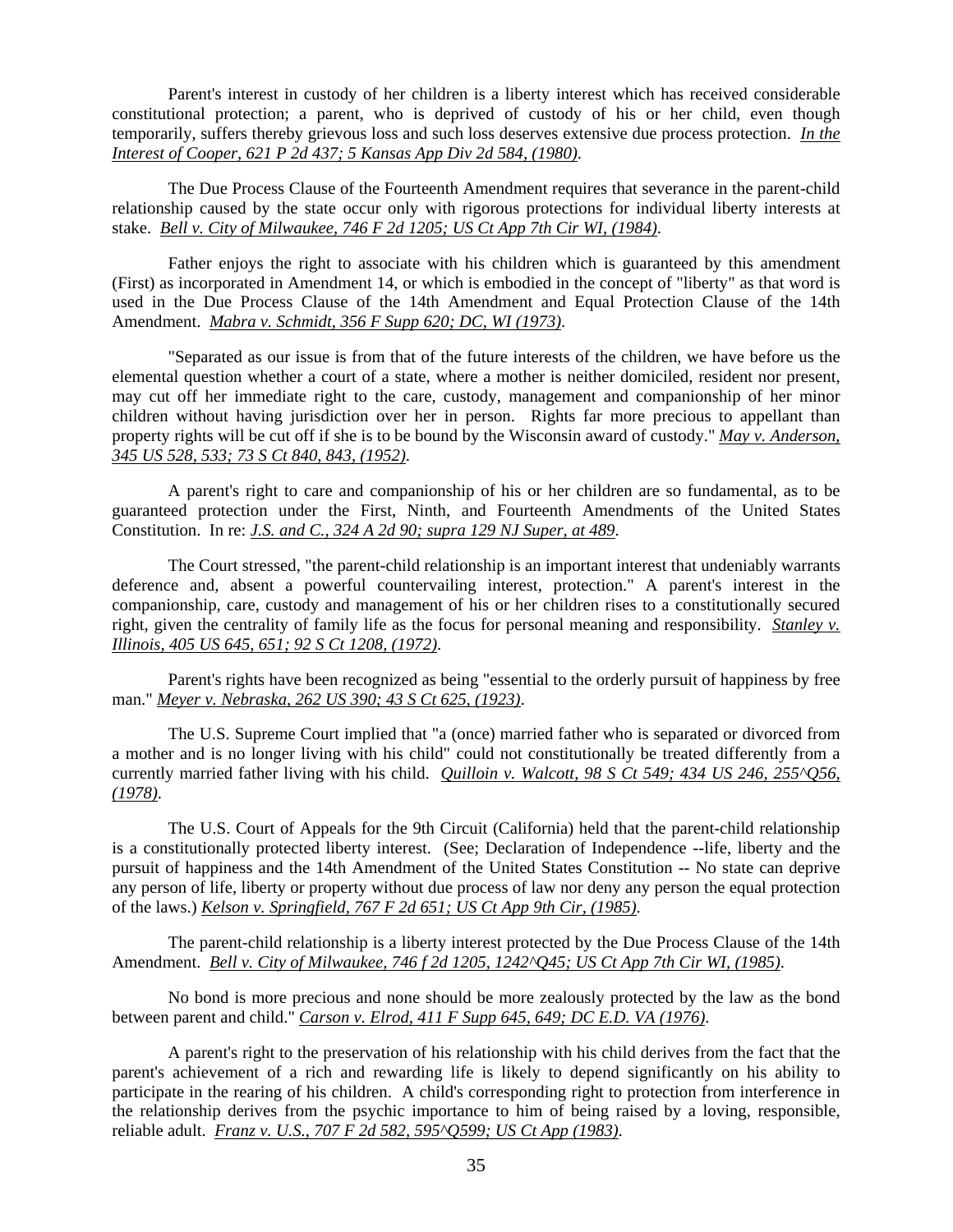Parent's interest in custody of her children is a liberty interest which has received considerable constitutional protection; a parent, who is deprived of custody of his or her child, even though temporarily, suffers thereby grievous loss and such loss deserves extensive due process protection. *In the Interest of Cooper, 621 P 2d 437; 5 Kansas App Div 2d 584, (1980).*

The Due Process Clause of the Fourteenth Amendment requires that severance in the parent-child relationship caused by the state occur only with rigorous protections for individual liberty interests at stake. *Bell v. City of Milwaukee, 746 F 2d 1205; US Ct App 7th Cir WI, (1984).*

Father enjoys the right to associate with his children which is guaranteed by this amendment (First) as incorporated in Amendment 14, or which is embodied in the concept of "liberty" as that word is used in the Due Process Clause of the 14th Amendment and Equal Protection Clause of the 14th Amendment. *Mabra v. Schmidt, 356 F Supp 620; DC, WI (1973).*

"Separated as our issue is from that of the future interests of the children, we have before us the elemental question whether a court of a state, where a mother is neither domiciled, resident nor present, may cut off her immediate right to the care, custody, management and companionship of her minor children without having jurisdiction over her in person. Rights far more precious to appellant than property rights will be cut off if she is to be bound by the Wisconsin award of custody." *May v. Anderson, 345 US 528, 533; 73 S Ct 840, 843, (1952).*

A parent's right to care and companionship of his or her children are so fundamental, as to be guaranteed protection under the First, Ninth, and Fourteenth Amendments of the United States Constitution. In re: *J.S. and C., 324 A 2d 90; supra 129 NJ Super, at 489.*

The Court stressed, "the parent-child relationship is an important interest that undeniably warrants deference and, absent a powerful countervailing interest, protection." A parent's interest in the companionship, care, custody and management of his or her children rises to a constitutionally secured right, given the centrality of family life as the focus for personal meaning and responsibility. *Stanley v. Illinois, 405 US 645, 651; 92 S Ct 1208, (1972).*

Parent's rights have been recognized as being "essential to the orderly pursuit of happiness by free man." *Meyer v. Nebraska, 262 US 390; 43 S Ct 625, (1923).*

The U.S. Supreme Court implied that "a (once) married father who is separated or divorced from a mother and is no longer living with his child" could not constitutionally be treated differently from a currently married father living with his child. *Quilloin v. Walcott, 98 S Ct 549; 434 US 246, 255^Q56, (1978).*

The U.S. Court of Appeals for the 9th Circuit (California) held that the parent-child relationship is a constitutionally protected liberty interest. (See; Declaration of Independence --life, liberty and the pursuit of happiness and the 14th Amendment of the United States Constitution -- No state can deprive any person of life, liberty or property without due process of law nor deny any person the equal protection of the laws.) *Kelson v. Springfield, 767 F 2d 651; US Ct App 9th Cir, (1985).*

The parent-child relationship is a liberty interest protected by the Due Process Clause of the 14th Amendment. *Bell v. City of Milwaukee, 746 f 2d 1205, 1242^Q45; US Ct App 7th Cir WI, (1985).*

No bond is more precious and none should be more zealously protected by the law as the bond between parent and child." *Carson v. Elrod, 411 F Supp 645, 649; DC E.D. VA (1976).*

A parent's right to the preservation of his relationship with his child derives from the fact that the parent's achievement of a rich and rewarding life is likely to depend significantly on his ability to participate in the rearing of his children. A child's corresponding right to protection from interference in the relationship derives from the psychic importance to him of being raised by a loving, responsible, reliable adult. *Franz v. U.S., 707 F 2d 582, 595^Q599; US Ct App (1983).*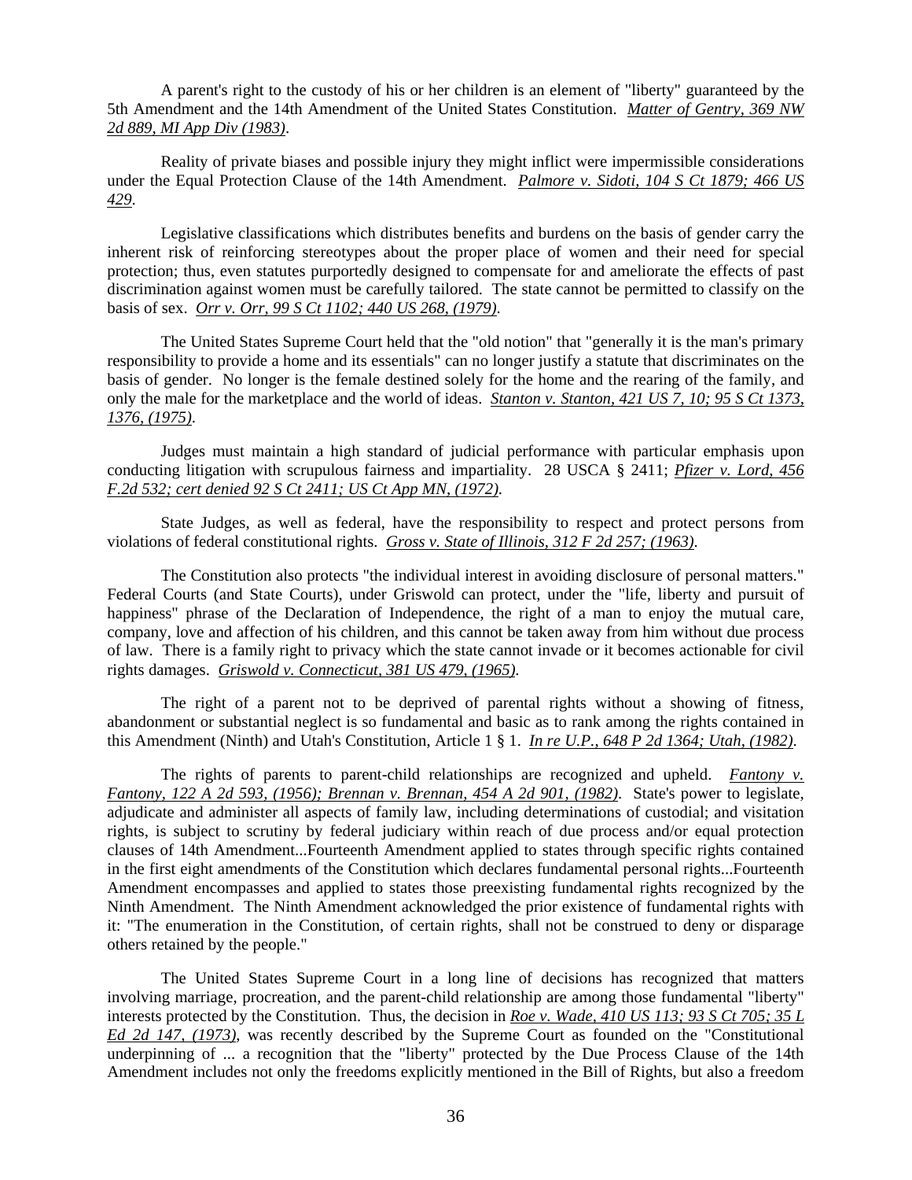A parent's right to the custody of his or her children is an element of "liberty" guaranteed by the 5th Amendment and the 14th Amendment of the United States Constitution. *Matter of Gentry, 369 NW 2d 889, MI App Div (1983).*

Reality of private biases and possible injury they might inflict were impermissible considerations under the Equal Protection Clause of the 14th Amendment. *Palmore v. Sidoti, 104 S Ct 1879; 466 US 429.*

Legislative classifications which distributes benefits and burdens on the basis of gender carry the inherent risk of reinforcing stereotypes about the proper place of women and their need for special protection; thus, even statutes purportedly designed to compensate for and ameliorate the effects of past discrimination against women must be carefully tailored. The state cannot be permitted to classify on the basis of sex. *Orr v. Orr, 99 S Ct 1102; 440 US 268, (1979).*

The United States Supreme Court held that the "old notion" that "generally it is the man's primary responsibility to provide a home and its essentials" can no longer justify a statute that discriminates on the basis of gender. No longer is the female destined solely for the home and the rearing of the family, and only the male for the marketplace and the world of ideas. *Stanton v. Stanton, 421 US 7, 10; 95 S Ct 1373, 1376, (1975).*

Judges must maintain a high standard of judicial performance with particular emphasis upon conducting litigation with scrupulous fairness and impartiality. 28 USCA § 2411; *Pfizer v. Lord, 456 F.2d 532; cert denied 92 S Ct 2411; US Ct App MN, (1972).*

State Judges, as well as federal, have the responsibility to respect and protect persons from violations of federal constitutional rights. *Gross v. State of Illinois, 312 F 2d 257; (1963).*

The Constitution also protects "the individual interest in avoiding disclosure of personal matters." Federal Courts (and State Courts), under Griswold can protect, under the "life, liberty and pursuit of happiness" phrase of the Declaration of Independence, the right of a man to enjoy the mutual care, company, love and affection of his children, and this cannot be taken away from him without due process of law. There is a family right to privacy which the state cannot invade or it becomes actionable for civil rights damages. *Griswold v. Connecticut, 381 US 479, (1965).*

The right of a parent not to be deprived of parental rights without a showing of fitness, abandonment or substantial neglect is so fundamental and basic as to rank among the rights contained in this Amendment (Ninth) and Utah's Constitution, Article 1 § 1. *In re U.P., 648 P 2d 1364; Utah, (1982).*

The rights of parents to parent-child relationships are recognized and upheld. *Fantony v. Fantony, 122 A 2d 593, (1956); Brennan v. Brennan, 454 A 2d 901, (1982).* State's power to legislate, adjudicate and administer all aspects of family law, including determinations of custodial; and visitation rights, is subject to scrutiny by federal judiciary within reach of due process and/or equal protection clauses of 14th Amendment...Fourteenth Amendment applied to states through specific rights contained in the first eight amendments of the Constitution which declares fundamental personal rights...Fourteenth Amendment encompasses and applied to states those preexisting fundamental rights recognized by the Ninth Amendment. The Ninth Amendment acknowledged the prior existence of fundamental rights with it: "The enumeration in the Constitution, of certain rights, shall not be construed to deny or disparage others retained by the people."

The United States Supreme Court in a long line of decisions has recognized that matters involving marriage, procreation, and the parent-child relationship are among those fundamental "liberty" interests protected by the Constitution. Thus, the decision in *Roe v. Wade, 410 US 113; 93 S Ct 705; 35 L Ed 2d 147, (1973)*, was recently described by the Supreme Court as founded on the "Constitutional underpinning of ... a recognition that the "liberty" protected by the Due Process Clause of the 14th Amendment includes not only the freedoms explicitly mentioned in the Bill of Rights, but also a freedom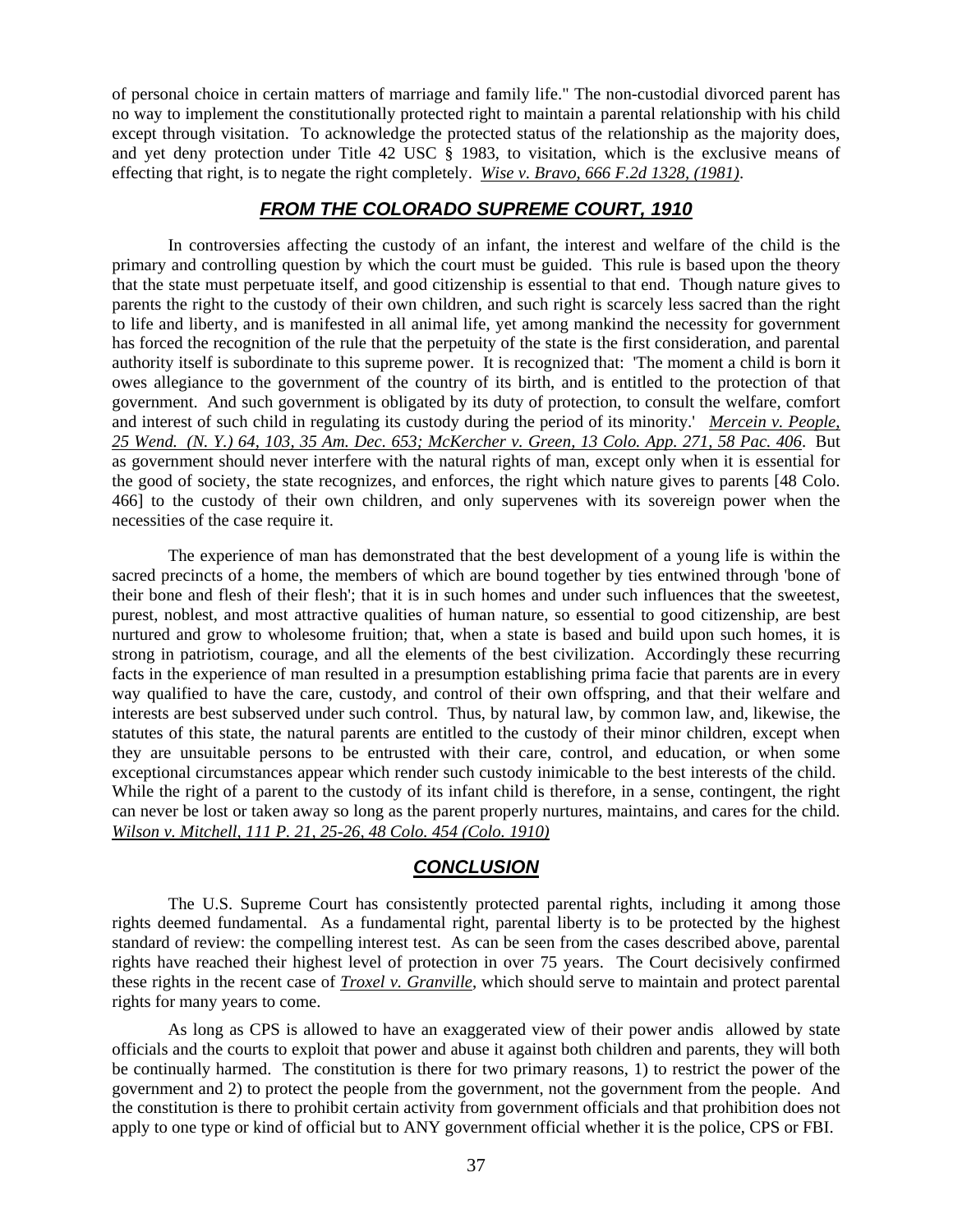of personal choice in certain matters of marriage and family life." The non-custodial divorced parent has no way to implement the constitutionally protected right to maintain a parental relationship with his child except through visitation. To acknowledge the protected status of the relationship as the majority does, and yet deny protection under Title 42 USC § 1983, to visitation, which is the exclusive means of effecting that right, is to negate the right completely. *Wise v. Bravo, 666 F.2d 1328, (1981)*.

## ***FROM THE COLORADO SUPREME COURT, 1910***

In controversies affecting the custody of an infant, the interest and welfare of the child is the primary and controlling question by which the court must be guided. This rule is based upon the theory that the state must perpetuate itself, and good citizenship is essential to that end. Though nature gives to parents the right to the custody of their own children, and such right is scarcely less sacred than the right to life and liberty, and is manifested in all animal life, yet among mankind the necessity for government has forced the recognition of the rule that the perpetuity of the state is the first consideration, and parental authority itself is subordinate to this supreme power. It is recognized that: 'The moment a child is born it owes allegiance to the government of the country of its birth, and is entitled to the protection of that government. And such government is obligated by its duty of protection, to consult the welfare, comfort and interest of such child in regulating its custody during the period of its minority.' *Mercein v. People, 25 Wend. (N. Y.) 64, 103, 35 Am. Dec. 653; McKercher v. Green, 13 Colo. App. 271, 58 Pac. 406*. But as government should never interfere with the natural rights of man, except only when it is essential for the good of society, the state recognizes, and enforces, the right which nature gives to parents [48 Colo. 466] to the custody of their own children, and only supervenes with its sovereign power when the necessities of the case require it.

The experience of man has demonstrated that the best development of a young life is within the sacred precincts of a home, the members of which are bound together by ties entwined through 'bone of their bone and flesh of their flesh'; that it is in such homes and under such influences that the sweetest, purest, noblest, and most attractive qualities of human nature, so essential to good citizenship, are best nurtured and grow to wholesome fruition; that, when a state is based and build upon such homes, it is strong in patriotism, courage, and all the elements of the best civilization. Accordingly these recurring facts in the experience of man resulted in a presumption establishing prima facie that parents are in every way qualified to have the care, custody, and control of their own offspring, and that their welfare and interests are best subserved under such control. Thus, by natural law, by common law, and, likewise, the statutes of this state, the natural parents are entitled to the custody of their minor children, except when they are unsuitable persons to be entrusted with their care, control, and education, or when some exceptional circumstances appear which render such custody inimicable to the best interests of the child. While the right of a parent to the custody of its infant child is therefore, in a sense, contingent, the right can never be lost or taken away so long as the parent properly nurtures, maintains, and cares for the child. *Wilson v. Mitchell, 111 P. 21, 25-26, 48 Colo. 454 (Colo. 1910)*

## ***CONCLUSION***

The U.S. Supreme Court has consistently protected parental rights, including it among those rights deemed fundamental. As a fundamental right, parental liberty is to be protected by the highest standard of review: the compelling interest test. As can be seen from the cases described above, parental rights have reached their highest level of protection in over 75 years. The Court decisively confirmed these rights in the recent case of ***Troxel v. Granville***, which should serve to maintain and protect parental rights for many years to come.

As long as CPS is allowed to have an exaggerated view of their power andis allowed by state officials and the courts to exploit that power and abuse it against both children and parents, they will both be continually harmed. The constitution is there for two primary reasons, 1) to restrict the power of the government and 2) to protect the people from the government, not the government from the people. And the constitution is there to prohibit certain activity from government officials and that prohibition does not apply to one type or kind of official but to ANY government official whether it is the police, CPS or FBI.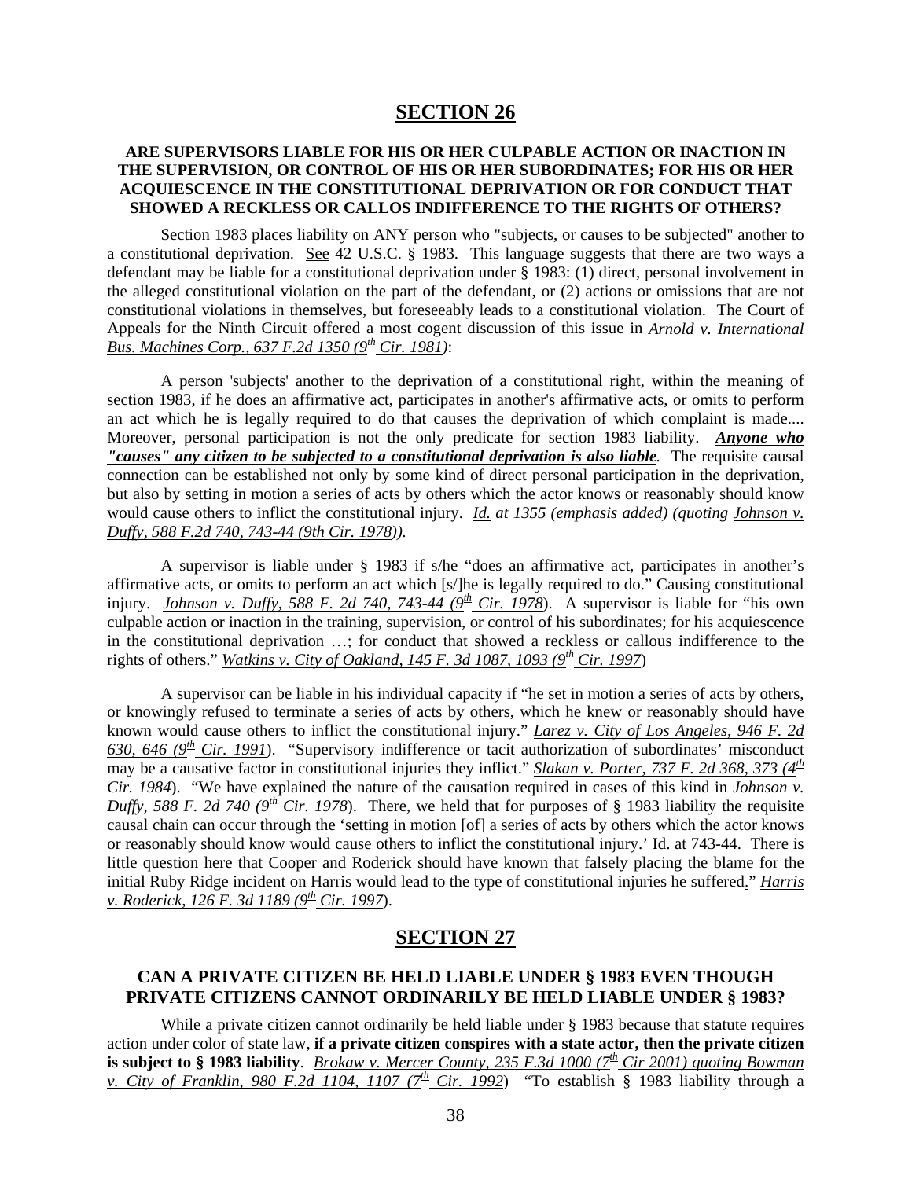# SECTION 26

## ARE SUPERVISORS LIABLE FOR HIS OR HER CULPABLE ACTION OR INACTION IN THE SUPERVISION, OR CONTROL OF HIS OR HER SUBORDINATES; FOR HIS OR HER ACQUIESCENCE IN THE CONSTITUTIONAL DEPRIVATION OR FOR CONDUCT THAT SHOWED A RECKLESS OR CALLOS INDIFFERENCE TO THE RIGHTS OF OTHERS?

Section 1983 places liability on ANY person who "subjects, or causes to be subjected" another to a constitutional deprivation. See 42 U.S.C. § 1983. This language suggests that there are two ways a defendant may be liable for a constitutional deprivation under § 1983: (1) direct, personal involvement in the alleged constitutional violation on the part of the defendant, or (2) actions or omissions that are not constitutional violations in themselves, but foreseeably leads to a constitutional violation. The Court of Appeals for the Ninth Circuit offered a most cogent discussion of this issue in *Arnold v. International Bus. Machines Corp., 637 F.2d 1350 (9th Cir. 1981)*:

A person 'subjects' another to the deprivation of a constitutional right, within the meaning of section 1983, if he does an affirmative act, participates in another's affirmative acts, or omits to perform an act which he is legally required to do that causes the deprivation of which complaint is made.... Moreover, personal participation is not the only predicate for section 1983 liability. ***Anyone who "causes" any citizen to be subjected to a constitutional deprivation is also liable.*** The requisite causal connection can be established not only by some kind of direct personal participation in the deprivation, but also by setting in motion a series of acts by others which the actor knows or reasonably should know would cause others to inflict the constitutional injury. *Id. at 1355 (emphasis added) (quoting Johnson v. Duffy, 588 F.2d 740, 743-44 (9th Cir. 1978)).*

A supervisor is liable under § 1983 if s/he "does an affirmative act, participates in another's affirmative acts, or omits to perform an act which [s/]he is legally required to do." Causing constitutional injury. *Johnson v. Duffy, 588 F. 2d 740, 743-44 (9th Cir. 1978*). A supervisor is liable for "his own culpable action or inaction in the training, supervision, or control of his subordinates; for his acquiescence in the constitutional deprivation …; for conduct that showed a reckless or callous indifference to the rights of others." *Watkins v. City of Oakland, 145 F. 3d 1087, 1093 (9th Cir. 1997*)

A supervisor can be liable in his individual capacity if "he set in motion a series of acts by others, or knowingly refused to terminate a series of acts by others, which he knew or reasonably should have known would cause others to inflict the constitutional injury." *Larez v. City of Los Angeles, 946 F. 2d 630, 646 (9th Cir. 1991*). "Supervisory indifference or tacit authorization of subordinates' misconduct may be a causative factor in constitutional injuries they inflict." *Slakan v. Porter, 737 F. 2d 368, 373 (4th Cir. 1984*). "We have explained the nature of the causation required in cases of this kind in *Johnson v. Duffy, 588 F. 2d 740 (9th Cir. 1978*). There, we held that for purposes of § 1983 liability the requisite causal chain can occur through the 'setting in motion [of] a series of acts by others which the actor knows or reasonably should know would cause others to inflict the constitutional injury.' Id. at 743-44. There is little question here that Cooper and Roderick should have known that falsely placing the blame for the initial Ruby Ridge incident on Harris would lead to the type of constitutional injuries he suffered." *Harris v. Roderick, 126 F. 3d 1189 (9th Cir. 1997*).

# SECTION 27

## CAN A PRIVATE CITIZEN BE HELD LIABLE UNDER § 1983 EVEN THOUGH PRIVATE CITIZENS CANNOT ORDINARILY BE HELD LIABLE UNDER § 1983?

While a private citizen cannot ordinarily be held liable under § 1983 because that statute requires action under color of state law, **if a private citizen conspires with a state actor, then the private citizen is subject to § 1983 liability**. *Brokaw v. Mercer County, 235 F.3d 1000 (7th Cir 2001) quoting Bowman v. City of Franklin, 980 F.2d 1104, 1107 (7th Cir. 1992*) "To establish § 1983 liability through a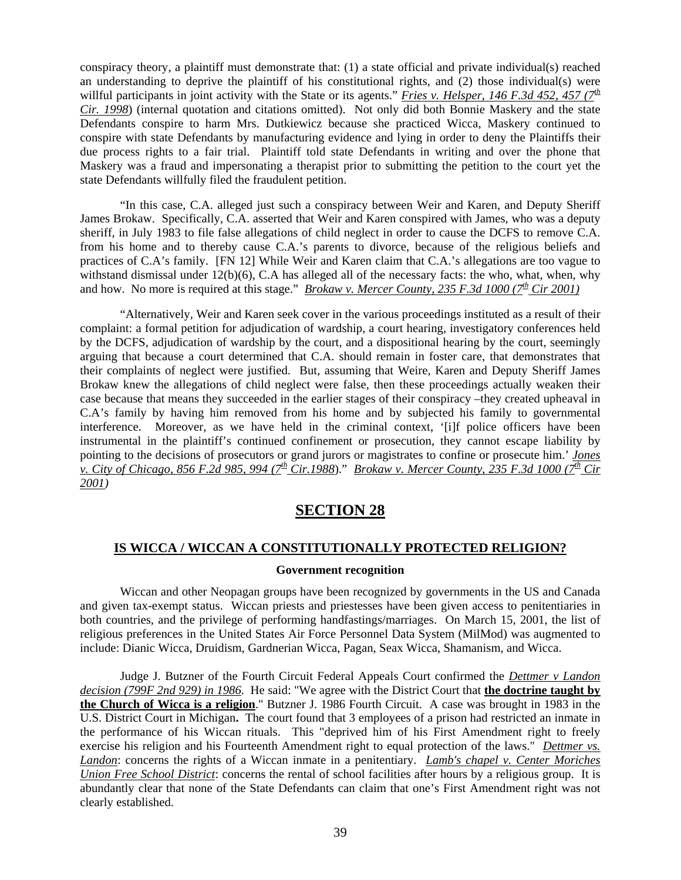conspiracy theory, a plaintiff must demonstrate that: (1) a state official and private individual(s) reached an understanding to deprive the plaintiff of his constitutional rights, and (2) those individual(s) were willful participants in joint activity with the State or its agents." *Fries v. Helsper, 146 F.3d 452, 457 (7th Cir. 1998*) (internal quotation and citations omitted). Not only did both Bonnie Maskery and the state Defendants conspire to harm Mrs. Dutkiewicz because she practiced Wicca, Maskery continued to conspire with state Defendants by manufacturing evidence and lying in order to deny the Plaintiffs their due process rights to a fair trial. Plaintiff told state Defendants in writing and over the phone that Maskery was a fraud and impersonating a therapist prior to submitting the petition to the court yet the state Defendants willfully filed the fraudulent petition.

"In this case, C.A. alleged just such a conspiracy between Weir and Karen, and Deputy Sheriff James Brokaw. Specifically, C.A. asserted that Weir and Karen conspired with James, who was a deputy sheriff, in July 1983 to file false allegations of child neglect in order to cause the DCFS to remove C.A. from his home and to thereby cause C.A.'s parents to divorce, because of the religious beliefs and practices of C.A's family. [FN 12] While Weir and Karen claim that C.A.'s allegations are too vague to withstand dismissal under 12(b)(6), C.A has alleged all of the necessary facts: the who, what, when, why and how. No more is required at this stage." *Brokaw v. Mercer County, 235 F.3d 1000 (7th Cir 2001)*

"Alternatively, Weir and Karen seek cover in the various proceedings instituted as a result of their complaint: a formal petition for adjudication of wardship, a court hearing, investigatory conferences held by the DCFS, adjudication of wardship by the court, and a dispositional hearing by the court, seemingly arguing that because a court determined that C.A. should remain in foster care, that demonstrates that their complaints of neglect were justified. But, assuming that Weire, Karen and Deputy Sheriff James Brokaw knew the allegations of child neglect were false, then these proceedings actually weaken their case because that means they succeeded in the earlier stages of their conspiracy –they created upheaval in C.A's family by having him removed from his home and by subjected his family to governmental interference. Moreover, as we have held in the criminal context, '[i]f police officers have been instrumental in the plaintiff's continued confinement or prosecution, they cannot escape liability by pointing to the decisions of prosecutors or grand jurors or magistrates to confine or prosecute him.' *Jones v. City of Chicago, 856 F.2d 985, 994 (7th Cir.1988*)." *Brokaw v. Mercer County, 235 F.3d 1000 (7th Cir 2001)*

## SECTION 28

### IS WICCA / WICCAN A CONSTITUTIONALLY PROTECTED RELIGION?

**Government recognition**

Wiccan and other Neopagan groups have been recognized by governments in the US and Canada and given tax-exempt status. Wiccan priests and priestesses have been given access to penitentiaries in both countries, and the privilege of performing handfastings/marriages. On March 15, 2001, the list of religious preferences in the United States Air Force Personnel Data System (MilMod) was augmented to include: Dianic Wicca, Druidism, Gardnerian Wicca, Pagan, Seax Wicca, Shamanism, and Wicca.

Judge J. Butzner of the Fourth Circuit Federal Appeals Court confirmed the *Dettmer v Landon decision (799F 2nd 929) in 1986*. He said: "We agree with the District Court that **the doctrine taught by the Church of Wicca is a religion**." Butzner J. 1986 Fourth Circuit. A case was brought in 1983 in the U.S. District Court in Michigan**.** The court found that 3 employees of a prison had restricted an inmate in the performance of his Wiccan rituals. This "deprived him of his First Amendment right to freely exercise his religion and his Fourteenth Amendment right to equal protection of the laws." *Dettmer vs. Landon*: concerns the rights of a Wiccan inmate in a penitentiary. *Lamb's chapel v. Center Moriches Union Free School District*: concerns the rental of school facilities after hours by a religious group. It is abundantly clear that none of the State Defendants can claim that one's First Amendment right was not clearly established.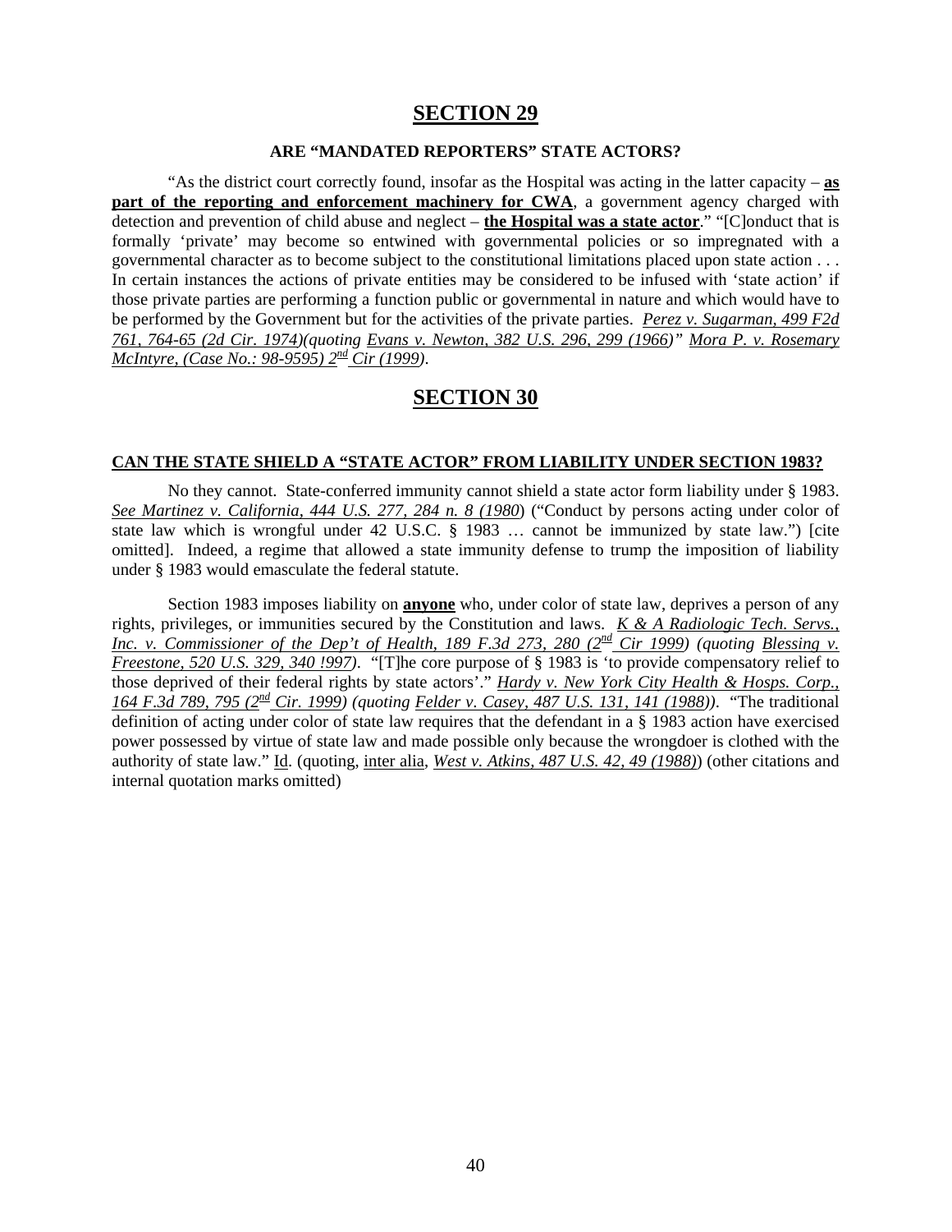# SECTION 29

**ARE "MANDATED REPORTERS" STATE ACTORS?**

"As the district court correctly found, insofar as the Hospital was acting in the latter capacity – **as part of the reporting and enforcement machinery for CWA**, a government agency charged with detection and prevention of child abuse and neglect – **the Hospital was a state actor**." "[C]onduct that is formally 'private' may become so entwined with governmental policies or so impregnated with a governmental character as to become subject to the constitutional limitations placed upon state action . . . In certain instances the actions of private entities may be considered to be infused with 'state action' if those private parties are performing a function public or governmental in nature and which would have to be performed by the Government but for the activities of the private parties. *Perez v. Sugarman, 499 F2d 761, 764-65 (2d Cir. 1974)(quoting Evans v. Newton, 382 U.S. 296, 299 (1966)" Mora P. v. Rosemary McIntyre, (Case No.: 98-9595) 2nd Cir (1999)*.

# SECTION 30

**CAN THE STATE SHIELD A "STATE ACTOR" FROM LIABILITY UNDER SECTION 1983?**

No they cannot. State-conferred immunity cannot shield a state actor form liability under § 1983. *See Martinez v. California, 444 U.S. 277, 284 n. 8 (1980*) ("Conduct by persons acting under color of state law which is wrongful under 42 U.S.C. § 1983 … cannot be immunized by state law.") [cite omitted]. Indeed, a regime that allowed a state immunity defense to trump the imposition of liability under § 1983 would emasculate the federal statute.

Section 1983 imposes liability on **anyone** who, under color of state law, deprives a person of any rights, privileges, or immunities secured by the Constitution and laws. *K & A Radiologic Tech. Servs., Inc. v. Commissioner of the Dep't of Health, 189 F.3d 273, 280 (2nd Cir 1999) (quoting Blessing v. Freestone, 520 U.S. 329, 340 !997)*. "[T]he core purpose of § 1983 is 'to provide compensatory relief to those deprived of their federal rights by state actors'." *Hardy v. New York City Health & Hosps. Corp., 164 F.3d 789, 795 (2nd Cir. 1999) (quoting Felder v. Casey, 487 U.S. 131, 141 (1988))*. "The traditional definition of acting under color of state law requires that the defendant in a § 1983 action have exercised power possessed by virtue of state law and made possible only because the wrongdoer is clothed with the authority of state law." Id. (quoting, inter alia, *West v. Atkins, 487 U.S. 42, 49 (1988)*) (other citations and internal quotation marks omitted)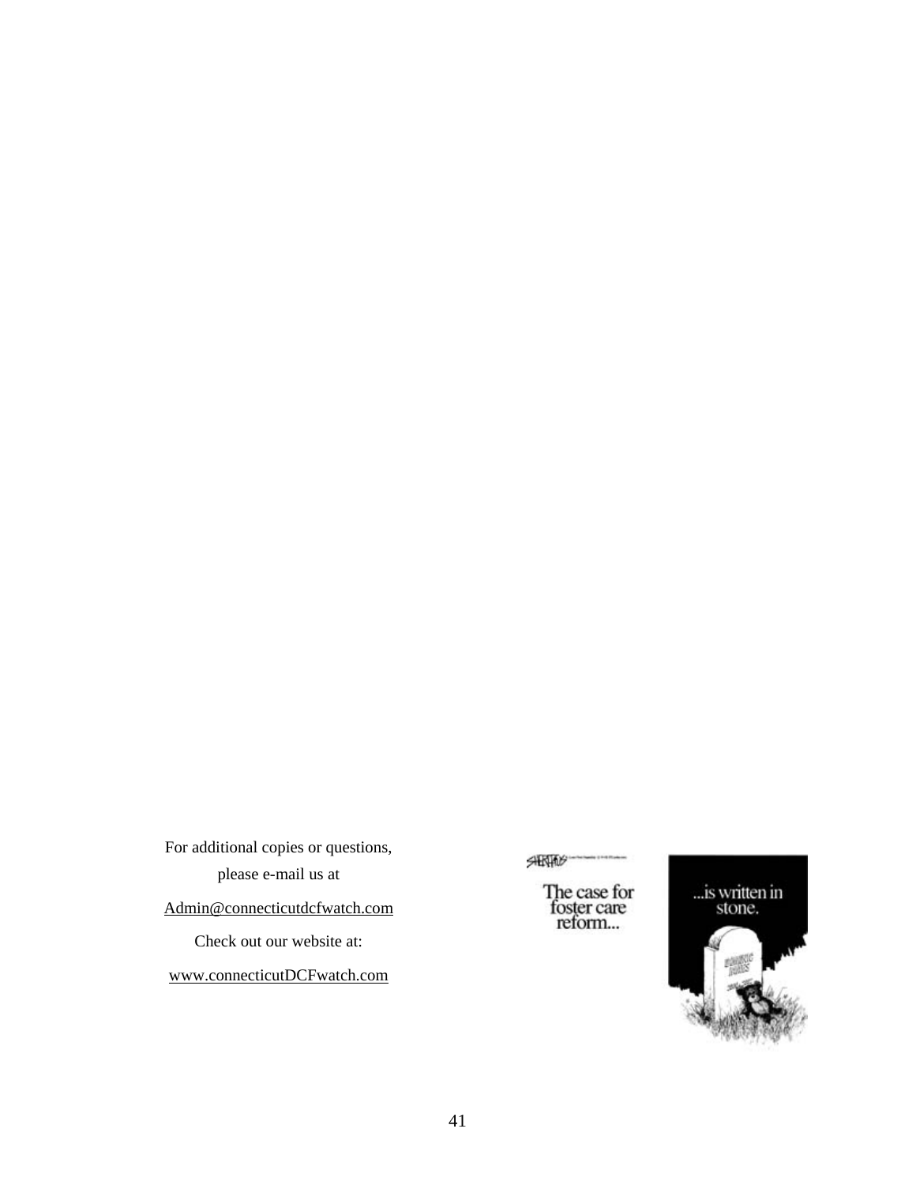For additional copies or questions,

please e-mail us at

Admin@connecticutdcfwatch.com

Check out our website at:

www.connecticutDCFwatch.com

The case for foster care reform...

...is written in stone.